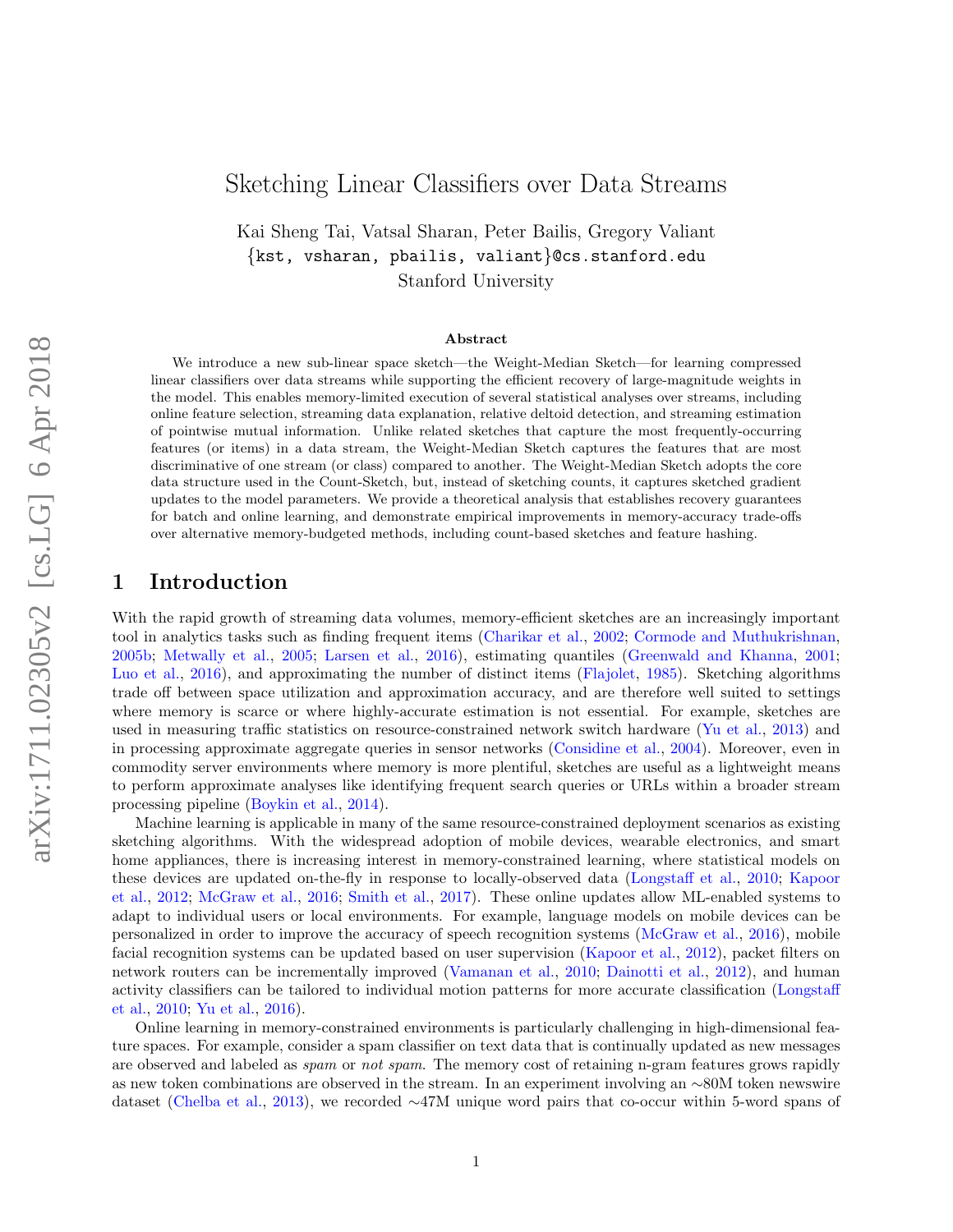# Sketching Linear Classifiers over Data Streams

Kai Sheng Tai, Vatsal Sharan, Peter Bailis, Gregory Valiant
{kst, vsharan, pbailis, valiant}@cs.stanford.edu
Stanford University

### Abstract

We introduce a new sub-linear space sketch—the Weight-Median Sketch—for learning compressed linear classifiers over data streams while supporting the efficient recovery of large-magnitude weights in the model. This enables memory-limited execution of several statistical analyses over streams, including online feature selection, streaming data explanation, relative deltoid detection, and streaming estimation of pointwise mutual information. Unlike related sketches that capture the most frequently-occurring features (or items) in a data stream, the Weight-Median Sketch captures the features that are most discriminative of one stream (or class) compared to another. The Weight-Median Sketch adopts the core data structure used in the Count-Sketch, but, instead of sketching counts, it captures sketched gradient updates to the model parameters. We provide a theoretical analysis that establishes recovery guarantees for batch and online learning, and demonstrate empirical improvements in memory-accuracy trade-offs over alternative memory-budgeted methods, including count-based sketches and feature hashing.

## 1 Introduction

With the rapid growth of streaming data volumes, memory-efficient sketches are an increasingly important tool in analytics tasks such as finding frequent items (Charikar et al., 2002; Cormode and Muthukrishnan, 2005b; Metwally et al., 2005; Larsen et al., 2016), estimating quantiles (Greenwald and Khanna, 2001; Luo et al., 2016), and approximating the number of distinct items (Flajolet, 1985). Sketching algorithms trade off between space utilization and approximation accuracy, and are therefore well suited to settings where memory is scarce or where highly-accurate estimation is not essential. For example, sketches are used in measuring traffic statistics on resource-constrained network switch hardware (Yu et al., 2013) and in processing approximate aggregate queries in sensor networks (Considine et al., 2004). Moreover, even in commodity server environments where memory is more plentiful, sketches are useful as a lightweight means to perform approximate analyses like identifying frequent search queries or URLs within a broader stream processing pipeline (Boykin et al., 2014).

Machine learning is applicable in many of the same resource-constrained deployment scenarios as existing sketching algorithms. With the widespread adoption of mobile devices, wearable electronics, and smart home appliances, there is increasing interest in memory-constrained learning, where statistical models on these devices are updated on-the-fly in response to locally-observed data (Longstaff et al., 2010; Kapoor et al., 2012; McGraw et al., 2016; Smith et al., 2017). These online updates allow ML-enabled systems to adapt to individual users or local environments. For example, language models on mobile devices can be personalized in order to improve the accuracy of speech recognition systems (McGraw et al., 2016), mobile facial recognition systems can be updated based on user supervision (Kapoor et al., 2012), packet filters on network routers can be incrementally improved (Vamanan et al., 2010; Dainotti et al., 2012), and human activity classifiers can be tailored to individual motion patterns for more accurate classification (Longstaff et al., 2010; Yu et al., 2016).

Online learning in memory-constrained environments is particularly challenging in high-dimensional feature spaces. For example, consider a spam classifier on text data that is continually updated as new messages are observed and labeled as *spam* or *not spam*. The memory cost of retaining n-gram features grows rapidly as new token combinations are observed in the stream. In an experiment involving an ∼80M token newswire dataset (Chelba et al., 2013), we recorded ∼47M unique word pairs that co-occur within 5-word spans of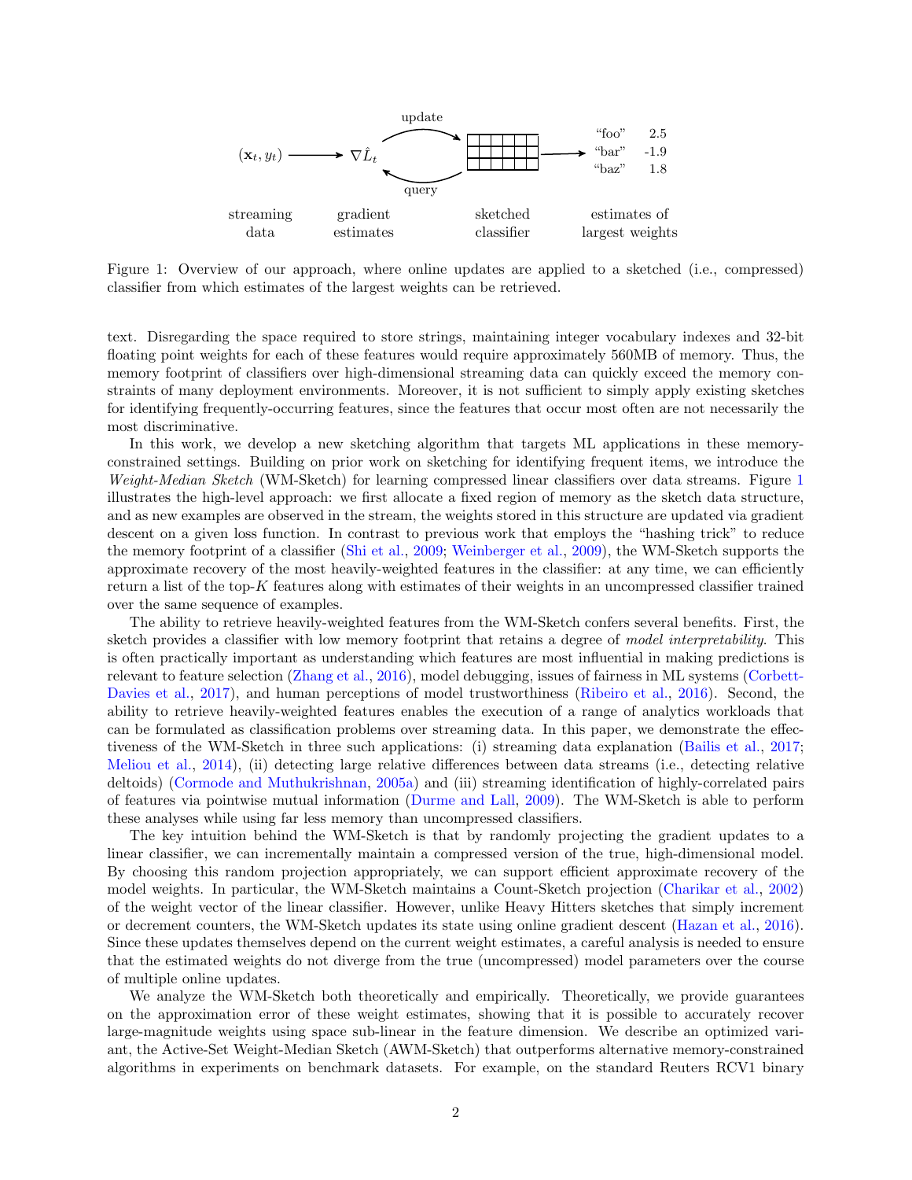Figure 1: Overview of our approach, where online updates are applied to a sketched (i.e., compressed) classifier from which estimates of the largest weights can be retrieved.

text. Disregarding the space required to store strings, maintaining integer vocabulary indexes and 32-bit floating point weights for each of these features would require approximately 560MB of memory. Thus, the memory footprint of classifiers over high-dimensional streaming data can quickly exceed the memory constraints of many deployment environments. Moreover, it is not sufficient to simply apply existing sketches for identifying frequently-occurring features, since the features that occur most often are not necessarily the most discriminative.

In this work, we develop a new sketching algorithm that targets ML applications in these memory-constrained settings. Building on prior work on sketching for identifying frequent items, we introduce the *Weight-Median Sketch* (WM-Sketch) for learning compressed linear classifiers over data streams. Figure 1 illustrates the high-level approach: we first allocate a fixed region of memory as the sketch data structure, and as new examples are observed in the stream, the weights stored in this structure are updated via gradient descent on a given loss function. In contrast to previous work that employs the "hashing trick" to reduce the memory footprint of a classifier (Shi et al., 2009; Weinberger et al., 2009), the WM-Sketch supports the approximate recovery of the most heavily-weighted features in the classifier: at any time, we can efficiently return a list of the top-$K$ features along with estimates of their weights in an uncompressed classifier trained over the same sequence of examples.

The ability to retrieve heavily-weighted features from the WM-Sketch confers several benefits. First, the sketch provides a classifier with low memory footprint that retains a degree of *model interpretability*. This is often practically important as understanding which features are most influential in making predictions is relevant to feature selection (Zhang et al., 2016), model debugging, issues of fairness in ML systems (Corbett-Davies et al., 2017), and human perceptions of model trustworthiness (Ribeiro et al., 2016). Second, the ability to retrieve heavily-weighted features enables the execution of a range of analytics workloads that can be formulated as classification problems over streaming data. In this paper, we demonstrate the effectiveness of the WM-Sketch in three such applications: (i) streaming data explanation (Bailis et al., 2017; Meliou et al., 2014), (ii) detecting large relative differences between data streams (i.e., detecting relative deltoids) (Cormode and Muthukrishnan, 2005a) and (iii) streaming identification of highly-correlated pairs of features via pointwise mutual information (Durme and Lall, 2009). The WM-Sketch is able to perform these analyses while using far less memory than uncompressed classifiers.

The key intuition behind the WM-Sketch is that by randomly projecting the gradient updates to a linear classifier, we can incrementally maintain a compressed version of the true, high-dimensional model. By choosing this random projection appropriately, we can support efficient approximate recovery of the model weights. In particular, the WM-Sketch maintains a Count-Sketch projection (Charikar et al., 2002) of the weight vector of the linear classifier. However, unlike Heavy Hitters sketches that simply increment or decrement counters, the WM-Sketch updates its state using online gradient descent (Hazan et al., 2016). Since these updates themselves depend on the current weight estimates, a careful analysis is needed to ensure that the estimated weights do not diverge from the true (uncompressed) model parameters over the course of multiple online updates.

We analyze the WM-Sketch both theoretically and empirically. Theoretically, we provide guarantees on the approximation error of these weight estimates, showing that it is possible to accurately recover large-magnitude weights using space sub-linear in the feature dimension. We describe an optimized variant, the Active-Set Weight-Median Sketch (AWM-Sketch) that outperforms alternative memory-constrained algorithms in experiments on benchmark datasets. For example, on the standard Reuters RCV1 binary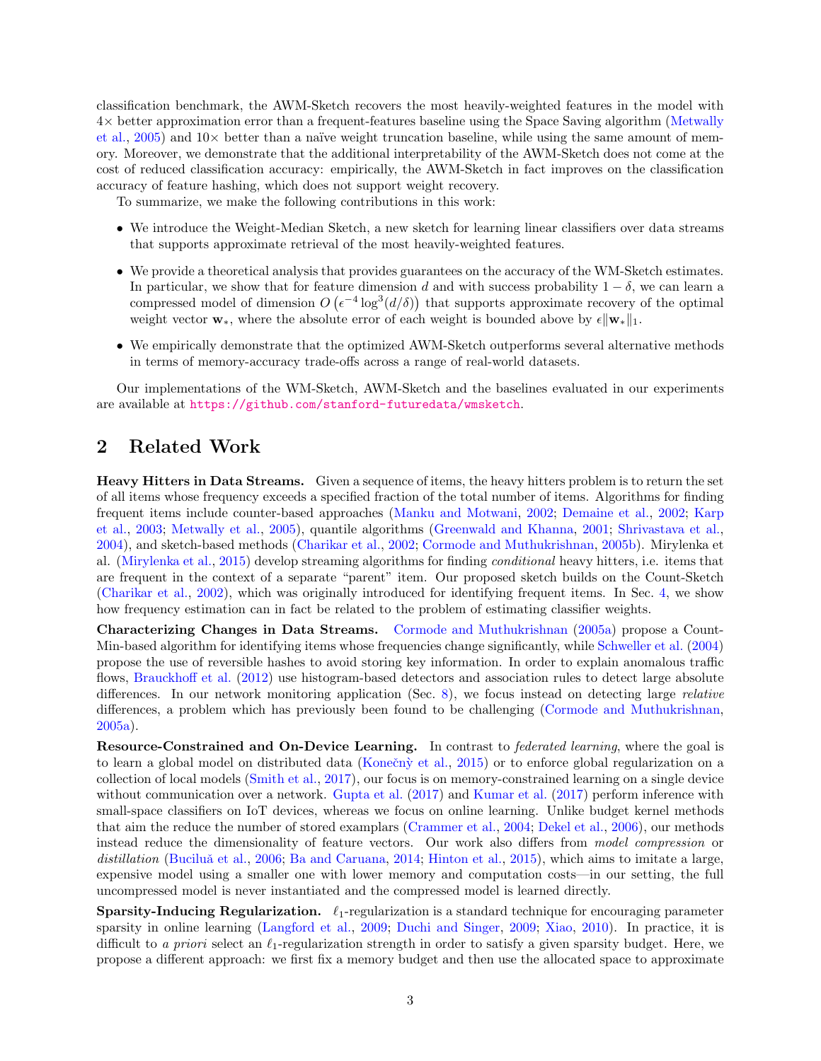classification benchmark, the AWM-Sketch recovers the most heavily-weighted features in the model with 4× better approximation error than a frequent-features baseline using the Space Saving algorithm (Metwally et al., 2005) and 10× better than a naïve weight truncation baseline, while using the same amount of memory. Moreover, we demonstrate that the additional interpretability of the AWM-Sketch does not come at the cost of reduced classification accuracy: empirically, the AWM-Sketch in fact improves on the classification accuracy of feature hashing, which does not support weight recovery.

To summarize, we make the following contributions in this work:

- We introduce the Weight-Median Sketch, a new sketch for learning linear classifiers over data streams that supports approximate retrieval of the most heavily-weighted features.
- We provide a theoretical analysis that provides guarantees on the accuracy of the WM-Sketch estimates. In particular, we show that for feature dimension $d$ and with success probability $1 - \delta$, we can learn a compressed model of dimension $O\left(\epsilon^{-4} \log^3(d/\delta)\right)$ that supports approximate recovery of the optimal weight vector $\mathbf{w}_*$, where the absolute error of each weight is bounded above by $\epsilon\|\mathbf{w}_*\|_1$.
- We empirically demonstrate that the optimized AWM-Sketch outperforms several alternative methods in terms of memory-accuracy trade-offs across a range of real-world datasets.

Our implementations of the WM-Sketch, AWM-Sketch and the baselines evaluated in our experiments are available at https://github.com/stanford-futuredata/wmsketch.

## 2 Related Work

**Heavy Hitters in Data Streams.** Given a sequence of items, the heavy hitters problem is to return the set of all items whose frequency exceeds a specified fraction of the total number of items. Algorithms for finding frequent items include counter-based approaches (Manku and Motwani, 2002; Demaine et al., 2002; Karp et al., 2003; Metwally et al., 2005), quantile algorithms (Greenwald and Khanna, 2001; Shrivastava et al., 2004), and sketch-based methods (Charikar et al., 2002; Cormode and Muthukrishnan, 2005b). Mirylenka et al. (Mirylenka et al., 2015) develop streaming algorithms for finding *conditional* heavy hitters, i.e. items that are frequent in the context of a separate "parent" item. Our proposed sketch builds on the Count-Sketch (Charikar et al., 2002), which was originally introduced for identifying frequent items. In Sec. 4, we show how frequency estimation can in fact be related to the problem of estimating classifier weights.

**Characterizing Changes in Data Streams.** Cormode and Muthukrishnan (2005a) propose a Count-Min-based algorithm for identifying items whose frequencies change significantly, while Schweller et al. (2004) propose the use of reversible hashes to avoid storing key information. In order to explain anomalous traffic flows, Brauckhoff et al. (2012) use histogram-based detectors and association rules to detect large absolute differences. In our network monitoring application (Sec. 8), we focus instead on detecting large *relative* differences, a problem which has previously been found to be challenging (Cormode and Muthukrishnan, 2005a).

**Resource-Constrained and On-Device Learning.** In contrast to *federated learning*, where the goal is to learn a global model on distributed data (Konečný et al., 2015) or to enforce global regularization on a collection of local models (Smith et al., 2017), our focus is on memory-constrained learning on a single device without communication over a network. Gupta et al. (2017) and Kumar et al. (2017) perform inference with small-space classifiers on IoT devices, whereas we focus on online learning. Unlike budget kernel methods that aim the reduce the number of stored examplars (Crammer et al., 2004; Dekel et al., 2006), our methods instead reduce the dimensionality of feature vectors. Our work also differs from *model compression* or *distillation* (Buciluă et al., 2006; Ba and Caruana, 2014; Hinton et al., 2015), which aims to imitate a large, expensive model using a smaller one with lower memory and computation costs—in our setting, the full uncompressed model is never instantiated and the compressed model is learned directly.

**Sparsity-Inducing Regularization.** $\ell_1$-regularization is a standard technique for encouraging parameter sparsity in online learning (Langford et al., 2009; Duchi and Singer, 2009; Xiao, 2010). In practice, it is difficult to *a priori* select an $\ell_1$-regularization strength in order to satisfy a given sparsity budget. Here, we propose a different approach: we first fix a memory budget and then use the allocated space to approximate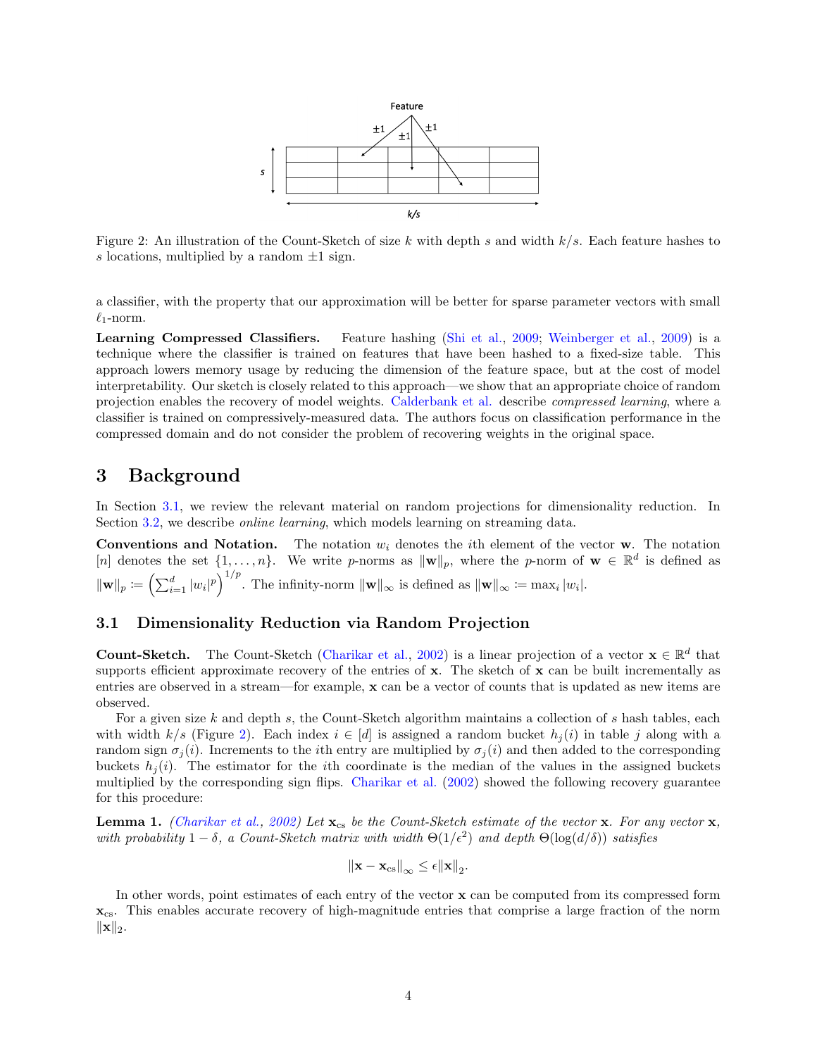Figure 2: An illustration of the Count-Sketch of size $k$ with depth $s$ and width $k/s$. Each feature hashes to $s$ locations, multiplied by a random $\pm 1$ sign.

a classifier, with the property that our approximation will be better for sparse parameter vectors with small $\ell_1$-norm.

**Learning Compressed Classifiers.** Feature hashing (Shi et al., 2009; Weinberger et al., 2009) is a technique where the classifier is trained on features that have been hashed to a fixed-size table. This approach lowers memory usage by reducing the dimension of the feature space, but at the cost of model interpretability. Our sketch is closely related to this approach—we show that an appropriate choice of random projection enables the recovery of model weights. Calderbank et al. describe *compressed learning*, where a classifier is trained on compressively-measured data. The authors focus on classification performance in the compressed domain and do not consider the problem of recovering weights in the original space.

# 3 Background

In Section 3.1, we review the relevant material on random projections for dimensionality reduction. In Section 3.2, we describe *online learning*, which models learning on streaming data.

**Conventions and Notation.** The notation $w_i$ denotes the $i$th element of the vector $\mathbf{w}$. The notation $[n]$ denotes the set $\{1, \ldots, n\}$. We write $p$-norms as $\|\mathbf{w}\|_p$, where the $p$-norm of $\mathbf{w} \in \mathbb{R}^d$ is defined as $\|\mathbf{w}\|_p := \left(\sum_{i=1}^d |w_i|^p\right)^{1/p}$. The infinity-norm $\|\mathbf{w}\|_\infty$ is defined as $\|\mathbf{w}\|_\infty := \max_i |w_i|$.

## 3.1 Dimensionality Reduction via Random Projection

**Count-Sketch.** The Count-Sketch (Charikar et al., 2002) is a linear projection of a vector $\mathbf{x} \in \mathbb{R}^d$ that supports efficient approximate recovery of the entries of $\mathbf{x}$. The sketch of $\mathbf{x}$ can be built incrementally as entries are observed in a stream—for example, $\mathbf{x}$ can be a vector of counts that is updated as new items are observed.

For a given size $k$ and depth $s$, the Count-Sketch algorithm maintains a collection of $s$ hash tables, each with width $k/s$ (Figure 2). Each index $i \in [d]$ is assigned a random bucket $h_j(i)$ in table $j$ along with a random sign $\sigma_j(i)$. Increments to the $i$th entry are multiplied by $\sigma_j(i)$ and then added to the corresponding buckets $h_j(i)$. The estimator for the $i$th coordinate is the median of the values in the assigned buckets multiplied by the corresponding sign flips. Charikar et al. (2002) showed the following recovery guarantee for this procedure:

**Lemma 1.** *(Charikar et al., 2002) Let $\mathbf{x}_{\text{cs}}$ be the Count-Sketch estimate of the vector $\mathbf{x}$. For any vector $\mathbf{x}$, with probability $1 - \delta$, a Count-Sketch matrix with width $\Theta(1/\epsilon^2)$ and depth $\Theta(\log(d/\delta))$ satisfies*

$$\|\mathbf{x} - \mathbf{x}_{\text{cs}}\|_\infty \leq \epsilon \|\mathbf{x}\|_2.$$

In other words, point estimates of each entry of the vector $\mathbf{x}$ can be computed from its compressed form $\mathbf{x}_{\text{cs}}$. This enables accurate recovery of high-magnitude entries that comprise a large fraction of the norm $\|\mathbf{x}\|_2$.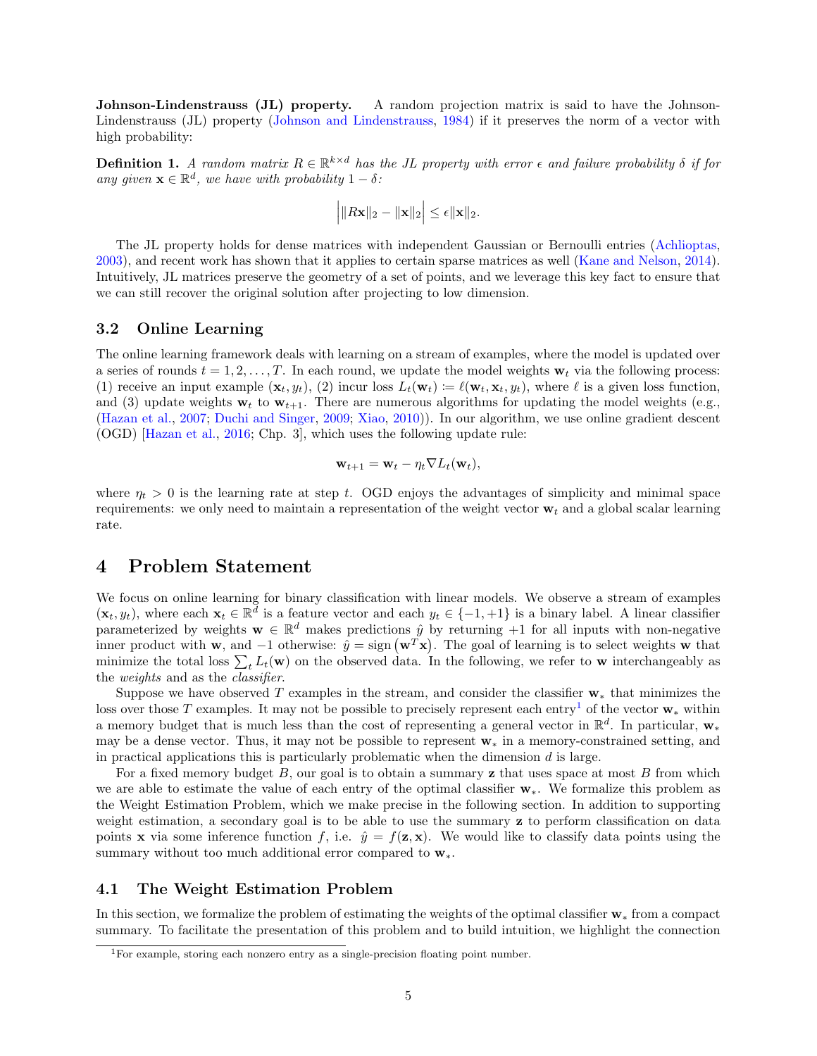**Johnson-Lindenstrauss (JL) property.** A random projection matrix is said to have the Johnson-Lindenstrauss (JL) property (Johnson and Lindenstrauss, 1984) if it preserves the norm of a vector with high probability:

**Definition 1.** *A random matrix $R \in \mathbb{R}^{k \times d}$ has the JL property with error $\epsilon$ and failure probability $\delta$ if for any given $\mathbf{x} \in \mathbb{R}^d$, we have with probability $1 - \delta$:*

$$\left| \|R\mathbf{x}\|_2 - \|\mathbf{x}\|_2 \right| \leq \epsilon \|\mathbf{x}\|_2.$$

The JL property holds for dense matrices with independent Gaussian or Bernoulli entries (Achlioptas, 2003), and recent work has shown that it applies to certain sparse matrices as well (Kane and Nelson, 2014). Intuitively, JL matrices preserve the geometry of a set of points, and we leverage this key fact to ensure that we can still recover the original solution after projecting to low dimension.

### 3.2 Online Learning

The online learning framework deals with learning on a stream of examples, where the model is updated over a series of rounds $t = 1, 2, \ldots, T$. In each round, we update the model weights $\mathbf{w}_t$ via the following process: (1) receive an input example $(\mathbf{x}_t, y_t)$, (2) incur loss $L_t(\mathbf{w}_t) \coloneqq \ell(\mathbf{w}_t, \mathbf{x}_t, y_t)$, where $\ell$ is a given loss function, and (3) update weights $\mathbf{w}_t$ to $\mathbf{w}_{t+1}$. There are numerous algorithms for updating the model weights (e.g., (Hazan et al., 2007; Duchi and Singer, 2009; Xiao, 2010)). In our algorithm, we use online gradient descent (OGD) [Hazan et al., 2016; Chp. 3], which uses the following update rule:

$$\mathbf{w}_{t+1} = \mathbf{w}_t - \eta_t \nabla L_t(\mathbf{w}_t),$$

where $\eta_t > 0$ is the learning rate at step $t$. OGD enjoys the advantages of simplicity and minimal space requirements: we only need to maintain a representation of the weight vector $\mathbf{w}_t$ and a global scalar learning rate.

## 4 Problem Statement

We focus on online learning for binary classification with linear models. We observe a stream of examples $(\mathbf{x}_t, y_t)$, where each $\mathbf{x}_t \in \mathbb{R}^d$ is a feature vector and each $y_t \in \{-1, +1\}$ is a binary label. A linear classifier parameterized by weights $\mathbf{w} \in \mathbb{R}^d$ makes predictions $\hat{y}$ by returning $+1$ for all inputs with non-negative inner product with $\mathbf{w}$, and $-1$ otherwise: $\hat{y} = \text{sign}\left(\mathbf{w}^T \mathbf{x}\right)$. The goal of learning is to select weights $\mathbf{w}$ that minimize the total loss $\sum_t L_t(\mathbf{w})$ on the observed data. In the following, we refer to $\mathbf{w}$ interchangeably as the *weights* and as the *classifier*.

Suppose we have observed $T$ examples in the stream, and consider the classifier $\mathbf{w}_*$ that minimizes the loss over those $T$ examples. It may not be possible to precisely represent each entry[1] of the vector $\mathbf{w}_*$ within a memory budget that is much less than the cost of representing a general vector in $\mathbb{R}^d$. In particular, $\mathbf{w}_*$ may be a dense vector. Thus, it may not be possible to represent $\mathbf{w}_*$ in a memory-constrained setting, and in practical applications this is particularly problematic when the dimension $d$ is large.

For a fixed memory budget $B$, our goal is to obtain a summary $\mathbf{z}$ that uses space at most $B$ from which we are able to estimate the value of each entry of the optimal classifier $\mathbf{w}_*$. We formalize this problem as the Weight Estimation Problem, which we make precise in the following section. In addition to supporting weight estimation, a secondary goal is to be able to use the summary $\mathbf{z}$ to perform classification on data points $\mathbf{x}$ via some inference function $f$, i.e. $\hat{y} = f(\mathbf{z}, \mathbf{x})$. We would like to classify data points using the summary without too much additional error compared to $\mathbf{w}_*$.

### 4.1 The Weight Estimation Problem

In this section, we formalize the problem of estimating the weights of the optimal classifier $\mathbf{w}_*$ from a compact summary. To facilitate the presentation of this problem and to build intuition, we highlight the connection

[1] For example, storing each nonzero entry as a single-precision floating point number.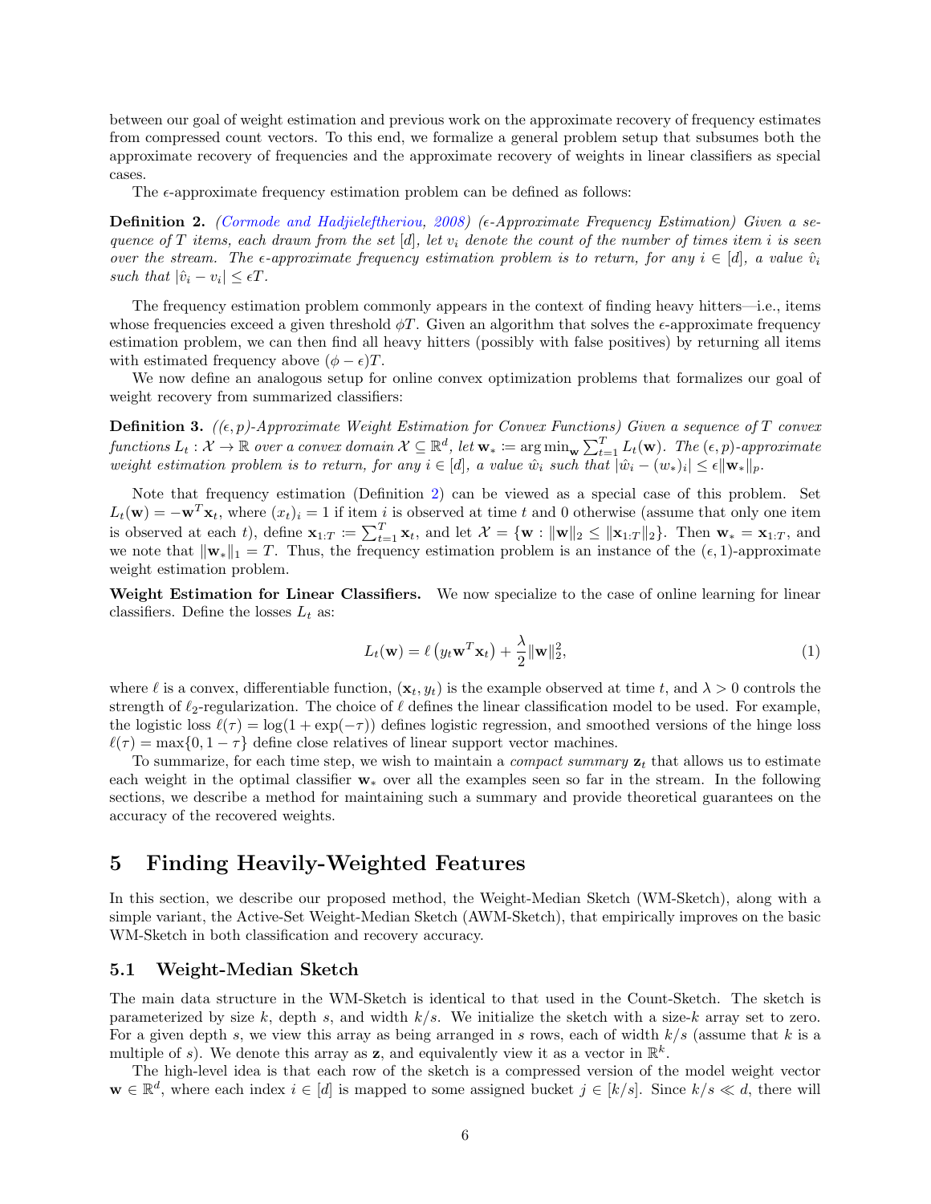between our goal of weight estimation and previous work on the approximate recovery of frequency estimates from compressed count vectors. To this end, we formalize a general problem setup that subsumes both the approximate recovery of frequencies and the approximate recovery of weights in linear classifiers as special cases.

The $\epsilon$-approximate frequency estimation problem can be defined as follows:

**Definition 2.** *(Cormode and Hadjieleftheriou, 2008) ($\epsilon$-Approximate Frequency Estimation) Given a sequence of $T$ items, each drawn from the set $[d]$, let $v_i$ denote the count of the number of times item $i$ is seen over the stream. The $\epsilon$-approximate frequency estimation problem is to return, for any $i \in [d]$, a value $\hat{v}_i$ such that $|\hat{v}_i - v_i| \leq \epsilon T$.*

The frequency estimation problem commonly appears in the context of finding heavy hitters—i.e., items whose frequencies exceed a given threshold $\phi T$. Given an algorithm that solves the $\epsilon$-approximate frequency estimation problem, we can then find all heavy hitters (possibly with false positives) by returning all items with estimated frequency above $(\phi - \epsilon)T$.

We now define an analogous setup for online convex optimization problems that formalizes our goal of weight recovery from summarized classifiers:

**Definition 3.** *($(\epsilon, p)$-Approximate Weight Estimation for Convex Functions) Given a sequence of $T$ convex functions $L_t : \mathcal{X} \to \mathbb{R}$ over a convex domain $\mathcal{X} \subseteq \mathbb{R}^d$, let $\mathbf{w}_* \coloneqq \arg\min_{\mathbf{w}} \sum_{t=1}^{T} L_t(\mathbf{w})$. The $(\epsilon, p)$-approximate weight estimation problem is to return, for any $i \in [d]$, a value $\hat{w}_i$ such that $|\hat{w}_i - (w_*)_i| \leq \epsilon \|\mathbf{w}_*\|_p$.*

Note that frequency estimation (Definition 2) can be viewed as a special case of this problem. Set $L_t(\mathbf{w}) = -\mathbf{w}^T \mathbf{x}_t$, where $(x_t)_i = 1$ if item $i$ is observed at time $t$ and 0 otherwise (assume that only one item is observed at each $t$), define $\mathbf{x}_{1:T} \coloneqq \sum_{t=1}^{T} \mathbf{x}_t$, and let $\mathcal{X} = \{\mathbf{w} : \|\mathbf{w}\|_2 \leq \|\mathbf{x}_{1:T}\|_2\}$. Then $\mathbf{w}_* = \mathbf{x}_{1:T}$, and we note that $\|\mathbf{w}_*\|_1 = T$. Thus, the frequency estimation problem is an instance of the $(\epsilon, 1)$-approximate weight estimation problem.

**Weight Estimation for Linear Classifiers.** We now specialize to the case of online learning for linear classifiers. Define the losses $L_t$ as:

$$L_t(\mathbf{w}) = \ell\left(y_t \mathbf{w}^T \mathbf{x}_t\right) + \frac{\lambda}{2}\|\mathbf{w}\|_2^2, \tag{1}$$

where $\ell$ is a convex, differentiable function, $(\mathbf{x}_t, y_t)$ is the example observed at time $t$, and $\lambda > 0$ controls the strength of $\ell_2$-regularization. The choice of $\ell$ defines the linear classification model to be used. For example, the logistic loss $\ell(\tau) = \log(1 + \exp(-\tau))$ defines logistic regression, and smoothed versions of the hinge loss $\ell(\tau) = \max\{0, 1 - \tau\}$ define close relatives of linear support vector machines.

To summarize, for each time step, we wish to maintain a *compact summary* $\mathbf{z}_t$ that allows us to estimate each weight in the optimal classifier $\mathbf{w}_*$ over all the examples seen so far in the stream. In the following sections, we describe a method for maintaining such a summary and provide theoretical guarantees on the accuracy of the recovered weights.

# 5 Finding Heavily-Weighted Features

In this section, we describe our proposed method, the Weight-Median Sketch (WM-Sketch), along with a simple variant, the Active-Set Weight-Median Sketch (AWM-Sketch), that empirically improves on the basic WM-Sketch in both classification and recovery accuracy.

## 5.1 Weight-Median Sketch

The main data structure in the WM-Sketch is identical to that used in the Count-Sketch. The sketch is parameterized by size $k$, depth $s$, and width $k/s$. We initialize the sketch with a size-$k$ array set to zero. For a given depth $s$, we view this array as being arranged in $s$ rows, each of width $k/s$ (assume that $k$ is a multiple of $s$). We denote this array as $\mathbf{z}$, and equivalently view it as a vector in $\mathbb{R}^k$.

The high-level idea is that each row of the sketch is a compressed version of the model weight vector $\mathbf{w} \in \mathbb{R}^d$, where each index $i \in [d]$ is mapped to some assigned bucket $j \in [k/s]$. Since $k/s \ll d$, there will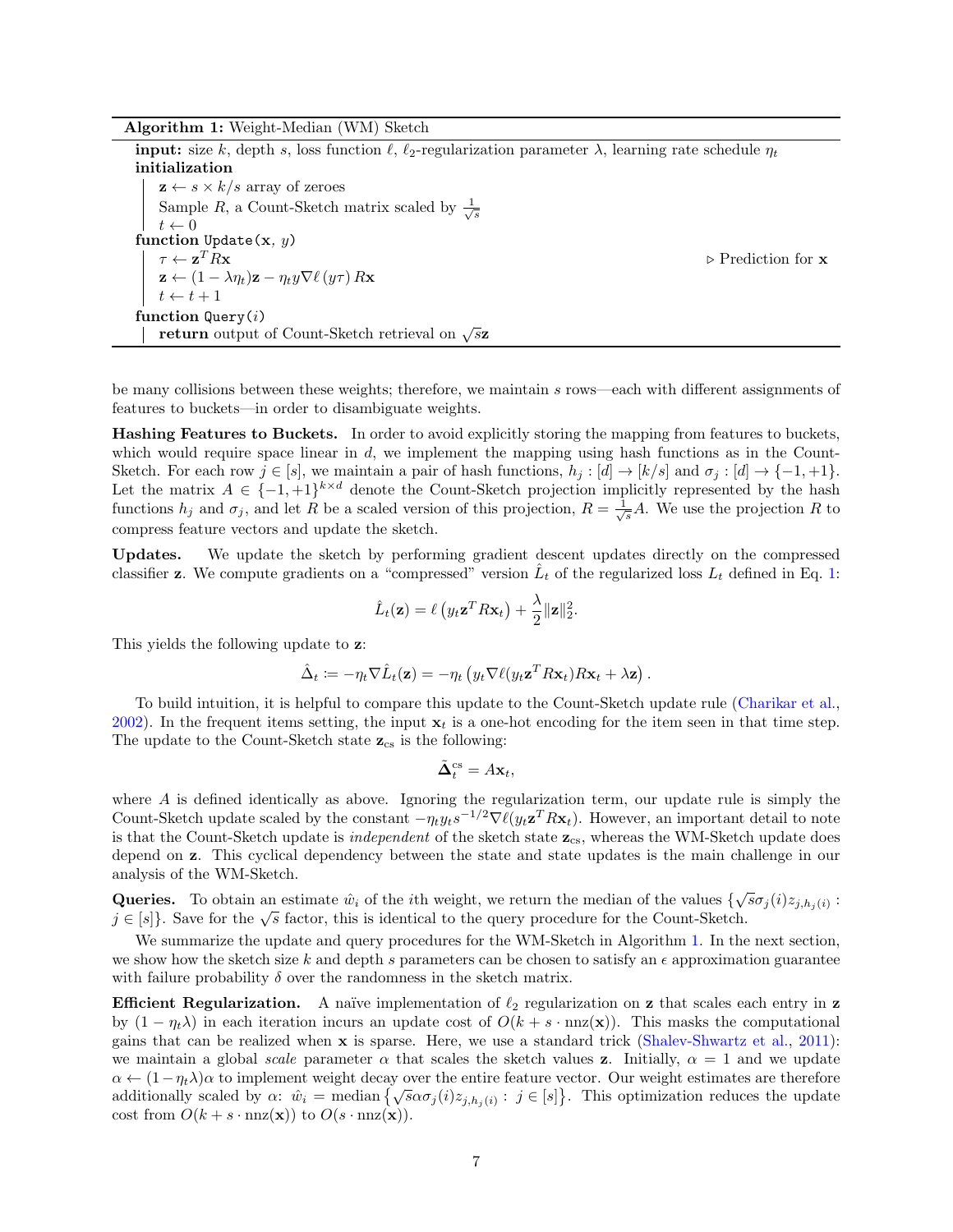**Algorithm 1:** Weight-Median (WM) Sketch

```
input: size k, depth s, loss function ℓ, ℓ2-regularization parameter λ, learning rate schedule η_t
initialization
    z ← s × k/s array of zeroes
    Sample R, a Count-Sketch matrix scaled by 1/√s
    t ← 0
function Update(x, y)
    τ ← z^T R x                                   ▷ Prediction for x
    z ← (1 − λη_t) z − η_t y ∇ℓ(yτ) R x
    t ← t + 1
function Query(i)
    return output of Count-Sketch retrieval on √s z
```

be many collisions between these weights; therefore, we maintain $s$ rows—each with different assignments of features to buckets—in order to disambiguate weights.

**Hashing Features to Buckets.** In order to avoid explicitly storing the mapping from features to buckets, which would require space linear in $d$, we implement the mapping using hash functions as in the Count-Sketch. For each row $j \in [s]$, we maintain a pair of hash functions, $h_j : [d] \to [k/s]$ and $\sigma_j : [d] \to \{-1, +1\}$. Let the matrix $A \in \{-1, +1\}^{k \times d}$ denote the Count-Sketch projection implicitly represented by the hash functions $h_j$ and $\sigma_j$, and let $R$ be a scaled version of this projection, $R = \frac{1}{\sqrt{s}} A$. We use the projection $R$ to compress feature vectors and update the sketch.

**Updates.** We update the sketch by performing gradient descent updates directly on the compressed classifier $\mathbf{z}$. We compute gradients on a "compressed" version $\hat{L}_t$ of the regularized loss $L_t$ defined in Eq. 1:

$$\hat{L}_t(\mathbf{z}) = \ell\left(y_t \mathbf{z}^T R \mathbf{x}_t\right) + \frac{\lambda}{2} \|\mathbf{z}\|_2^2.$$

This yields the following update to $\mathbf{z}$:

$$\hat{\Delta}_t := -\eta_t \nabla \hat{L}_t(\mathbf{z}) = -\eta_t \left( y_t \nabla \ell(y_t \mathbf{z}^T R \mathbf{x}_t) R \mathbf{x}_t + \lambda \mathbf{z} \right).$$

To build intuition, it is helpful to compare this update to the Count-Sketch update rule (Charikar et al., 2002). In the frequent items setting, the input $\mathbf{x}_t$ is a one-hot encoding for the item seen in that time step. The update to the Count-Sketch state $\mathbf{z}_{\text{cs}}$ is the following:

$$\tilde{\mathbf{\Delta}}_t^{\text{cs}} = A \mathbf{x}_t,$$

where $A$ is defined identically as above. Ignoring the regularization term, our update rule is simply the Count-Sketch update scaled by the constant $-\eta_t y_t s^{-1/2} \nabla \ell(y_t \mathbf{z}^T R \mathbf{x}_t)$. However, an important detail to note is that the Count-Sketch update is *independent* of the sketch state $\mathbf{z}_{\text{cs}}$, whereas the WM-Sketch update does depend on $\mathbf{z}$. This cyclical dependency between the state and state updates is the main challenge in our analysis of the WM-Sketch.

**Queries.** To obtain an estimate $\hat{w}_i$ of the $i$th weight, we return the median of the values $\{\sqrt{s}\sigma_j(i) z_{j,h_j(i)} : j \in [s]\}$. Save for the $\sqrt{s}$ factor, this is identical to the query procedure for the Count-Sketch.

We summarize the update and query procedures for the WM-Sketch in Algorithm 1. In the next section, we show how the sketch size $k$ and depth $s$ parameters can be chosen to satisfy an $\epsilon$ approximation guarantee with failure probability $\delta$ over the randomness in the sketch matrix.

**Efficient Regularization.** A naïve implementation of $\ell_2$ regularization on $\mathbf{z}$ that scales each entry in $\mathbf{z}$ by $(1 - \eta_t \lambda)$ in each iteration incurs an update cost of $O(k + s \cdot \text{nnz}(\mathbf{x}))$. This masks the computational gains that can be realized when $\mathbf{x}$ is sparse. Here, we use a standard trick (Shalev-Shwartz et al., 2011): we maintain a global *scale* parameter $\alpha$ that scales the sketch values $\mathbf{z}$. Initially, $\alpha = 1$ and we update $\alpha \leftarrow (1 - \eta_t \lambda)\alpha$ to implement weight decay over the entire feature vector. Our weight estimates are therefore additionally scaled by $\alpha$: $\hat{w}_i = \text{median}\left\{\sqrt{s}\alpha\sigma_j(i) z_{j,h_j(i)} : j \in [s]\right\}$. This optimization reduces the update cost from $O(k + s \cdot \text{nnz}(\mathbf{x}))$ to $O(s \cdot \text{nnz}(\mathbf{x}))$.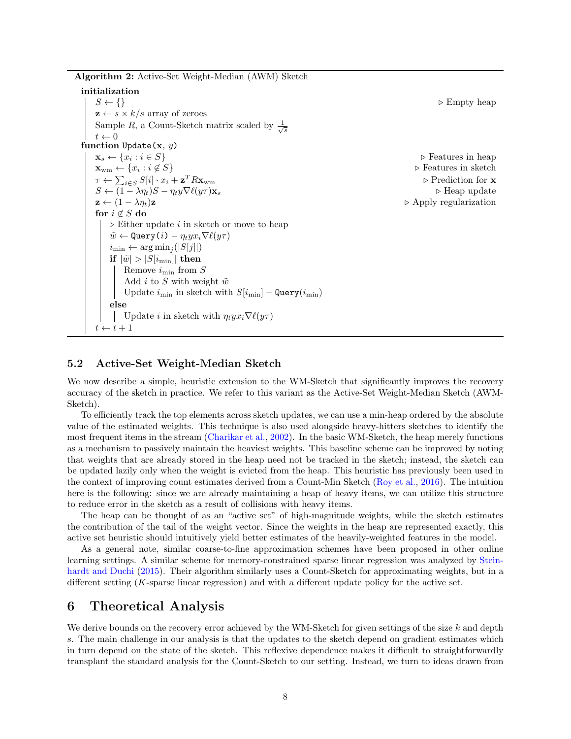**Algorithm 2:** Active-Set Weight-Median (AWM) Sketch

```
initialization
    S ← {}                                                        ▷ Empty heap
    z ← s × k/s array of zeroes
    Sample R, a Count-Sketch matrix scaled by 1/√s
    t ← 0
function Update(x, y)
    x_s ← {x_i : i ∈ S}                                           ▷ Features in heap
    x_wm ← {x_i : i ∉ S}                                          ▷ Features in sketch
    τ ← Σ_{i∈S} S[i] · x_i + z^T R x_wm                           ▷ Prediction for x
    S ← (1 − λη_t)S − η_t y ∇ℓ(yτ) x_s                            ▷ Heap update
    z ← (1 − λη_t)z                                               ▷ Apply regularization
    for i ∉ S do
        ▷ Either update i in sketch or move to heap
        w̃ ← Query(i) − η_t y x_i ∇ℓ(yτ)
        i_min ← argmin_j(|S[j]|)
        if |w̃| > |S[i_min]| then
            Remove i_min from S
            Add i to S with weight w̃
            Update i_min in sketch with S[i_min] − Query(i_min)
        else
            Update i in sketch with η_t y x_i ∇ℓ(yτ)
    t ← t + 1
```

### 5.2 Active-Set Weight-Median Sketch

We now describe a simple, heuristic extension to the WM-Sketch that significantly improves the recovery accuracy of the sketch in practice. We refer to this variant as the Active-Set Weight-Median Sketch (AWM-Sketch).

To efficiently track the top elements across sketch updates, we can use a min-heap ordered by the absolute value of the estimated weights. This technique is also used alongside heavy-hitters sketches to identify the most frequent items in the stream (Charikar et al., 2002). In the basic WM-Sketch, the heap merely functions as a mechanism to passively maintain the heaviest weights. This baseline scheme can be improved by noting that weights that are already stored in the heap need not be tracked in the sketch; instead, the sketch can be updated lazily only when the weight is evicted from the heap. This heuristic has previously been used in the context of improving count estimates derived from a Count-Min Sketch (Roy et al., 2016). The intuition here is the following: since we are already maintaining a heap of heavy items, we can utilize this structure to reduce error in the sketch as a result of collisions with heavy items.

The heap can be thought of as an "active set" of high-magnitude weights, while the sketch estimates the contribution of the tail of the weight vector. Since the weights in the heap are represented exactly, this active set heuristic should intuitively yield better estimates of the heavily-weighted features in the model.

As a general note, similar coarse-to-fine approximation schemes have been proposed in other online learning settings. A similar scheme for memory-constrained sparse linear regression was analyzed by Steinhardt and Duchi (2015). Their algorithm similarly uses a Count-Sketch for approximating weights, but in a different setting ($K$-sparse linear regression) and with a different update policy for the active set.

## 6 Theoretical Analysis

We derive bounds on the recovery error achieved by the WM-Sketch for given settings of the size $k$ and depth $s$. The main challenge in our analysis is that the updates to the sketch depend on gradient estimates which in turn depend on the state of the sketch. This reflexive dependence makes it difficult to straightforwardly transplant the standard analysis for the Count-Sketch to our setting. Instead, we turn to ideas drawn from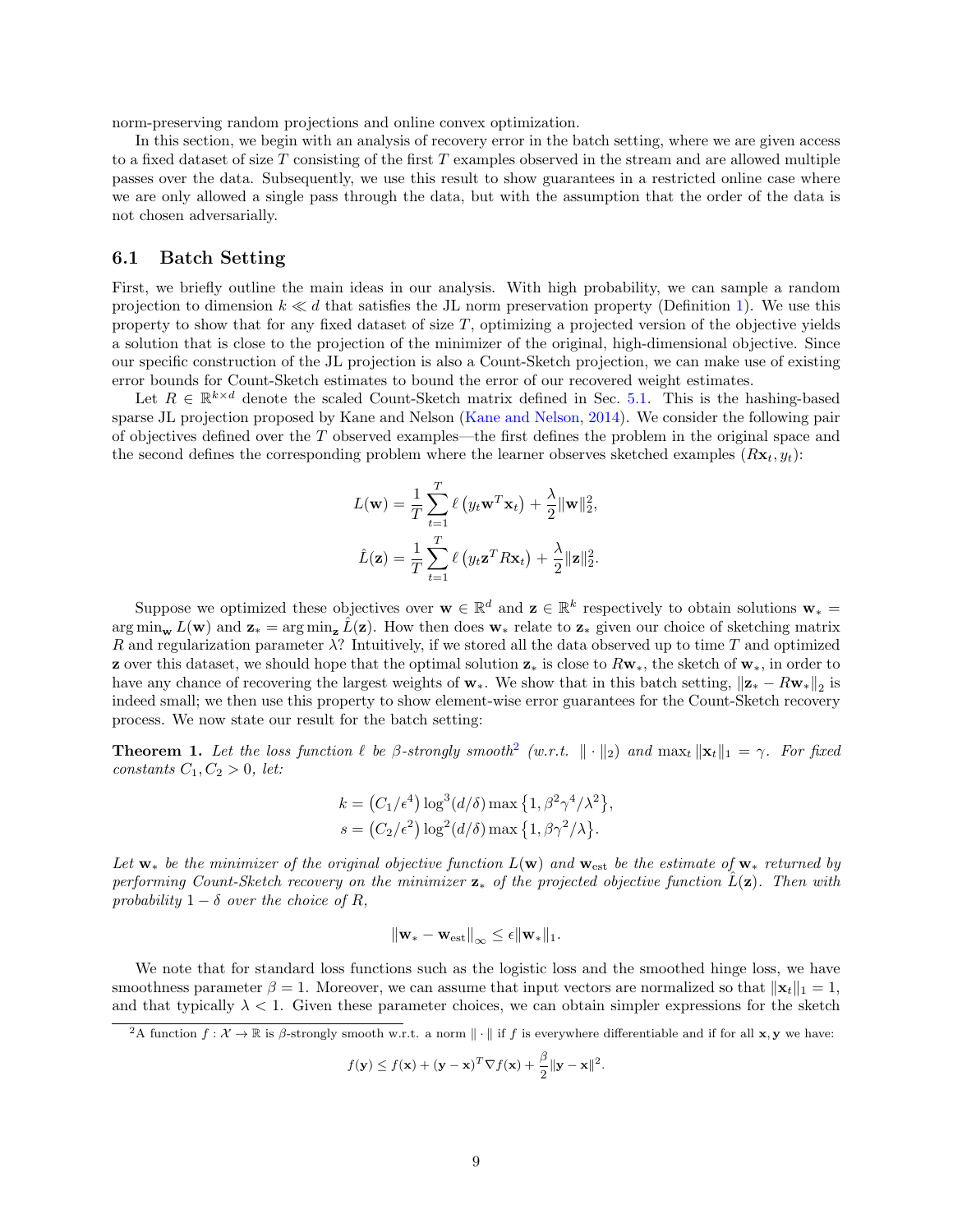norm-preserving random projections and online convex optimization.

In this section, we begin with an analysis of recovery error in the batch setting, where we are given access to a fixed dataset of size $T$ consisting of the first $T$ examples observed in the stream and are allowed multiple passes over the data. Subsequently, we use this result to show guarantees in a restricted online case where we are only allowed a single pass through the data, but with the assumption that the order of the data is not chosen adversarially.

## 6.1 Batch Setting

First, we briefly outline the main ideas in our analysis. With high probability, we can sample a random projection to dimension $k \ll d$ that satisfies the JL norm preservation property (Definition 1). We use this property to show that for any fixed dataset of size $T$, optimizing a projected version of the objective yields a solution that is close to the projection of the minimizer of the original, high-dimensional objective. Since our specific construction of the JL projection is also a Count-Sketch projection, we can make use of existing error bounds for Count-Sketch estimates to bound the error of our recovered weight estimates.

Let $R \in \mathbb{R}^{k \times d}$ denote the scaled Count-Sketch matrix defined in Sec. 5.1. This is the hashing-based sparse JL projection proposed by Kane and Nelson (Kane and Nelson, 2014). We consider the following pair of objectives defined over the $T$ observed examples—the first defines the problem in the original space and the second defines the corresponding problem where the learner observes sketched examples $(R\mathbf{x}_t, y_t)$:

$$L(\mathbf{w}) = \frac{1}{T}\sum_{t=1}^{T} \ell\left(y_t \mathbf{w}^T \mathbf{x}_t\right) + \frac{\lambda}{2}\|\mathbf{w}\|_2^2,$$

$$\hat{L}(\mathbf{z}) = \frac{1}{T}\sum_{t=1}^{T} \ell\left(y_t \mathbf{z}^T R\mathbf{x}_t\right) + \frac{\lambda}{2}\|\mathbf{z}\|_2^2.$$

Suppose we optimized these objectives over $\mathbf{w} \in \mathbb{R}^d$ and $\mathbf{z} \in \mathbb{R}^k$ respectively to obtain solutions $\mathbf{w}_* = \arg\min_{\mathbf{w}} L(\mathbf{w})$ and $\mathbf{z}_* = \arg\min_{\mathbf{z}} \hat{L}(\mathbf{z})$. How then does $\mathbf{w}_*$ relate to $\mathbf{z}_*$ given our choice of sketching matrix $R$ and regularization parameter $\lambda$? Intuitively, if we stored all the data observed up to time $T$ and optimized $\mathbf{z}$ over this dataset, we should hope that the optimal solution $\mathbf{z}_*$ is close to $R\mathbf{w}_*$, the sketch of $\mathbf{w}_*$, in order to have any chance of recovering the largest weights of $\mathbf{w}_*$. We show that in this batch setting, $\|\mathbf{z}_* - R\mathbf{w}_*\|_2$ is indeed small; we then use this property to show element-wise error guarantees for the Count-Sketch recovery process. We now state our result for the batch setting:

**Theorem 1.** *Let the loss function $\ell$ be $\beta$-strongly smooth[2] (w.r.t. $\|\cdot\|_2$) and $\max_t \|\mathbf{x}_t\|_1 = \gamma$. For fixed constants $C_1, C_2 > 0$, let:*

$$k = \left(C_1/\epsilon^4\right)\log^3(d/\delta)\max\left\{1, \beta^2\gamma^4/\lambda^2\right\},$$

$$s = \left(C_2/\epsilon^2\right)\log^2(d/\delta)\max\left\{1, \beta\gamma^2/\lambda\right\}.$$

*Let $\mathbf{w}_*$ be the minimizer of the original objective function $L(\mathbf{w})$ and $\mathbf{w}_{\text{est}}$ be the estimate of $\mathbf{w}_*$ returned by performing Count-Sketch recovery on the minimizer $\mathbf{z}_*$ of the projected objective function $\hat{L}(\mathbf{z})$. Then with probability $1 - \delta$ over the choice of $R$,*

$$\|\mathbf{w}_* - \mathbf{w}_{\text{est}}\|_\infty \leq \epsilon\|\mathbf{w}_*\|_1.$$

We note that for standard loss functions such as the logistic loss and the smoothed hinge loss, we have smoothness parameter $\beta = 1$. Moreover, we can assume that input vectors are normalized so that $\|\mathbf{x}_t\|_1 = 1$, and that typically $\lambda < 1$. Given these parameter choices, we can obtain simpler expressions for the sketch

---

[2] A function $f : \mathcal{X} \to \mathbb{R}$ is $\beta$-strongly smooth w.r.t. a norm $\|\cdot\|$ if $f$ is everywhere differentiable and if for all $\mathbf{x}, \mathbf{y}$ we have:

$$f(\mathbf{y}) \leq f(\mathbf{x}) + (\mathbf{y} - \mathbf{x})^T \nabla f(\mathbf{x}) + \frac{\beta}{2}\|\mathbf{y} - \mathbf{x}\|^2.$$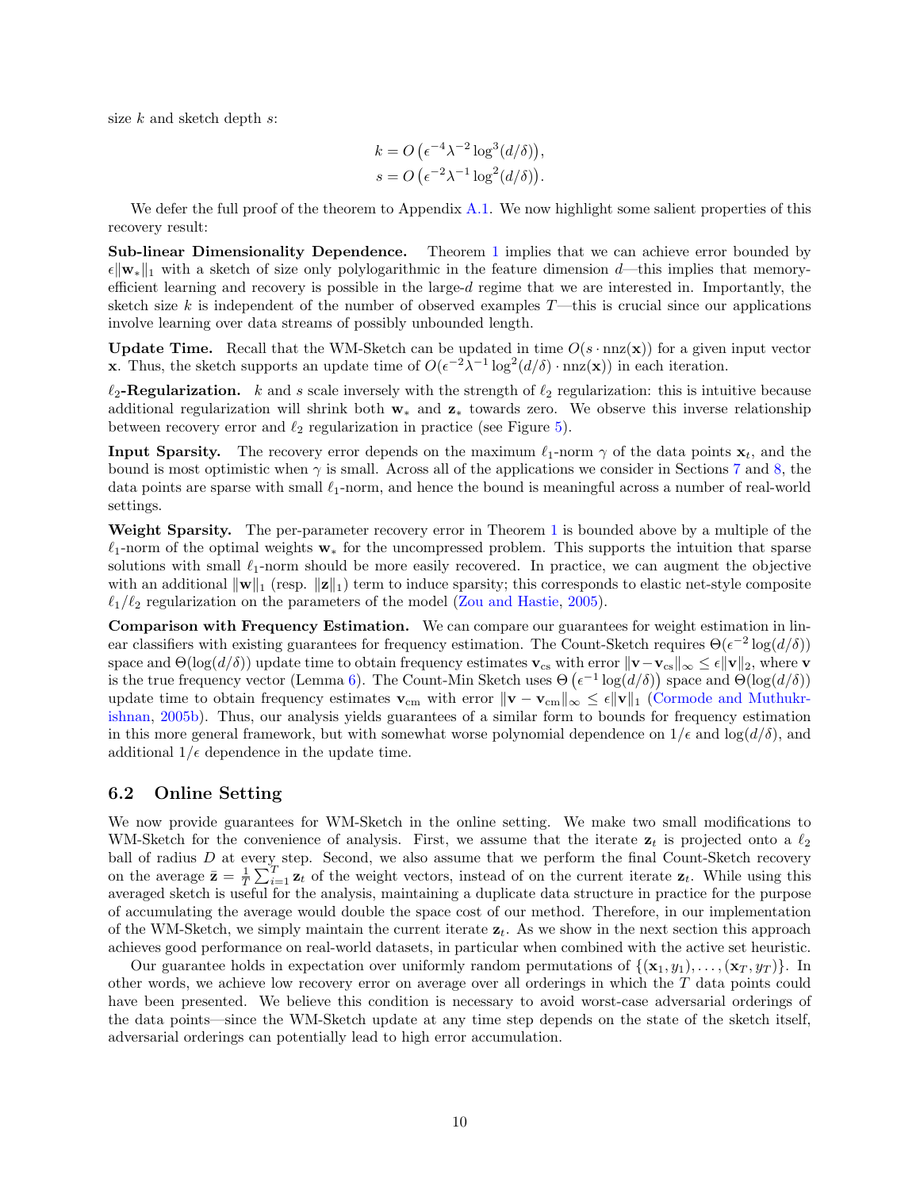size $k$ and sketch depth $s$:

$$k = O\left(\epsilon^{-4}\lambda^{-2}\log^3(d/\delta)\right),$$
$$s = O\left(\epsilon^{-2}\lambda^{-1}\log^2(d/\delta)\right).$$

We defer the full proof of the theorem to Appendix A.1. We now highlight some salient properties of this recovery result:

**Sub-linear Dimensionality Dependence.** Theorem 1 implies that we can achieve error bounded by $\epsilon\|\mathbf{w}_*\|_1$ with a sketch of size only polylogarithmic in the feature dimension $d$—this implies that memory-efficient learning and recovery is possible in the large-$d$ regime that we are interested in. Importantly, the sketch size $k$ is independent of the number of observed examples $T$—this is crucial since our applications involve learning over data streams of possibly unbounded length.

**Update Time.** Recall that the WM-Sketch can be updated in time $O(s \cdot \mathrm{nnz}(\mathbf{x}))$ for a given input vector $\mathbf{x}$. Thus, the sketch supports an update time of $O(\epsilon^{-2}\lambda^{-1}\log^2(d/\delta) \cdot \mathrm{nnz}(\mathbf{x}))$ in each iteration.

**$\ell_2$-Regularization.** $k$ and $s$ scale inversely with the strength of $\ell_2$ regularization: this is intuitive because additional regularization will shrink both $\mathbf{w}_*$ and $\mathbf{z}_*$ towards zero. We observe this inverse relationship between recovery error and $\ell_2$ regularization in practice (see Figure 5).

**Input Sparsity.** The recovery error depends on the maximum $\ell_1$-norm $\gamma$ of the data points $\mathbf{x}_t$, and the bound is most optimistic when $\gamma$ is small. Across all of the applications we consider in Sections 7 and 8, the data points are sparse with small $\ell_1$-norm, and hence the bound is meaningful across a number of real-world settings.

**Weight Sparsity.** The per-parameter recovery error in Theorem 1 is bounded above by a multiple of the $\ell_1$-norm of the optimal weights $\mathbf{w}_*$ for the uncompressed problem. This supports the intuition that sparse solutions with small $\ell_1$-norm should be more easily recovered. In practice, we can augment the objective with an additional $\|\mathbf{w}\|_1$ (resp. $\|\mathbf{z}\|_1$) term to induce sparsity; this corresponds to elastic net-style composite $\ell_1/\ell_2$ regularization on the parameters of the model (Zou and Hastie, 2005).

**Comparison with Frequency Estimation.** We can compare our guarantees for weight estimation in linear classifiers with existing guarantees for frequency estimation. The Count-Sketch requires $\Theta(\epsilon^{-2}\log(d/\delta))$ space and $\Theta(\log(d/\delta))$ update time to obtain frequency estimates $\mathbf{v}_{\mathrm{cs}}$ with error $\|\mathbf{v}-\mathbf{v}_{\mathrm{cs}}\|_\infty \le \epsilon\|\mathbf{v}\|_2$, where $\mathbf{v}$ is the true frequency vector (Lemma 6). The Count-Min Sketch uses $\Theta\left(\epsilon^{-1}\log(d/\delta)\right)$ space and $\Theta(\log(d/\delta))$ update time to obtain frequency estimates $\mathbf{v}_{\mathrm{cm}}$ with error $\|\mathbf{v}-\mathbf{v}_{\mathrm{cm}}\|_\infty \le \epsilon\|\mathbf{v}\|_1$ (Cormode and Muthukrishnan, 2005b). Thus, our analysis yields guarantees of a similar form to bounds for frequency estimation in this more general framework, but with somewhat worse polynomial dependence on $1/\epsilon$ and $\log(d/\delta)$, and additional $1/\epsilon$ dependence in the update time.

### 6.2 Online Setting

We now provide guarantees for WM-Sketch in the online setting. We make two small modifications to WM-Sketch for the convenience of analysis. First, we assume that the iterate $\mathbf{z}_t$ is projected onto a $\ell_2$ ball of radius $D$ at every step. Second, we also assume that we perform the final Count-Sketch recovery on the average $\bar{\mathbf{z}} = \frac{1}{T}\sum_{i=1}^{T}\mathbf{z}_t$ of the weight vectors, instead of on the current iterate $\mathbf{z}_t$. While using this averaged sketch is useful for the analysis, maintaining a duplicate data structure in practice for the purpose of accumulating the average would double the space cost of our method. Therefore, in our implementation of the WM-Sketch, we simply maintain the current iterate $\mathbf{z}_t$. As we show in the next section this approach achieves good performance on real-world datasets, in particular when combined with the active set heuristic.

Our guarantee holds in expectation over uniformly random permutations of $\{(\mathbf{x}_1, y_1), \ldots, (\mathbf{x}_T, y_T)\}$. In other words, we achieve low recovery error on average over all orderings in which the $T$ data points could have been presented. We believe this condition is necessary to avoid worst-case adversarial orderings of the data points—since the WM-Sketch update at any time step depends on the state of the sketch itself, adversarial orderings can potentially lead to high error accumulation.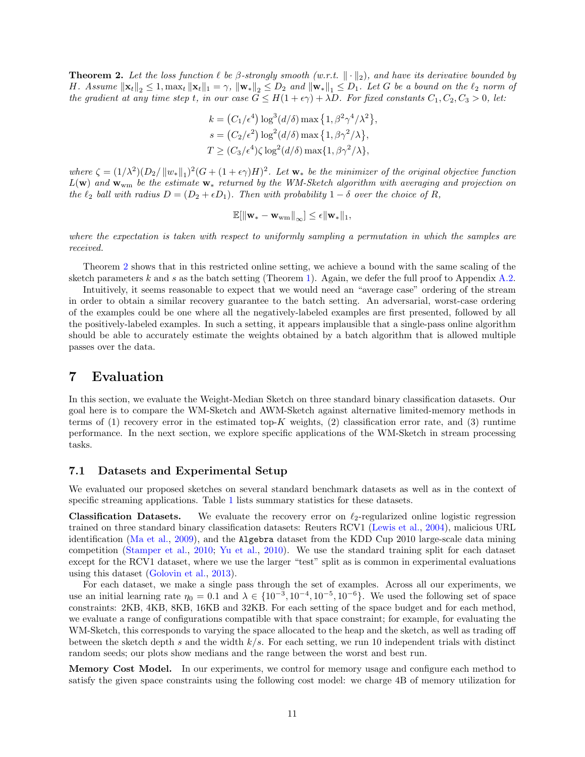**Theorem 2.** *Let the loss function $\ell$ be $\beta$-strongly smooth (w.r.t. $\|\cdot\|_2$), and have its derivative bounded by $H$. Assume $\|\mathbf{x}_t\|_2 \leq 1, \max_t \|\mathbf{x}_t\|_1 = \gamma$, $\|\mathbf{w}_*\|_2 \leq D_2$ and $\|\mathbf{w}_*\|_1 \leq D_1$. Let $G$ be a bound on the $\ell_2$ norm of the gradient at any time step $t$, in our case $G \leq H(1+\epsilon\gamma) + \lambda D$. For fixed constants $C_1, C_2, C_3 > 0$, let:*

$$
\begin{aligned}
k &= \left(C_1/\epsilon^4\right)\log^3(d/\delta)\max\left\{1, \beta^2\gamma^4/\lambda^2\right\},\\
s &= \left(C_2/\epsilon^2\right)\log^2(d/\delta)\max\left\{1, \beta\gamma^2/\lambda\right\},\\
T &\geq (C_3/\epsilon^4)\zeta\log^2(d/\delta)\max\{1, \beta\gamma^2/\lambda\},
\end{aligned}
$$

*where $\zeta = (1/\lambda^2)(D_2/\|w_*\|_1)^2(G + (1+\epsilon\gamma)H)^2$. Let $\mathbf{w}_*$ be the minimizer of the original objective function $L(\mathbf{w})$ and $\mathbf{w}_{\text{wm}}$ be the estimate $\mathbf{w}_*$ returned by the WM-Sketch algorithm with averaging and projection on the $\ell_2$ ball with radius $D = (D_2 + \epsilon D_1)$. Then with probability $1-\delta$ over the choice of $R$,*

$$
\mathbb{E}[\|\mathbf{w}_* - \mathbf{w}_{\text{wm}}\|_\infty] \leq \epsilon\|\mathbf{w}_*\|_1,
$$

*where the expectation is taken with respect to uniformly sampling a permutation in which the samples are received.*

Theorem 2 shows that in this restricted online setting, we achieve a bound with the same scaling of the sketch parameters $k$ and $s$ as the batch setting (Theorem 1). Again, we defer the full proof to Appendix A.2.

Intuitively, it seems reasonable to expect that we would need an "average case" ordering of the stream in order to obtain a similar recovery guarantee to the batch setting. An adversarial, worst-case ordering of the examples could be one where all the negatively-labeled examples are first presented, followed by all the positively-labeled examples. In such a setting, it appears implausible that a single-pass online algorithm should be able to accurately estimate the weights obtained by a batch algorithm that is allowed multiple passes over the data.

# 7 Evaluation

In this section, we evaluate the Weight-Median Sketch on three standard binary classification datasets. Our goal here is to compare the WM-Sketch and AWM-Sketch against alternative limited-memory methods in terms of (1) recovery error in the estimated top-$K$ weights, (2) classification error rate, and (3) runtime performance. In the next section, we explore specific applications of the WM-Sketch in stream processing tasks.

## 7.1 Datasets and Experimental Setup

We evaluated our proposed sketches on several standard benchmark datasets as well as in the context of specific streaming applications. Table 1 lists summary statistics for these datasets.

**Classification Datasets.** We evaluate the recovery error on $\ell_2$-regularized online logistic regression trained on three standard binary classification datasets: Reuters RCV1 (Lewis et al., 2004), malicious URL identification (Ma et al., 2009), and the `Algebra` dataset from the KDD Cup 2010 large-scale data mining competition (Stamper et al., 2010; Yu et al., 2010). We use the standard training split for each dataset except for the RCV1 dataset, where we use the larger "test" split as is common in experimental evaluations using this dataset (Golovin et al., 2013).

For each dataset, we make a single pass through the set of examples. Across all our experiments, we use an initial learning rate $\eta_0 = 0.1$ and $\lambda \in \{10^{-3}, 10^{-4}, 10^{-5}, 10^{-6}\}$. We used the following set of space constraints: 2KB, 4KB, 8KB, 16KB and 32KB. For each setting of the space budget and for each method, we evaluate a range of configurations compatible with that space constraint; for example, for evaluating the WM-Sketch, this corresponds to varying the space allocated to the heap and the sketch, as well as trading off between the sketch depth $s$ and the width $k/s$. For each setting, we run 10 independent trials with distinct random seeds; our plots show medians and the range between the worst and best run.

**Memory Cost Model.** In our experiments, we control for memory usage and configure each method to satisfy the given space constraints using the following cost model: we charge 4B of memory utilization for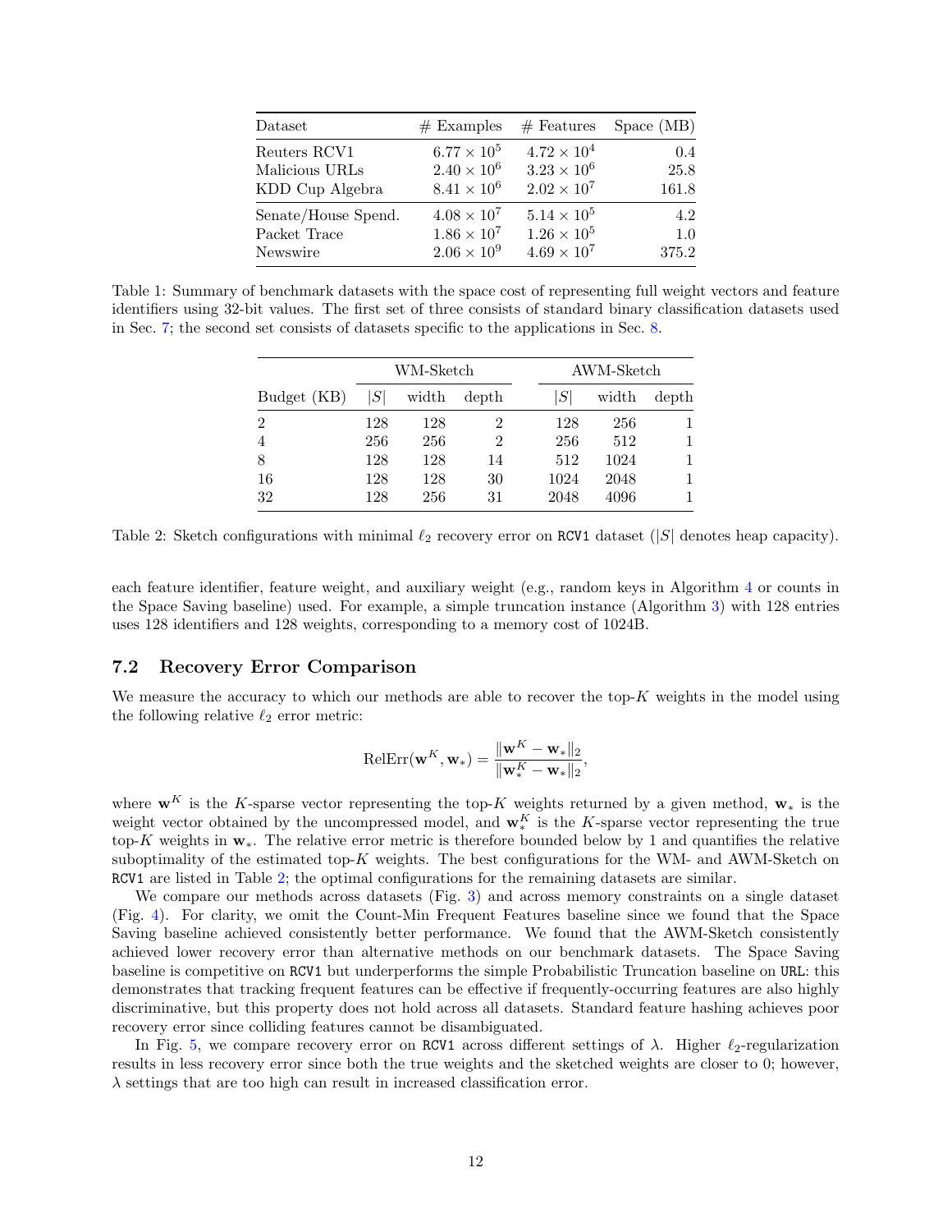| Dataset | # Examples | # Features | Space (MB) |
|---|---|---|---|
| Reuters RCV1 | $6.77 \times 10^5$ | $4.72 \times 10^4$ | 0.4 |
| Malicious URLs | $2.40 \times 10^6$ | $3.23 \times 10^6$ | 25.8 |
| KDD Cup Algebra | $8.41 \times 10^6$ | $2.02 \times 10^7$ | 161.8 |
| Senate/House Spend. | $4.08 \times 10^7$ | $5.14 \times 10^5$ | 4.2 |
| Packet Trace | $1.86 \times 10^7$ | $1.26 \times 10^5$ | 1.0 |
| Newswire | $2.06 \times 10^9$ | $4.69 \times 10^7$ | 375.2 |

Table 1: Summary of benchmark datasets with the space cost of representing full weight vectors and feature identifiers using 32-bit values. The first set of three consists of standard binary classification datasets used in Sec. 7; the second set consists of datasets specific to the applications in Sec. 8.

| | WM-Sketch | | | AWM-Sketch | | |
|---|---|---|---|---|---|---|
| Budget (KB) | $\|S\|$ | width | depth | $\|S\|$ | width | depth |
| 2 | 128 | 128 | 2 | 128 | 256 | 1 |
| 4 | 256 | 256 | 2 | 256 | 512 | 1 |
| 8 | 128 | 128 | 14 | 512 | 1024 | 1 |
| 16 | 128 | 128 | 30 | 1024 | 2048 | 1 |
| 32 | 128 | 256 | 31 | 2048 | 4096 | 1 |

Table 2: Sketch configurations with minimal $\ell_2$ recovery error on RCV1 dataset ($|S|$ denotes heap capacity).

each feature identifier, feature weight, and auxiliary weight (e.g., random keys in Algorithm 4 or counts in the Space Saving baseline) used. For example, a simple truncation instance (Algorithm 3) with 128 entries uses 128 identifiers and 128 weights, corresponding to a memory cost of 1024B.

### 7.2 Recovery Error Comparison

We measure the accuracy to which our methods are able to recover the top-$K$ weights in the model using the following relative $\ell_2$ error metric:

$$\mathrm{RelErr}(\mathbf{w}^K, \mathbf{w}_*) = \frac{\|\mathbf{w}^K - \mathbf{w}_*\|_2}{\|\mathbf{w}_*^K - \mathbf{w}_*\|_2},$$

where $\mathbf{w}^K$ is the $K$-sparse vector representing the top-$K$ weights returned by a given method, $\mathbf{w}_*$ is the weight vector obtained by the uncompressed model, and $\mathbf{w}_*^K$ is the $K$-sparse vector representing the true top-$K$ weights in $\mathbf{w}_*$. The relative error metric is therefore bounded below by 1 and quantifies the relative suboptimality of the estimated top-$K$ weights. The best configurations for the WM- and AWM-Sketch on RCV1 are listed in Table 2; the optimal configurations for the remaining datasets are similar.

We compare our methods across datasets (Fig. 3) and across memory constraints on a single dataset (Fig. 4). For clarity, we omit the Count-Min Frequent Features baseline since we found that the Space Saving baseline achieved consistently better performance. We found that the AWM-Sketch consistently achieved lower recovery error than alternative methods on our benchmark datasets. The Space Saving baseline is competitive on RCV1 but underperforms the simple Probabilistic Truncation baseline on URL: this demonstrates that tracking frequent features can be effective if frequently-occurring features are also highly discriminative, but this property does not hold across all datasets. Standard feature hashing achieves poor recovery error since colliding features cannot be disambiguated.

In Fig. 5, we compare recovery error on RCV1 across different settings of $\lambda$. Higher $\ell_2$-regularization results in less recovery error since both the true weights and the sketched weights are closer to 0; however, $\lambda$ settings that are too high can result in increased classification error.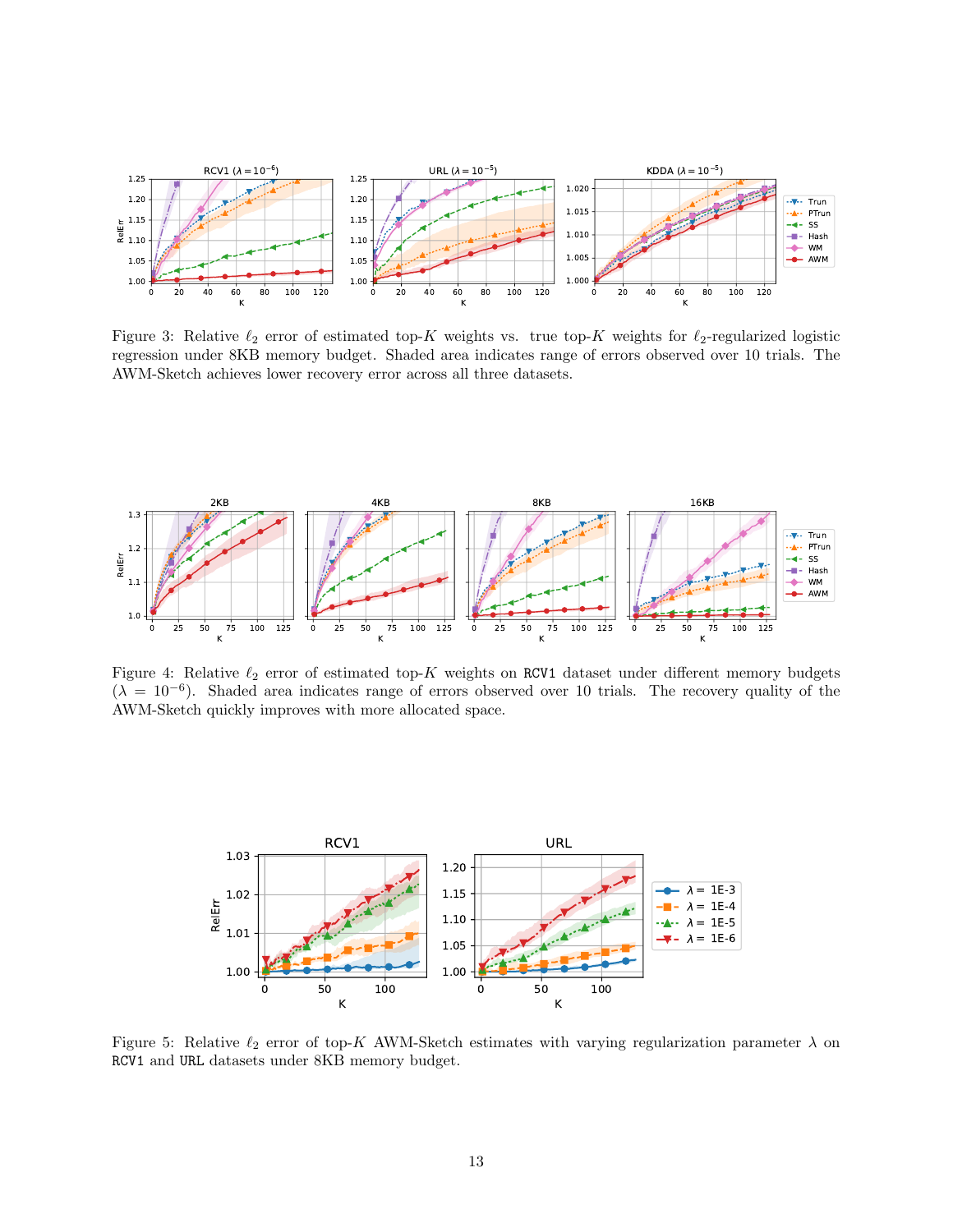Figure 3: Relative $\ell_2$ error of estimated top-$K$ weights vs. true top-$K$ weights for $\ell_2$-regularized logistic regression under 8KB memory budget. Shaded area indicates range of errors observed over 10 trials. The AWM-Sketch achieves lower recovery error across all three datasets.

Figure 4: Relative $\ell_2$ error of estimated top-$K$ weights on RCV1 dataset under different memory budgets ($\lambda = 10^{-6}$). Shaded area indicates range of errors observed over 10 trials. The recovery quality of the AWM-Sketch quickly improves with more allocated space.

Figure 5: Relative $\ell_2$ error of top-$K$ AWM-Sketch estimates with varying regularization parameter $\lambda$ on RCV1 and URL datasets under 8KB memory budget.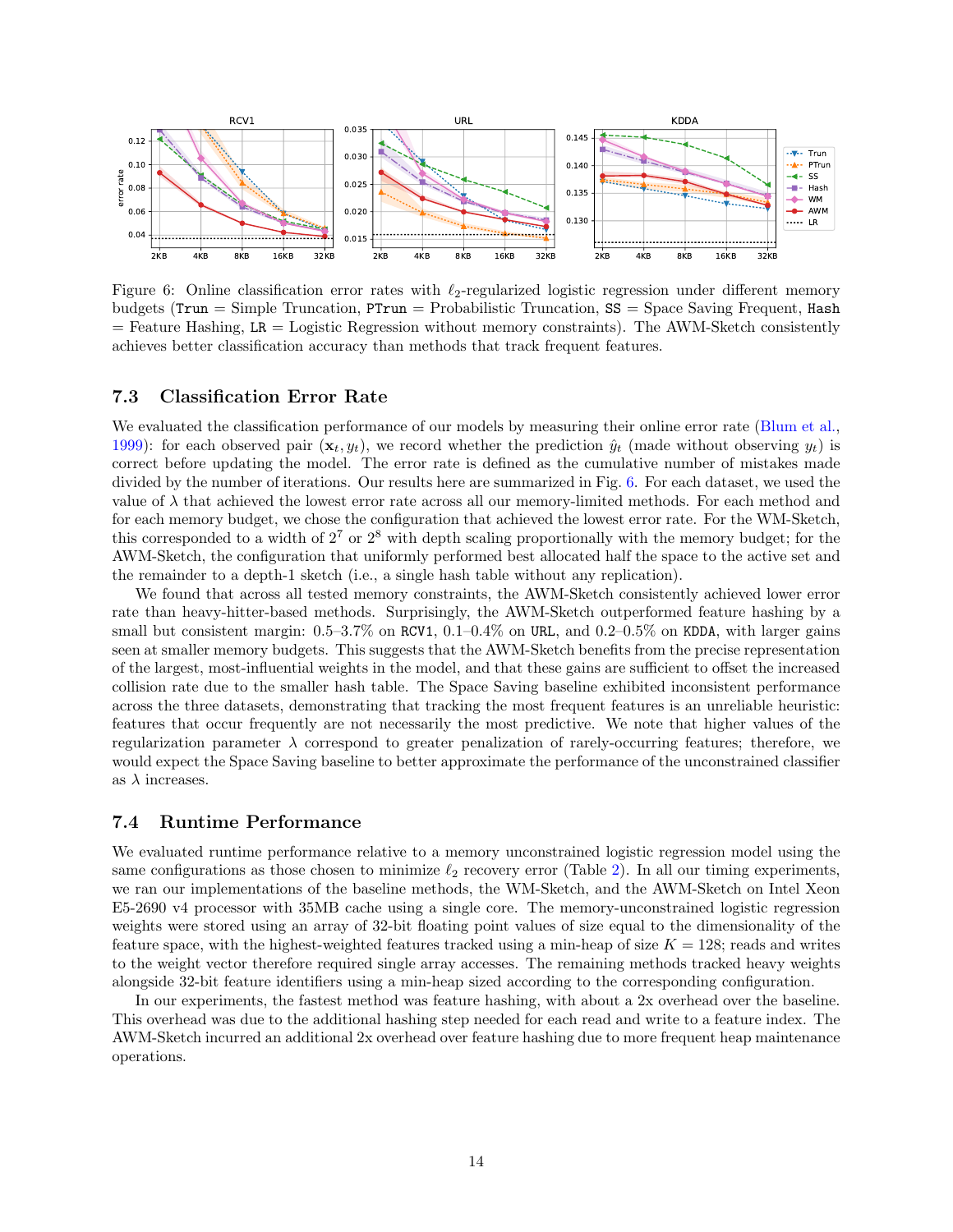Figure 6: Online classification error rates with $\ell_2$-regularized logistic regression under different memory budgets (Trun = Simple Truncation, PTrun = Probabilistic Truncation, SS = Space Saving Frequent, Hash = Feature Hashing, LR = Logistic Regression without memory constraints). The AWM-Sketch consistently achieves better classification accuracy than methods that track frequent features.

### 7.3 Classification Error Rate

We evaluated the classification performance of our models by measuring their online error rate (Blum et al., 1999): for each observed pair $(\mathbf{x}_t, y_t)$, we record whether the prediction $\hat{y}_t$ (made without observing $y_t$) is correct before updating the model. The error rate is defined as the cumulative number of mistakes made divided by the number of iterations. Our results here are summarized in Fig. 6. For each dataset, we used the value of $\lambda$ that achieved the lowest error rate across all our memory-limited methods. For each method and for each memory budget, we chose the configuration that achieved the lowest error rate. For the WM-Sketch, this corresponded to a width of $2^7$ or $2^8$ with depth scaling proportionally with the memory budget; for the AWM-Sketch, the configuration that uniformly performed best allocated half the space to the active set and the remainder to a depth-1 sketch (i.e., a single hash table without any replication).

We found that across all tested memory constraints, the AWM-Sketch consistently achieved lower error rate than heavy-hitter-based methods. Surprisingly, the AWM-Sketch outperformed feature hashing by a small but consistent margin: 0.5–3.7% on RCV1, 0.1–0.4% on URL, and 0.2–0.5% on KDDA, with larger gains seen at smaller memory budgets. This suggests that the AWM-Sketch benefits from the precise representation of the largest, most-influential weights in the model, and that these gains are sufficient to offset the increased collision rate due to the smaller hash table. The Space Saving baseline exhibited inconsistent performance across the three datasets, demonstrating that tracking the most frequent features is an unreliable heuristic: features that occur frequently are not necessarily the most predictive. We note that higher values of the regularization parameter $\lambda$ correspond to greater penalization of rarely-occurring features; therefore, we would expect the Space Saving baseline to better approximate the performance of the unconstrained classifier as $\lambda$ increases.

### 7.4 Runtime Performance

We evaluated runtime performance relative to a memory unconstrained logistic regression model using the same configurations as those chosen to minimize $\ell_2$ recovery error (Table 2). In all our timing experiments, we ran our implementations of the baseline methods, the WM-Sketch, and the AWM-Sketch on Intel Xeon E5-2690 v4 processor with 35MB cache using a single core. The memory-unconstrained logistic regression weights were stored using an array of 32-bit floating point values of size equal to the dimensionality of the feature space, with the highest-weighted features tracked using a min-heap of size $K = 128$; reads and writes to the weight vector therefore required single array accesses. The remaining methods tracked heavy weights alongside 32-bit feature identifiers using a min-heap sized according to the corresponding configuration.

In our experiments, the fastest method was feature hashing, with about a 2x overhead over the baseline. This overhead was due to the additional hashing step needed for each read and write to a feature index. The AWM-Sketch incurred an additional 2x overhead over feature hashing due to more frequent heap maintenance operations.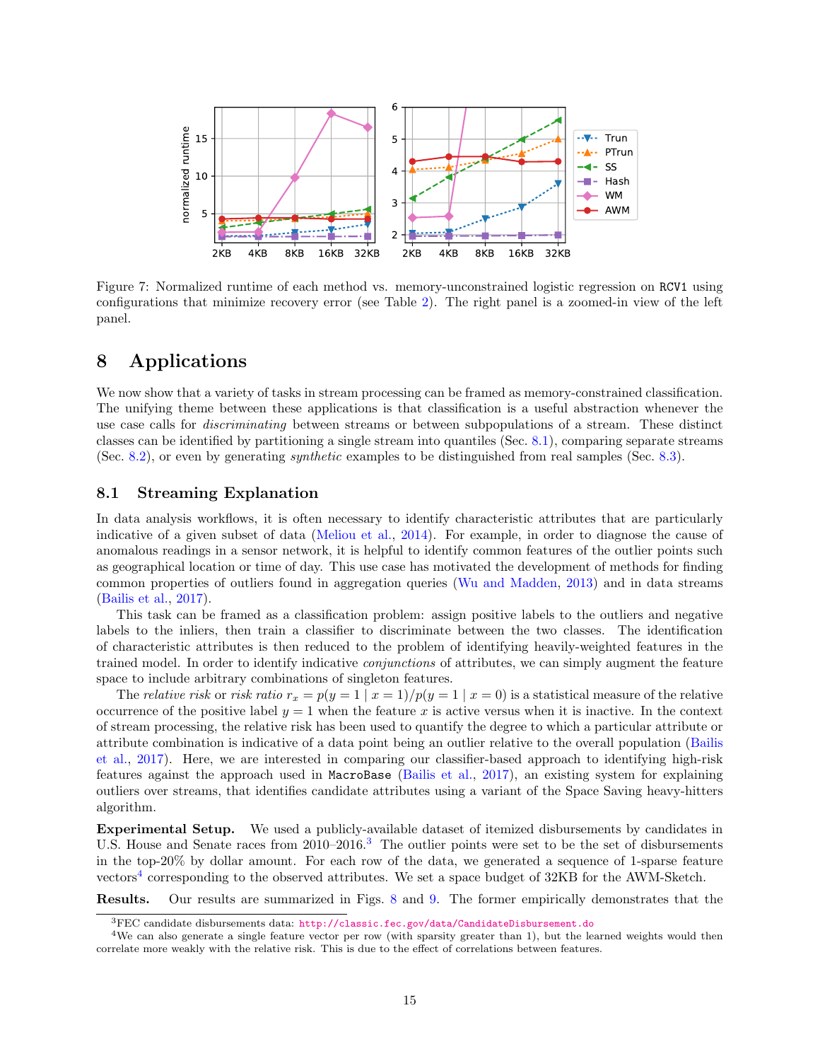Figure 7: Normalized runtime of each method vs. memory-unconstrained logistic regression on RCV1 using configurations that minimize recovery error (see Table 2). The right panel is a zoomed-in view of the left panel.

# 8 Applications

We now show that a variety of tasks in stream processing can be framed as memory-constrained classification. The unifying theme between these applications is that classification is a useful abstraction whenever the use case calls for *discriminating* between streams or between subpopulations of a stream. These distinct classes can be identified by partitioning a single stream into quantiles (Sec. 8.1), comparing separate streams (Sec. 8.2), or even by generating *synthetic* examples to be distinguished from real samples (Sec. 8.3).

## 8.1 Streaming Explanation

In data analysis workflows, it is often necessary to identify characteristic attributes that are particularly indicative of a given subset of data (Meliou et al., 2014). For example, in order to diagnose the cause of anomalous readings in a sensor network, it is helpful to identify common features of the outlier points such as geographical location or time of day. This use case has motivated the development of methods for finding common properties of outliers found in aggregation queries (Wu and Madden, 2013) and in data streams (Bailis et al., 2017).

This task can be framed as a classification problem: assign positive labels to the outliers and negative labels to the inliers, then train a classifier to discriminate between the two classes. The identification of characteristic attributes is then reduced to the problem of identifying heavily-weighted features in the trained model. In order to identify indicative *conjunctions* of attributes, we can simply augment the feature space to include arbitrary combinations of singleton features.

The *relative risk* or *risk ratio* $r_x = p(y = 1 \mid x = 1)/p(y = 1 \mid x = 0)$ is a statistical measure of the relative occurrence of the positive label $y = 1$ when the feature $x$ is active versus when it is inactive. In the context of stream processing, the relative risk has been used to quantify the degree to which a particular attribute or attribute combination is indicative of a data point being an outlier relative to the overall population (Bailis et al., 2017). Here, we are interested in comparing our classifier-based approach to identifying high-risk features against the approach used in MacroBase (Bailis et al., 2017), an existing system for explaining outliers over streams, that identifies candidate attributes using a variant of the Space Saving heavy-hitters algorithm.

**Experimental Setup.** We used a publicly-available dataset of itemized disbursements by candidates in U.S. House and Senate races from 2010–2016.[3] The outlier points were set to be the set of disbursements in the top-20% by dollar amount. For each row of the data, we generated a sequence of 1-sparse feature vectors[4] corresponding to the observed attributes. We set a space budget of 32KB for the AWM-Sketch.

**Results.** Our results are summarized in Figs. 8 and 9. The former empirically demonstrates that the

[3] FEC candidate disbursements data: http://classic.fec.gov/data/CandidateDisbursement.do

[4] We can also generate a single feature vector per row (with sparsity greater than 1), but the learned weights would then correlate more weakly with the relative risk. This is due to the effect of correlations between features.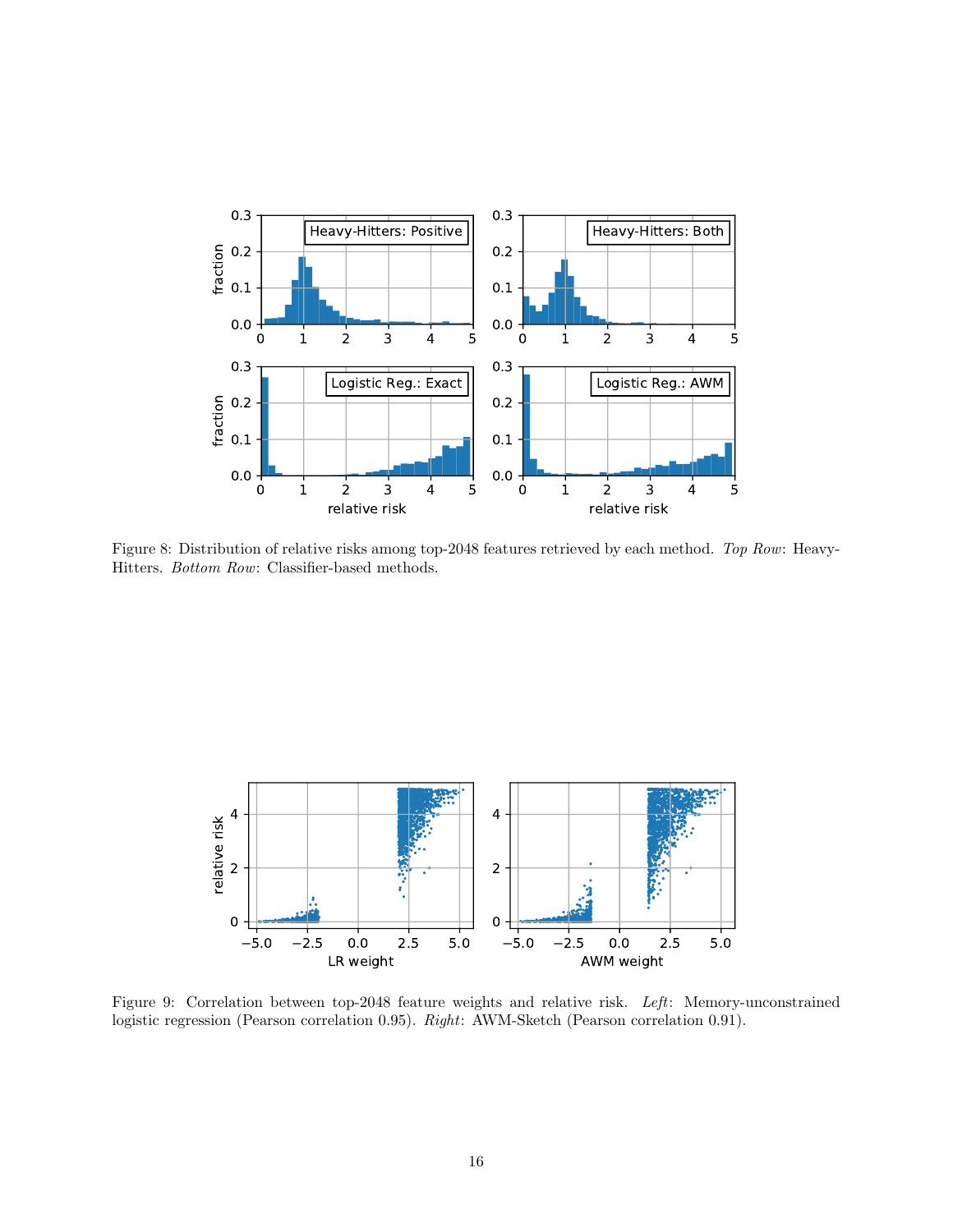Figure 8: Distribution of relative risks among top-2048 features retrieved by each method. *Top Row*: Heavy-Hitters. *Bottom Row*: Classifier-based methods.

Figure 9: Correlation between top-2048 feature weights and relative risk. *Left*: Memory-unconstrained logistic regression (Pearson correlation 0.95). *Right*: AWM-Sketch (Pearson correlation 0.91).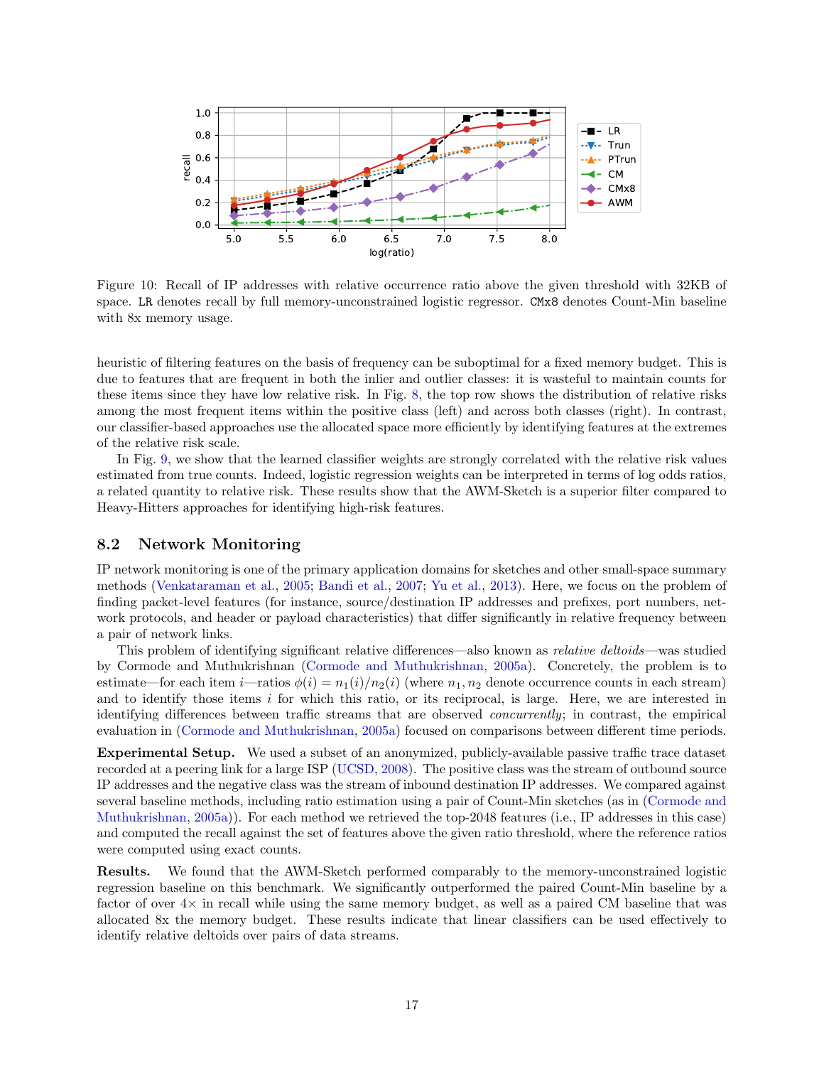Figure 10: Recall of IP addresses with relative occurrence ratio above the given threshold with 32KB of space. LR denotes recall by full memory-unconstrained logistic regressor. CMx8 denotes Count-Min baseline with 8x memory usage.

heuristic of filtering features on the basis of frequency can be suboptimal for a fixed memory budget. This is due to features that are frequent in both the inlier and outlier classes: it is wasteful to maintain counts for these items since they have low relative risk. In Fig. 8, the top row shows the distribution of relative risks among the most frequent items within the positive class (left) and across both classes (right). In contrast, our classifier-based approaches use the allocated space more efficiently by identifying features at the extremes of the relative risk scale.

In Fig. 9, we show that the learned classifier weights are strongly correlated with the relative risk values estimated from true counts. Indeed, logistic regression weights can be interpreted in terms of log odds ratios, a related quantity to relative risk. These results show that the AWM-Sketch is a superior filter compared to Heavy-Hitters approaches for identifying high-risk features.

## 8.2 Network Monitoring

IP network monitoring is one of the primary application domains for sketches and other small-space summary methods (Venkataraman et al., 2005; Bandi et al., 2007; Yu et al., 2013). Here, we focus on the problem of finding packet-level features (for instance, source/destination IP addresses and prefixes, port numbers, network protocols, and header or payload characteristics) that differ significantly in relative frequency between a pair of network links.

This problem of identifying significant relative differences—also known as *relative deltoids*—was studied by Cormode and Muthukrishnan (Cormode and Muthukrishnan, 2005a). Concretely, the problem is to estimate—for each item $i$—ratios $\phi(i) = n_1(i)/n_2(i)$ (where $n_1, n_2$ denote occurrence counts in each stream) and to identify those items $i$ for which this ratio, or its reciprocal, is large. Here, we are interested in identifying differences between traffic streams that are observed *concurrently*; in contrast, the empirical evaluation in (Cormode and Muthukrishnan, 2005a) focused on comparisons between different time periods.

**Experimental Setup.** We used a subset of an anonymized, publicly-available passive traffic trace dataset recorded at a peering link for a large ISP (UCSD, 2008). The positive class was the stream of outbound source IP addresses and the negative class was the stream of inbound destination IP addresses. We compared against several baseline methods, including ratio estimation using a pair of Count-Min sketches (as in (Cormode and Muthukrishnan, 2005a)). For each method we retrieved the top-2048 features (i.e., IP addresses in this case) and computed the recall against the set of features above the given ratio threshold, where the reference ratios were computed using exact counts.

**Results.** We found that the AWM-Sketch performed comparably to the memory-unconstrained logistic regression baseline on this benchmark. We significantly outperformed the paired Count-Min baseline by a factor of over 4× in recall while using the same memory budget, as well as a paired CM baseline that was allocated 8x the memory budget. These results indicate that linear classifiers can be used effectively to identify relative deltoids over pairs of data streams.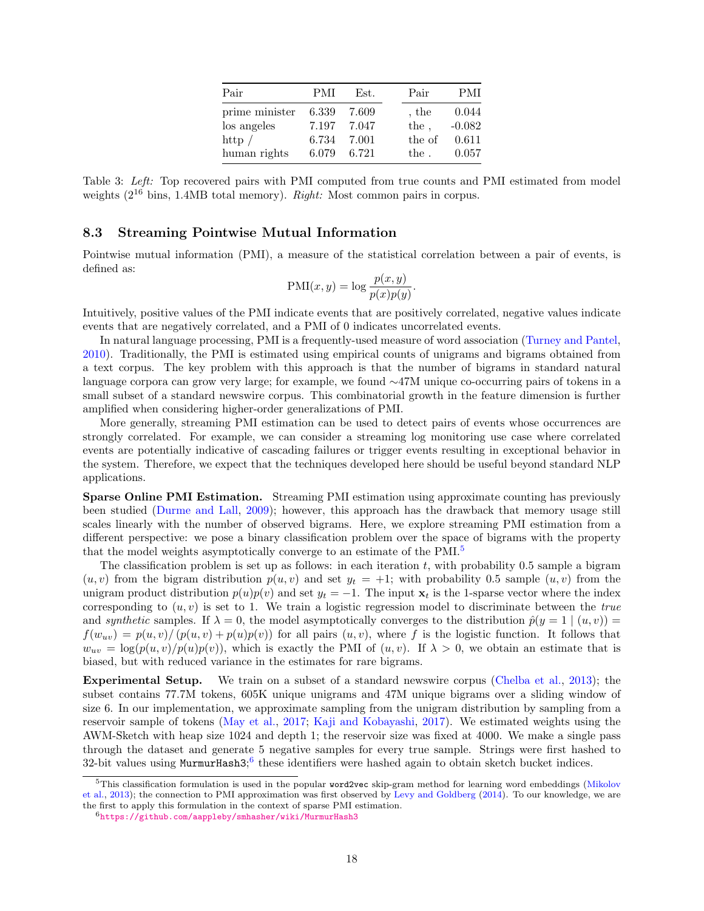| Pair | PMI | Est. | Pair | PMI |
|---|---|---|---|---|
| prime minister | 6.339 | 7.609 | , the | 0.044 |
| los angeles | 7.197 | 7.047 | the , | -0.082 |
| http / | 6.734 | 7.001 | the of | 0.611 |
| human rights | 6.079 | 6.721 | the . | 0.057 |

Table 3: *Left:* Top recovered pairs with PMI computed from true counts and PMI estimated from model weights ($2^{16}$ bins, 1.4MB total memory). *Right:* Most common pairs in corpus.

### 8.3 Streaming Pointwise Mutual Information

Pointwise mutual information (PMI), a measure of the statistical correlation between a pair of events, is defined as:

$$\text{PMI}(x, y) = \log \frac{p(x, y)}{p(x)p(y)}.$$

Intuitively, positive values of the PMI indicate events that are positively correlated, negative values indicate events that are negatively correlated, and a PMI of 0 indicates uncorrelated events.

In natural language processing, PMI is a frequently-used measure of word association (Turney and Pantel, 2010). Traditionally, the PMI is estimated using empirical counts of unigrams and bigrams obtained from a text corpus. The key problem with this approach is that the number of bigrams in standard natural language corpora can grow very large; for example, we found ∼47M unique co-occurring pairs of tokens in a small subset of a standard newswire corpus. This combinatorial growth in the feature dimension is further amplified when considering higher-order generalizations of PMI.

More generally, streaming PMI estimation can be used to detect pairs of events whose occurrences are strongly correlated. For example, we can consider a streaming log monitoring use case where correlated events are potentially indicative of cascading failures or trigger events resulting in exceptional behavior in the system. Therefore, we expect that the techniques developed here should be useful beyond standard NLP applications.

**Sparse Online PMI Estimation.** Streaming PMI estimation using approximate counting has previously been studied (Durme and Lall, 2009); however, this approach has the drawback that memory usage still scales linearly with the number of observed bigrams. Here, we explore streaming PMI estimation from a different perspective: we pose a binary classification problem over the space of bigrams with the property that the model weights asymptotically converge to an estimate of the PMI.[5]

The classification problem is set up as follows: in each iteration $t$, with probability 0.5 sample a bigram $(u, v)$ from the bigram distribution $p(u, v)$ and set $y_t = +1$; with probability 0.5 sample $(u, v)$ from the unigram product distribution $p(u)p(v)$ and set $y_t = -1$. The input $\mathbf{x}_t$ is the 1-sparse vector where the index corresponding to $(u, v)$ is set to 1. We train a logistic regression model to discriminate between the *true* and *synthetic* samples. If $\lambda = 0$, the model asymptotically converges to the distribution $\hat{p}(y = 1 \mid (u, v)) = f(w_{uv}) = p(u, v)/ (p(u, v) + p(u)p(v))$ for all pairs $(u, v)$, where $f$ is the logistic function. It follows that $w_{uv} = \log(p(u, v)/p(u)p(v))$, which is exactly the PMI of $(u, v)$. If $\lambda > 0$, we obtain an estimate that is biased, but with reduced variance in the estimates for rare bigrams.

**Experimental Setup.** We train on a subset of a standard newswire corpus (Chelba et al., 2013); the subset contains 77.7M tokens, 605K unique unigrams and 47M unique bigrams over a sliding window of size 6. In our implementation, we approximate sampling from the unigram distribution by sampling from a reservoir sample of tokens (May et al., 2017; Kaji and Kobayashi, 2017). We estimated weights using the AWM-Sketch with heap size 1024 and depth 1; the reservoir size was fixed at 4000. We make a single pass through the dataset and generate 5 negative samples for every true sample. Strings were first hashed to 32-bit values using `MurmurHash3`;[6] these identifiers were hashed again to obtain sketch bucket indices.

[5] This classification formulation is used in the popular `word2vec` skip-gram method for learning word embeddings (Mikolov et al., 2013); the connection to PMI approximation was first observed by Levy and Goldberg (2014). To our knowledge, we are the first to apply this formulation in the context of sparse PMI estimation.

[6] https://github.com/aappleby/smhasher/wiki/MurmurHash3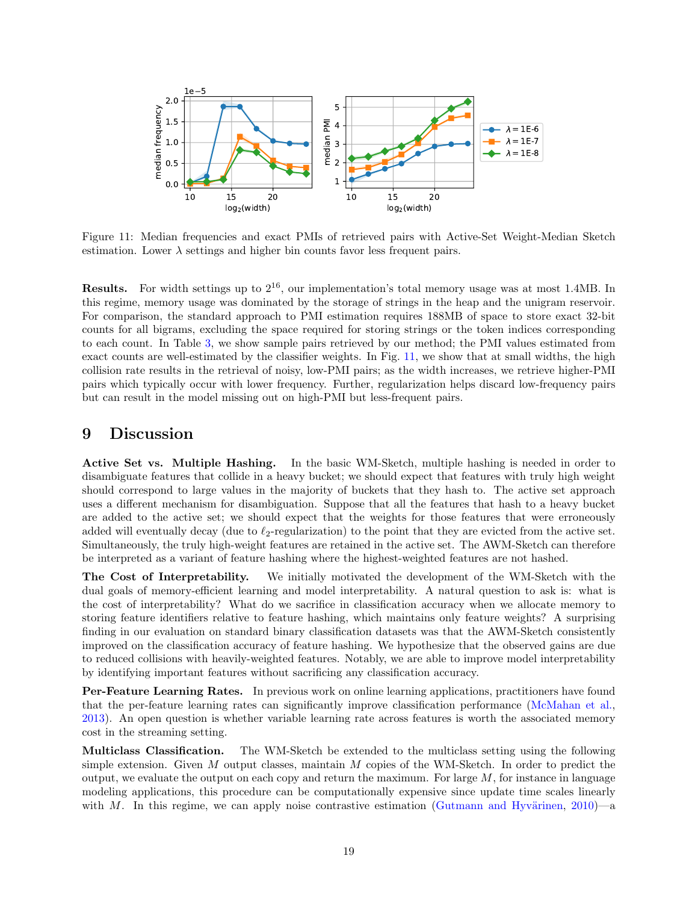Figure 11: Median frequencies and exact PMIs of retrieved pairs with Active-Set Weight-Median Sketch estimation. Lower $\lambda$ settings and higher bin counts favor less frequent pairs.

**Results.** For width settings up to $2^{16}$, our implementation's total memory usage was at most 1.4MB. In this regime, memory usage was dominated by the storage of strings in the heap and the unigram reservoir. For comparison, the standard approach to PMI estimation requires 188MB of space to store exact 32-bit counts for all bigrams, excluding the space required for storing strings or the token indices corresponding to each count. In Table 3, we show sample pairs retrieved by our method; the PMI values estimated from exact counts are well-estimated by the classifier weights. In Fig. 11, we show that at small widths, the high collision rate results in the retrieval of noisy, low-PMI pairs; as the width increases, we retrieve higher-PMI pairs which typically occur with lower frequency. Further, regularization helps discard low-frequency pairs but can result in the model missing out on high-PMI but less-frequent pairs.

# 9 Discussion

**Active Set vs. Multiple Hashing.** In the basic WM-Sketch, multiple hashing is needed in order to disambiguate features that collide in a heavy bucket; we should expect that features with truly high weight should correspond to large values in the majority of buckets that they hash to. The active set approach uses a different mechanism for disambiguation. Suppose that all the features that hash to a heavy bucket are added to the active set; we should expect that the weights for those features that were erroneously added will eventually decay (due to $\ell_2$-regularization) to the point that they are evicted from the active set. Simultaneously, the truly high-weight features are retained in the active set. The AWM-Sketch can therefore be interpreted as a variant of feature hashing where the highest-weighted features are not hashed.

**The Cost of Interpretability.** We initially motivated the development of the WM-Sketch with the dual goals of memory-efficient learning and model interpretability. A natural question to ask is: what is the cost of interpretability? What do we sacrifice in classification accuracy when we allocate memory to storing feature identifiers relative to feature hashing, which maintains only feature weights? A surprising finding in our evaluation on standard binary classification datasets was that the AWM-Sketch consistently improved on the classification accuracy of feature hashing. We hypothesize that the observed gains are due to reduced collisions with heavily-weighted features. Notably, we are able to improve model interpretability by identifying important features without sacrificing any classification accuracy.

**Per-Feature Learning Rates.** In previous work on online learning applications, practitioners have found that the per-feature learning rates can significantly improve classification performance (McMahan et al., 2013). An open question is whether variable learning rate across features is worth the associated memory cost in the streaming setting.

**Multiclass Classification.** The WM-Sketch be extended to the multiclass setting using the following simple extension. Given $M$ output classes, maintain $M$ copies of the WM-Sketch. In order to predict the output, we evaluate the output on each copy and return the maximum. For large $M$, for instance in language modeling applications, this procedure can be computationally expensive since update time scales linearly with $M$. In this regime, we can apply noise contrastive estimation (Gutmann and Hyvärinen, 2010)—a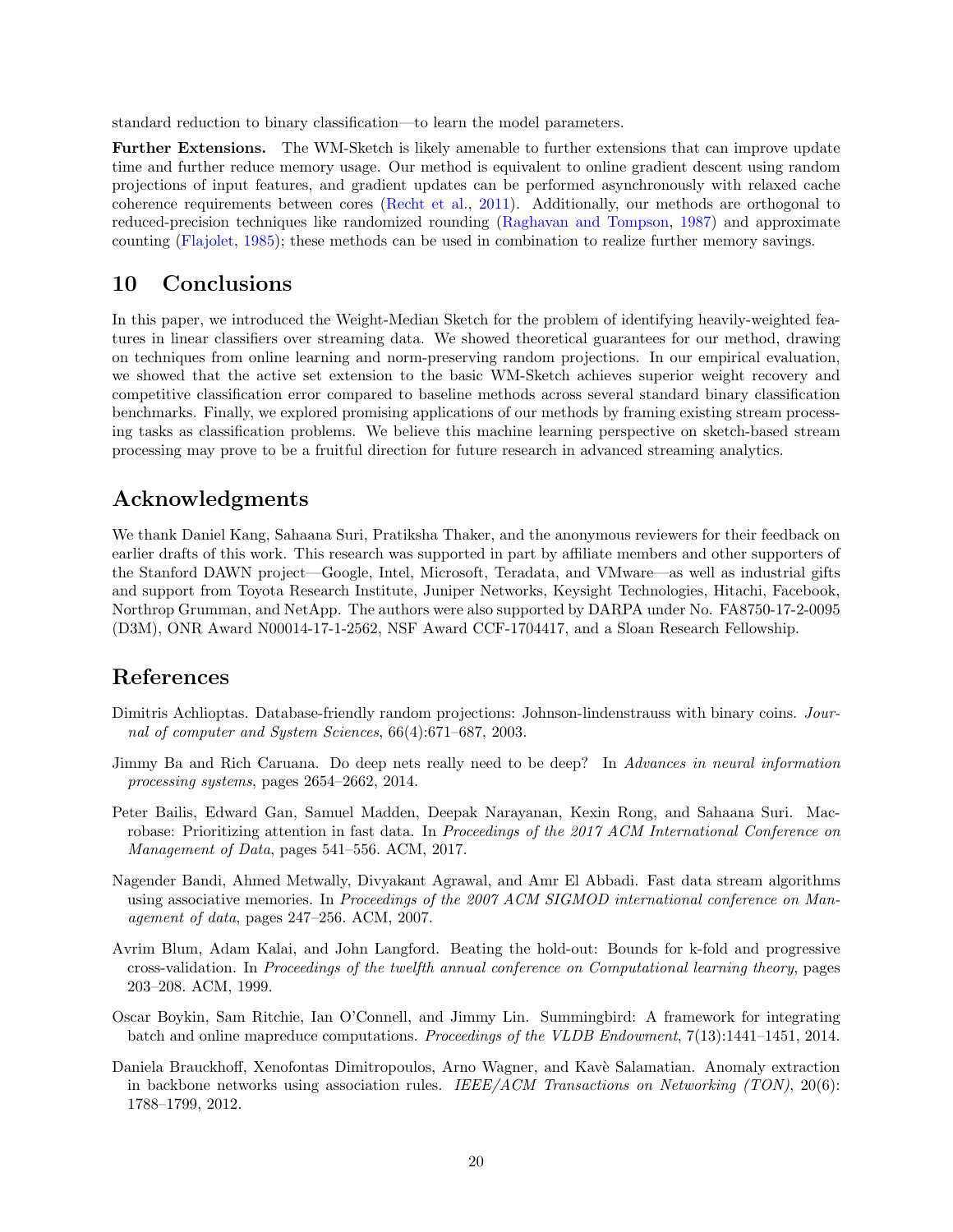standard reduction to binary classification—to learn the model parameters.

**Further Extensions.** The WM-Sketch is likely amenable to further extensions that can improve update time and further reduce memory usage. Our method is equivalent to online gradient descent using random projections of input features, and gradient updates can be performed asynchronously with relaxed cache coherence requirements between cores (Recht et al., 2011). Additionally, our methods are orthogonal to reduced-precision techniques like randomized rounding (Raghavan and Tompson, 1987) and approximate counting (Flajolet, 1985); these methods can be used in combination to realize further memory savings.

# 10 Conclusions

In this paper, we introduced the Weight-Median Sketch for the problem of identifying heavily-weighted features in linear classifiers over streaming data. We showed theoretical guarantees for our method, drawing on techniques from online learning and norm-preserving random projections. In our empirical evaluation, we showed that the active set extension to the basic WM-Sketch achieves superior weight recovery and competitive classification error compared to baseline methods across several standard binary classification benchmarks. Finally, we explored promising applications of our methods by framing existing stream processing tasks as classification problems. We believe this machine learning perspective on sketch-based stream processing may prove to be a fruitful direction for future research in advanced streaming analytics.

# Acknowledgments

We thank Daniel Kang, Sahaana Suri, Pratiksha Thaker, and the anonymous reviewers for their feedback on earlier drafts of this work. This research was supported in part by affiliate members and other supporters of the Stanford DAWN project—Google, Intel, Microsoft, Teradata, and VMware—as well as industrial gifts and support from Toyota Research Institute, Juniper Networks, Keysight Technologies, Hitachi, Facebook, Northrop Grumman, and NetApp. The authors were also supported by DARPA under No. FA8750-17-2-0095 (D3M), ONR Award N00014-17-1-2562, NSF Award CCF-1704417, and a Sloan Research Fellowship.

# References

Dimitris Achlioptas. Database-friendly random projections: Johnson-lindenstrauss with binary coins. *Journal of computer and System Sciences*, 66(4):671–687, 2003.

Jimmy Ba and Rich Caruana. Do deep nets really need to be deep? In *Advances in neural information processing systems*, pages 2654–2662, 2014.

Peter Bailis, Edward Gan, Samuel Madden, Deepak Narayanan, Kexin Rong, and Sahaana Suri. Macrobase: Prioritizing attention in fast data. In *Proceedings of the 2017 ACM International Conference on Management of Data*, pages 541–556. ACM, 2017.

Nagender Bandi, Ahmed Metwally, Divyakant Agrawal, and Amr El Abbadi. Fast data stream algorithms using associative memories. In *Proceedings of the 2007 ACM SIGMOD international conference on Management of data*, pages 247–256. ACM, 2007.

Avrim Blum, Adam Kalai, and John Langford. Beating the hold-out: Bounds for k-fold and progressive cross-validation. In *Proceedings of the twelfth annual conference on Computational learning theory*, pages 203–208. ACM, 1999.

Oscar Boykin, Sam Ritchie, Ian O'Connell, and Jimmy Lin. Summingbird: A framework for integrating batch and online mapreduce computations. *Proceedings of the VLDB Endowment*, 7(13):1441–1451, 2014.

Daniela Brauckhoff, Xenofontas Dimitropoulos, Arno Wagner, and Kavè Salamatian. Anomaly extraction in backbone networks using association rules. *IEEE/ACM Transactions on Networking (TON)*, 20(6): 1788–1799, 2012.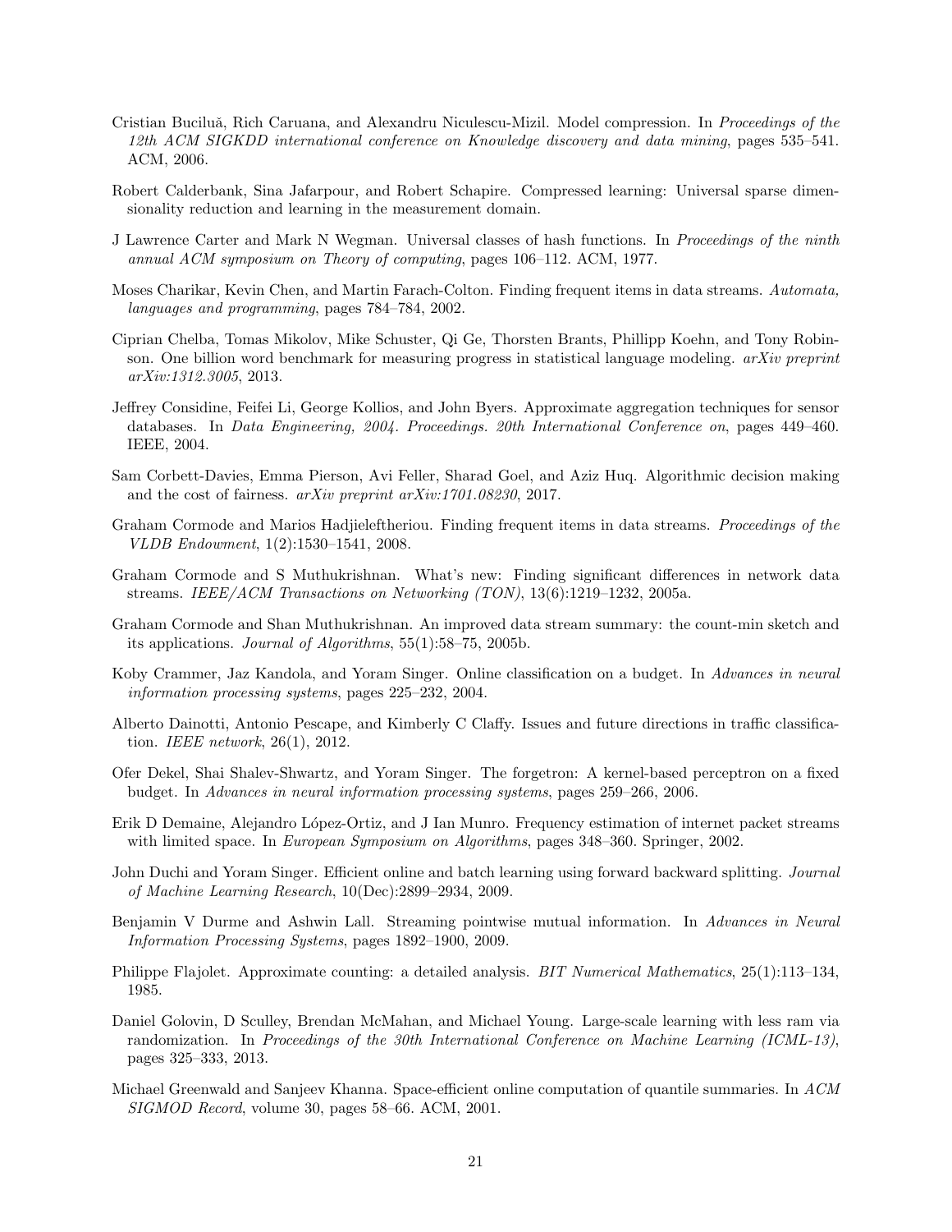Cristian Buciluă, Rich Caruana, and Alexandru Niculescu-Mizil. Model compression. In *Proceedings of the 12th ACM SIGKDD international conference on Knowledge discovery and data mining*, pages 535–541. ACM, 2006.

Robert Calderbank, Sina Jafarpour, and Robert Schapire. Compressed learning: Universal sparse dimensionality reduction and learning in the measurement domain.

J Lawrence Carter and Mark N Wegman. Universal classes of hash functions. In *Proceedings of the ninth annual ACM symposium on Theory of computing*, pages 106–112. ACM, 1977.

Moses Charikar, Kevin Chen, and Martin Farach-Colton. Finding frequent items in data streams. *Automata, languages and programming*, pages 784–784, 2002.

Ciprian Chelba, Tomas Mikolov, Mike Schuster, Qi Ge, Thorsten Brants, Phillipp Koehn, and Tony Robinson. One billion word benchmark for measuring progress in statistical language modeling. *arXiv preprint arXiv:1312.3005*, 2013.

Jeffrey Considine, Feifei Li, George Kollios, and John Byers. Approximate aggregation techniques for sensor databases. In *Data Engineering, 2004. Proceedings. 20th International Conference on*, pages 449–460. IEEE, 2004.

Sam Corbett-Davies, Emma Pierson, Avi Feller, Sharad Goel, and Aziz Huq. Algorithmic decision making and the cost of fairness. *arXiv preprint arXiv:1701.08230*, 2017.

Graham Cormode and Marios Hadjieleftheriou. Finding frequent items in data streams. *Proceedings of the VLDB Endowment*, 1(2):1530–1541, 2008.

Graham Cormode and S Muthukrishnan. What's new: Finding significant differences in network data streams. *IEEE/ACM Transactions on Networking (TON)*, 13(6):1219–1232, 2005a.

Graham Cormode and Shan Muthukrishnan. An improved data stream summary: the count-min sketch and its applications. *Journal of Algorithms*, 55(1):58–75, 2005b.

Koby Crammer, Jaz Kandola, and Yoram Singer. Online classification on a budget. In *Advances in neural information processing systems*, pages 225–232, 2004.

Alberto Dainotti, Antonio Pescape, and Kimberly C Claffy. Issues and future directions in traffic classification. *IEEE network*, 26(1), 2012.

Ofer Dekel, Shai Shalev-Shwartz, and Yoram Singer. The forgetron: A kernel-based perceptron on a fixed budget. In *Advances in neural information processing systems*, pages 259–266, 2006.

Erik D Demaine, Alejandro López-Ortiz, and J Ian Munro. Frequency estimation of internet packet streams with limited space. In *European Symposium on Algorithms*, pages 348–360. Springer, 2002.

John Duchi and Yoram Singer. Efficient online and batch learning using forward backward splitting. *Journal of Machine Learning Research*, 10(Dec):2899–2934, 2009.

Benjamin V Durme and Ashwin Lall. Streaming pointwise mutual information. In *Advances in Neural Information Processing Systems*, pages 1892–1900, 2009.

Philippe Flajolet. Approximate counting: a detailed analysis. *BIT Numerical Mathematics*, 25(1):113–134, 1985.

Daniel Golovin, D Sculley, Brendan McMahan, and Michael Young. Large-scale learning with less ram via randomization. In *Proceedings of the 30th International Conference on Machine Learning (ICML-13)*, pages 325–333, 2013.

Michael Greenwald and Sanjeev Khanna. Space-efficient online computation of quantile summaries. In *ACM SIGMOD Record*, volume 30, pages 58–66. ACM, 2001.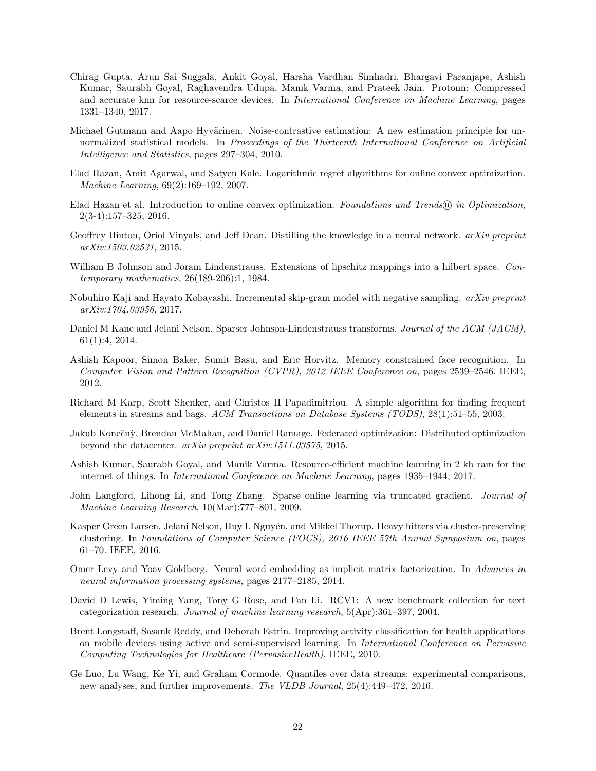Chirag Gupta, Arun Sai Suggala, Ankit Goyal, Harsha Vardhan Simhadri, Bhargavi Paranjape, Ashish Kumar, Saurabh Goyal, Raghavendra Udupa, Manik Varma, and Prateek Jain. Protonn: Compressed and accurate knn for resource-scarce devices. In *International Conference on Machine Learning*, pages 1331–1340, 2017.

Michael Gutmann and Aapo Hyvärinen. Noise-contrastive estimation: A new estimation principle for unnormalized statistical models. In *Proceedings of the Thirteenth International Conference on Artificial Intelligence and Statistics*, pages 297–304, 2010.

Elad Hazan, Amit Agarwal, and Satyen Kale. Logarithmic regret algorithms for online convex optimization. *Machine Learning*, 69(2):169–192, 2007.

Elad Hazan et al. Introduction to online convex optimization. *Foundations and Trends® in Optimization*, 2(3-4):157–325, 2016.

Geoffrey Hinton, Oriol Vinyals, and Jeff Dean. Distilling the knowledge in a neural network. *arXiv preprint arXiv:1503.02531*, 2015.

William B Johnson and Joram Lindenstrauss. Extensions of lipschitz mappings into a hilbert space. *Contemporary mathematics*, 26(189-206):1, 1984.

Nobuhiro Kaji and Hayato Kobayashi. Incremental skip-gram model with negative sampling. *arXiv preprint arXiv:1704.03956*, 2017.

Daniel M Kane and Jelani Nelson. Sparser Johnson-Lindenstrauss transforms. *Journal of the ACM (JACM)*, 61(1):4, 2014.

Ashish Kapoor, Simon Baker, Sumit Basu, and Eric Horvitz. Memory constrained face recognition. In *Computer Vision and Pattern Recognition (CVPR), 2012 IEEE Conference on*, pages 2539–2546. IEEE, 2012.

Richard M Karp, Scott Shenker, and Christos H Papadimitriou. A simple algorithm for finding frequent elements in streams and bags. *ACM Transactions on Database Systems (TODS)*, 28(1):51–55, 2003.

Jakub Konečnỳ, Brendan McMahan, and Daniel Ramage. Federated optimization: Distributed optimization beyond the datacenter. *arXiv preprint arXiv:1511.03575*, 2015.

Ashish Kumar, Saurabh Goyal, and Manik Varma. Resource-efficient machine learning in 2 kb ram for the internet of things. In *International Conference on Machine Learning*, pages 1935–1944, 2017.

John Langford, Lihong Li, and Tong Zhang. Sparse online learning via truncated gradient. *Journal of Machine Learning Research*, 10(Mar):777–801, 2009.

Kasper Green Larsen, Jelani Nelson, Huy L Nguyên, and Mikkel Thorup. Heavy hitters via cluster-preserving clustering. In *Foundations of Computer Science (FOCS), 2016 IEEE 57th Annual Symposium on*, pages 61–70. IEEE, 2016.

Omer Levy and Yoav Goldberg. Neural word embedding as implicit matrix factorization. In *Advances in neural information processing systems*, pages 2177–2185, 2014.

David D Lewis, Yiming Yang, Tony G Rose, and Fan Li. RCV1: A new benchmark collection for text categorization research. *Journal of machine learning research*, 5(Apr):361–397, 2004.

Brent Longstaff, Sasank Reddy, and Deborah Estrin. Improving activity classification for health applications on mobile devices using active and semi-supervised learning. In *International Conference on Pervasive Computing Technologies for Healthcare (PervasiveHealth)*. IEEE, 2010.

Ge Luo, Lu Wang, Ke Yi, and Graham Cormode. Quantiles over data streams: experimental comparisons, new analyses, and further improvements. *The VLDB Journal*, 25(4):449–472, 2016.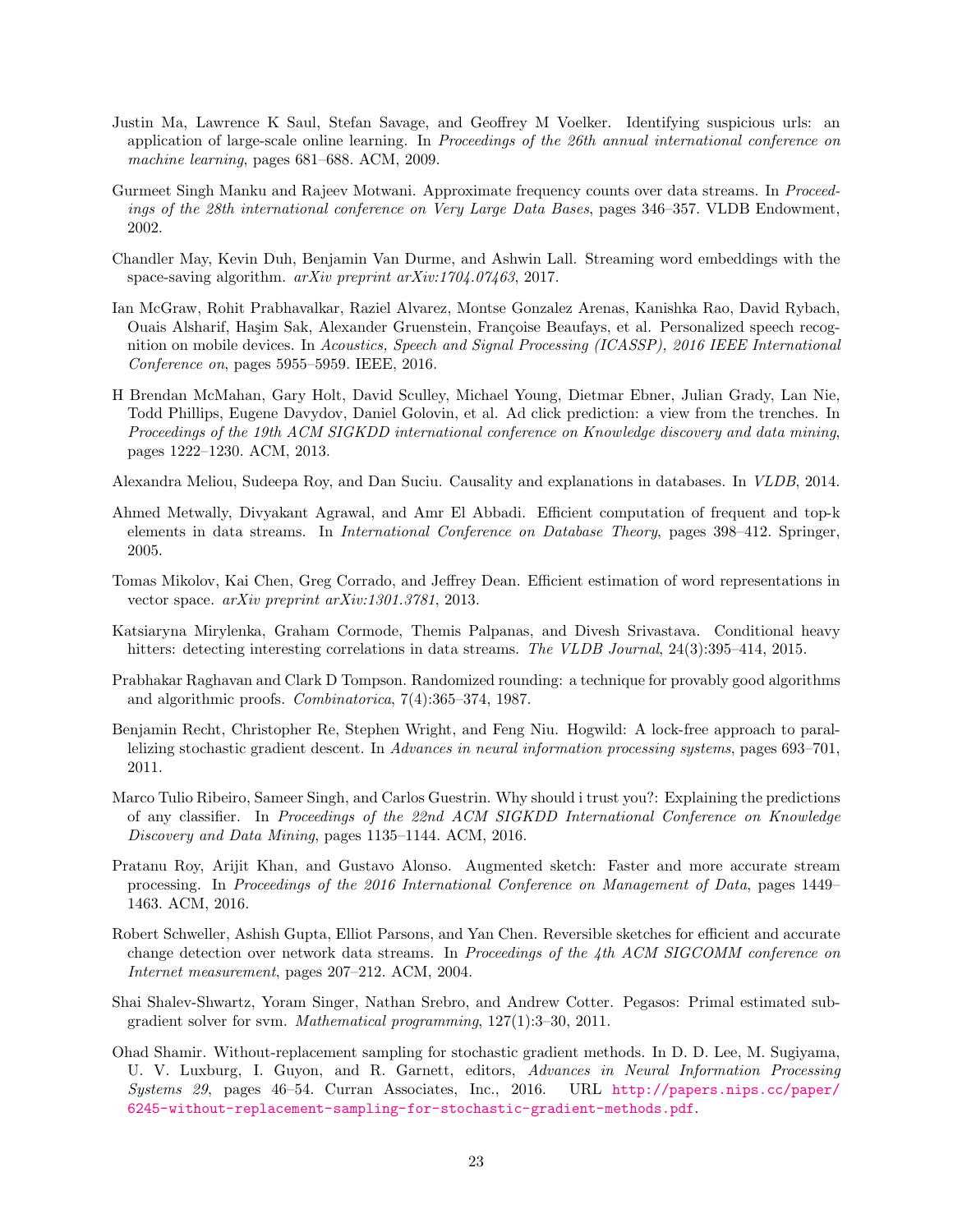Justin Ma, Lawrence K Saul, Stefan Savage, and Geoffrey M Voelker. Identifying suspicious urls: an application of large-scale online learning. In *Proceedings of the 26th annual international conference on machine learning*, pages 681–688. ACM, 2009.

Gurmeet Singh Manku and Rajeev Motwani. Approximate frequency counts over data streams. In *Proceedings of the 28th international conference on Very Large Data Bases*, pages 346–357. VLDB Endowment, 2002.

Chandler May, Kevin Duh, Benjamin Van Durme, and Ashwin Lall. Streaming word embeddings with the space-saving algorithm. *arXiv preprint arXiv:1704.07463*, 2017.

Ian McGraw, Rohit Prabhavalkar, Raziel Alvarez, Montse Gonzalez Arenas, Kanishka Rao, David Rybach, Ouais Alsharif, Haşim Sak, Alexander Gruenstein, Françoise Beaufays, et al. Personalized speech recognition on mobile devices. In *Acoustics, Speech and Signal Processing (ICASSP), 2016 IEEE International Conference on*, pages 5955–5959. IEEE, 2016.

H Brendan McMahan, Gary Holt, David Sculley, Michael Young, Dietmar Ebner, Julian Grady, Lan Nie, Todd Phillips, Eugene Davydov, Daniel Golovin, et al. Ad click prediction: a view from the trenches. In *Proceedings of the 19th ACM SIGKDD international conference on Knowledge discovery and data mining*, pages 1222–1230. ACM, 2013.

Alexandra Meliou, Sudeepa Roy, and Dan Suciu. Causality and explanations in databases. In *VLDB*, 2014.

Ahmed Metwally, Divyakant Agrawal, and Amr El Abbadi. Efficient computation of frequent and top-k elements in data streams. In *International Conference on Database Theory*, pages 398–412. Springer, 2005.

Tomas Mikolov, Kai Chen, Greg Corrado, and Jeffrey Dean. Efficient estimation of word representations in vector space. *arXiv preprint arXiv:1301.3781*, 2013.

Katsiaryna Mirylenka, Graham Cormode, Themis Palpanas, and Divesh Srivastava. Conditional heavy hitters: detecting interesting correlations in data streams. *The VLDB Journal*, 24(3):395–414, 2015.

Prabhakar Raghavan and Clark D Tompson. Randomized rounding: a technique for provably good algorithms and algorithmic proofs. *Combinatorica*, 7(4):365–374, 1987.

Benjamin Recht, Christopher Re, Stephen Wright, and Feng Niu. Hogwild: A lock-free approach to parallelizing stochastic gradient descent. In *Advances in neural information processing systems*, pages 693–701, 2011.

Marco Tulio Ribeiro, Sameer Singh, and Carlos Guestrin. Why should i trust you?: Explaining the predictions of any classifier. In *Proceedings of the 22nd ACM SIGKDD International Conference on Knowledge Discovery and Data Mining*, pages 1135–1144. ACM, 2016.

Pratanu Roy, Arijit Khan, and Gustavo Alonso. Augmented sketch: Faster and more accurate stream processing. In *Proceedings of the 2016 International Conference on Management of Data*, pages 1449–1463. ACM, 2016.

Robert Schweller, Ashish Gupta, Elliot Parsons, and Yan Chen. Reversible sketches for efficient and accurate change detection over network data streams. In *Proceedings of the 4th ACM SIGCOMM conference on Internet measurement*, pages 207–212. ACM, 2004.

Shai Shalev-Shwartz, Yoram Singer, Nathan Srebro, and Andrew Cotter. Pegasos: Primal estimated sub-gradient solver for svm. *Mathematical programming*, 127(1):3–30, 2011.

Ohad Shamir. Without-replacement sampling for stochastic gradient methods. In D. D. Lee, M. Sugiyama, U. V. Luxburg, I. Guyon, and R. Garnett, editors, *Advances in Neural Information Processing Systems 29*, pages 46–54. Curran Associates, Inc., 2016. URL http://papers.nips.cc/paper/6245-without-replacement-sampling-for-stochastic-gradient-methods.pdf.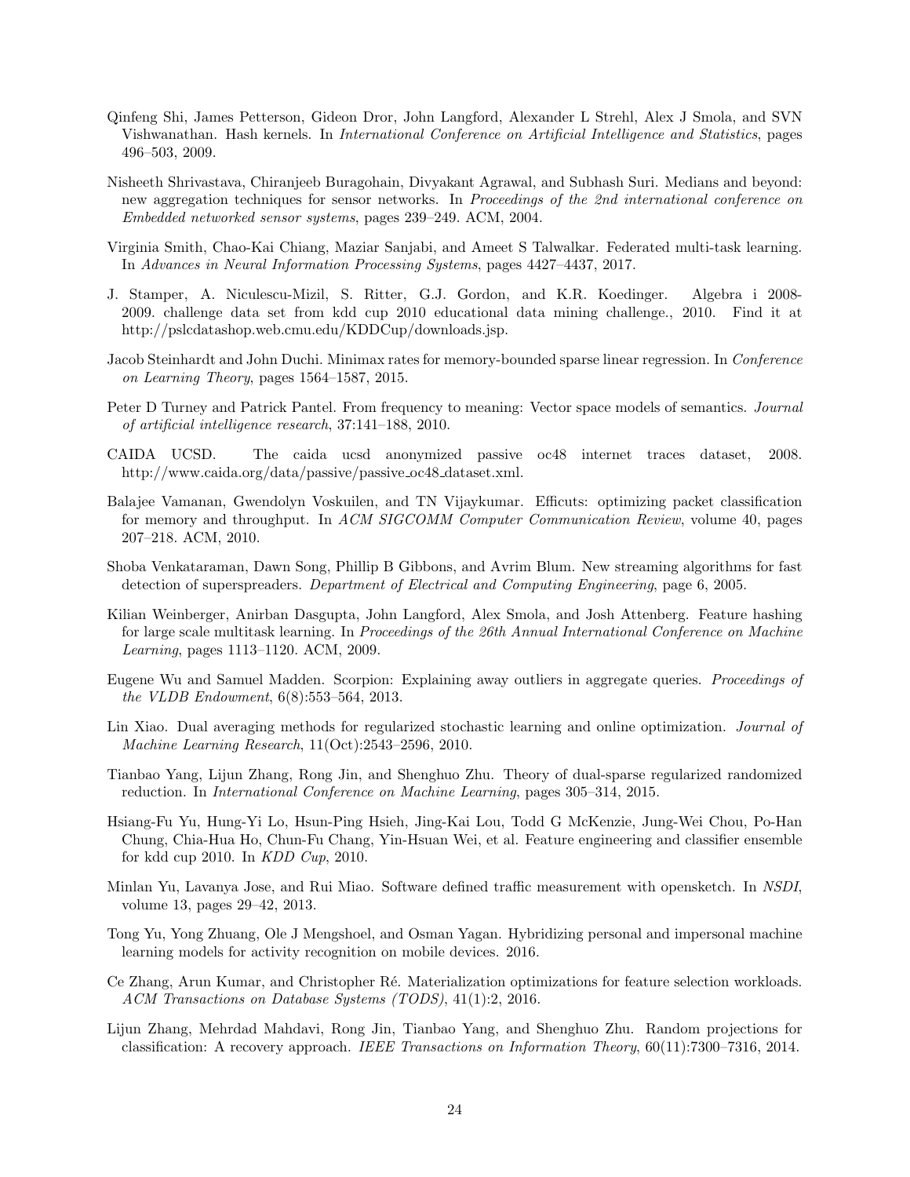Qinfeng Shi, James Petterson, Gideon Dror, John Langford, Alexander L Strehl, Alex J Smola, and SVN Vishwanathan. Hash kernels. In *International Conference on Artificial Intelligence and Statistics*, pages 496–503, 2009.

Nisheeth Shrivastava, Chiranjeeb Buragohain, Divyakant Agrawal, and Subhash Suri. Medians and beyond: new aggregation techniques for sensor networks. In *Proceedings of the 2nd international conference on Embedded networked sensor systems*, pages 239–249. ACM, 2004.

Virginia Smith, Chao-Kai Chiang, Maziar Sanjabi, and Ameet S Talwalkar. Federated multi-task learning. In *Advances in Neural Information Processing Systems*, pages 4427–4437, 2017.

J. Stamper, A. Niculescu-Mizil, S. Ritter, G.J. Gordon, and K.R. Koedinger. Algebra i 2008-2009. challenge data set from kdd cup 2010 educational data mining challenge., 2010. Find it at http://pslcdatashop.web.cmu.edu/KDDCup/downloads.jsp.

Jacob Steinhardt and John Duchi. Minimax rates for memory-bounded sparse linear regression. In *Conference on Learning Theory*, pages 1564–1587, 2015.

Peter D Turney and Patrick Pantel. From frequency to meaning: Vector space models of semantics. *Journal of artificial intelligence research*, 37:141–188, 2010.

CAIDA UCSD. The caida ucsd anonymized passive oc48 internet traces dataset, 2008. http://www.caida.org/data/passive/passive_oc48_dataset.xml.

Balajee Vamanan, Gwendolyn Voskuilen, and TN Vijaykumar. Efficuts: optimizing packet classification for memory and throughput. In *ACM SIGCOMM Computer Communication Review*, volume 40, pages 207–218. ACM, 2010.

Shoba Venkataraman, Dawn Song, Phillip B Gibbons, and Avrim Blum. New streaming algorithms for fast detection of superspreaders. *Department of Electrical and Computing Engineering*, page 6, 2005.

Kilian Weinberger, Anirban Dasgupta, John Langford, Alex Smola, and Josh Attenberg. Feature hashing for large scale multitask learning. In *Proceedings of the 26th Annual International Conference on Machine Learning*, pages 1113–1120. ACM, 2009.

Eugene Wu and Samuel Madden. Scorpion: Explaining away outliers in aggregate queries. *Proceedings of the VLDB Endowment*, 6(8):553–564, 2013.

Lin Xiao. Dual averaging methods for regularized stochastic learning and online optimization. *Journal of Machine Learning Research*, 11(Oct):2543–2596, 2010.

Tianbao Yang, Lijun Zhang, Rong Jin, and Shenghuo Zhu. Theory of dual-sparse regularized randomized reduction. In *International Conference on Machine Learning*, pages 305–314, 2015.

Hsiang-Fu Yu, Hung-Yi Lo, Hsun-Ping Hsieh, Jing-Kai Lou, Todd G McKenzie, Jung-Wei Chou, Po-Han Chung, Chia-Hua Ho, Chun-Fu Chang, Yin-Hsuan Wei, et al. Feature engineering and classifier ensemble for kdd cup 2010. In *KDD Cup*, 2010.

Minlan Yu, Lavanya Jose, and Rui Miao. Software defined traffic measurement with opensketch. In *NSDI*, volume 13, pages 29–42, 2013.

Tong Yu, Yong Zhuang, Ole J Mengshoel, and Osman Yagan. Hybridizing personal and impersonal machine learning models for activity recognition on mobile devices. 2016.

Ce Zhang, Arun Kumar, and Christopher Ré. Materialization optimizations for feature selection workloads. *ACM Transactions on Database Systems (TODS)*, 41(1):2, 2016.

Lijun Zhang, Mehrdad Mahdavi, Rong Jin, Tianbao Yang, and Shenghuo Zhu. Random projections for classification: A recovery approach. *IEEE Transactions on Information Theory*, 60(11):7300–7316, 2014.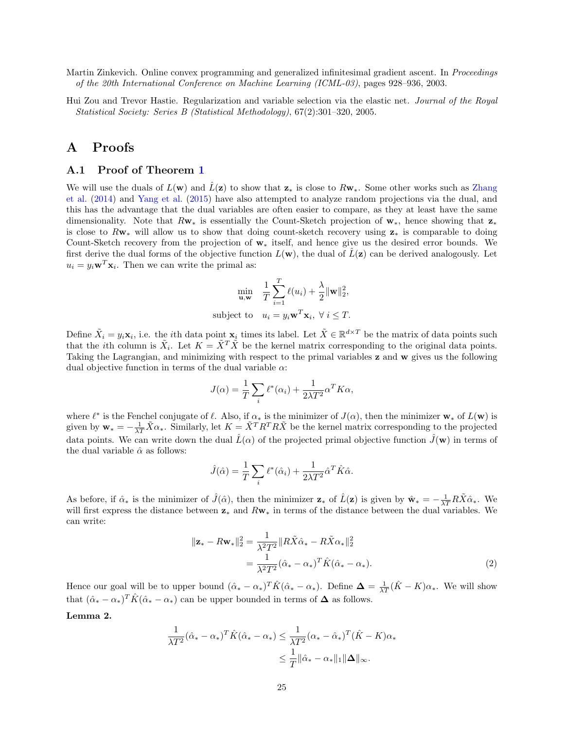Martin Zinkevich. Online convex programming and generalized infinitesimal gradient ascent. In *Proceedings of the 20th International Conference on Machine Learning (ICML-03)*, pages 928–936, 2003.

Hui Zou and Trevor Hastie. Regularization and variable selection via the elastic net. *Journal of the Royal Statistical Society: Series B (Statistical Methodology)*, 67(2):301–320, 2005.

# A Proofs

## A.1 Proof of Theorem 1

We will use the duals of $L(\mathbf{w})$ and $\hat{L}(\mathbf{z})$ to show that $\mathbf{z}_*$ is close to $R\mathbf{w}_*$. Some other works such as Zhang et al. (2014) and Yang et al. (2015) have also attempted to analyze random projections via the dual, and this has the advantage that the dual variables are often easier to compare, as they at least have the same dimensionality. Note that $R\mathbf{w}_*$ is essentially the Count-Sketch projection of $\mathbf{w}_*$, hence showing that $\mathbf{z}_*$ is close to $R\mathbf{w}_*$ will allow us to show that doing count-sketch recovery using $\mathbf{z}_*$ is comparable to doing Count-Sketch recovery from the projection of $\mathbf{w}_*$ itself, and hence give us the desired error bounds. We first derive the dual forms of the objective function $L(\mathbf{w})$, the dual of $\hat{L}(\mathbf{z})$ can be derived analogously. Let $u_i = y_i\mathbf{w}^T\mathbf{x}_i$. Then we can write the primal as:

$$
\begin{aligned}
\min_{\mathbf{u},\mathbf{w}} \quad & \frac{1}{T}\sum_{i=1}^{T} \ell(u_i) + \frac{\lambda}{2}\|\mathbf{w}\|_2^2, \\
\text{subject to} \quad & u_i = y_i\mathbf{w}^T\mathbf{x}_i, \ \forall\, i \le T.
\end{aligned}
$$

Define $\tilde{X}_i = y_i\mathbf{x}_i$, i.e. the $i$th data point $\mathbf{x}_i$ times its label. Let $\tilde{X} \in \mathbb{R}^{d\times T}$ be the matrix of data points such that the $i$th column is $\tilde{X}_i$. Let $K = \tilde{X}^T\tilde{X}$ be the kernel matrix corresponding to the original data points. Taking the Lagrangian, and minimizing with respect to the primal variables $\mathbf{z}$ and $\mathbf{w}$ gives us the following dual objective function in terms of the dual variable $\alpha$:

$$
J(\alpha) = \frac{1}{T}\sum_i \ell^*(\alpha_i) + \frac{1}{2\lambda T^2}\alpha^T K\alpha,
$$

where $\ell^*$ is the Fenchel conjugate of $\ell$. Also, if $\alpha_*$ is the minimizer of $J(\alpha)$, then the minimizer $\mathbf{w}_*$ of $L(\mathbf{w})$ is given by $\mathbf{w}_* = -\frac{1}{\lambda T}\tilde{X}\alpha_*$. Similarly, let $K = \tilde{X}^T R^T R\tilde{X}$ be the kernel matrix corresponding to the projected data points. We can write down the dual $\hat{L}(\alpha)$ of the projected primal objective function $\hat{J}(\mathbf{w})$ in terms of the dual variable $\hat{\alpha}$ as follows:

$$
\hat{J}(\hat{\alpha}) = \frac{1}{T}\sum_i \ell^*(\hat{\alpha}_i) + \frac{1}{2\lambda T^2}\hat{\alpha}^T \hat{K}\hat{\alpha}.
$$

As before, if $\hat{\alpha}_*$ is the minimizer of $\hat{J}(\hat{\alpha})$, then the minimizer $\mathbf{z}_*$ of $\hat{L}(\mathbf{z})$ is given by $\hat{\mathbf{w}}_* = -\frac{1}{\lambda T}R\tilde{X}\hat{\alpha}_*$. We will first express the distance between $\mathbf{z}_*$ and $R\mathbf{w}_*$ in terms of the distance between the dual variables. We can write:

$$
\begin{aligned}
\|\mathbf{z}_* - R\mathbf{w}_*\|_2^2 &= \frac{1}{\lambda^2T^2}\|R\tilde{X}\hat{\alpha}_* - R\tilde{X}\alpha_*\|_2^2 \\
&= \frac{1}{\lambda^2T^2}(\hat{\alpha}_* - \alpha_*)^T\hat{K}(\hat{\alpha}_* - \alpha_*). \qquad (2)
\end{aligned}
$$

Hence our goal will be to upper bound $(\hat{\alpha}_* - \alpha_*)^T\hat{K}(\hat{\alpha}_* - \alpha_*)$. Define $\boldsymbol{\Delta} = \frac{1}{\lambda T}(\hat{K} - K)\alpha_*$. We will show that $(\hat{\alpha}_* - \alpha_*)^T\hat{K}(\hat{\alpha}_* - \alpha_*)$ can be upper bounded in terms of $\boldsymbol{\Delta}$ as follows.

**Lemma 2.**

$$
\begin{aligned}
\frac{1}{\lambda T^2}(\hat{\alpha}_* - \alpha_*)^T\hat{K}(\hat{\alpha}_* - \alpha_*) &\le \frac{1}{\lambda T^2}(\alpha_* - \hat{\alpha}_*)^T(\hat{K} - K)\alpha_* \\
&\le \frac{1}{T}\|\hat{\alpha}_* - \alpha_*\|_1\|\boldsymbol{\Delta}\|_\infty.
\end{aligned}
$$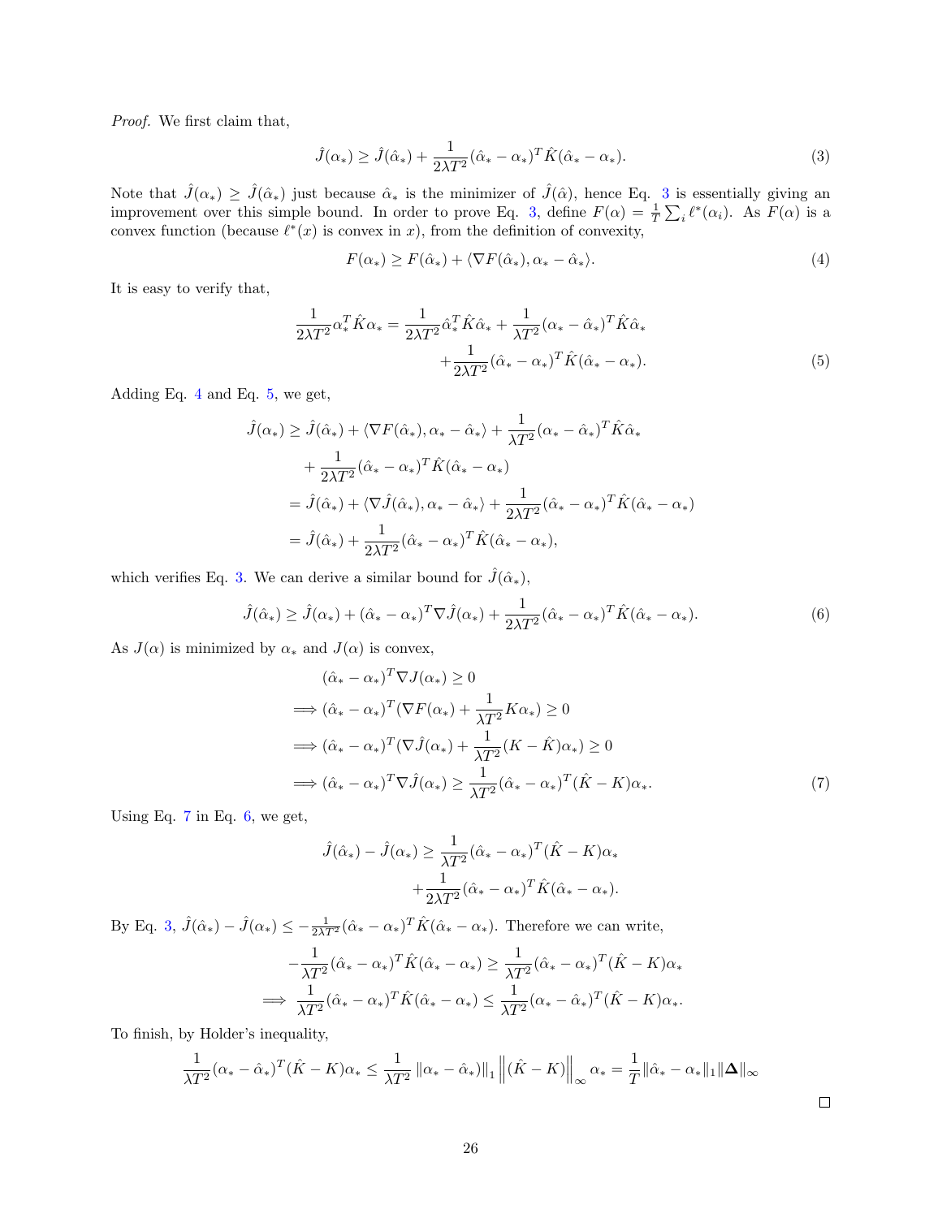*Proof.* We first claim that,

$$\hat{J}(\alpha_*) \geq \hat{J}(\hat{\alpha}_*) + \frac{1}{2\lambda T^2}(\hat{\alpha}_* - \alpha_*)^T \hat{K}(\hat{\alpha}_* - \alpha_*). \tag{3}$$

Note that $\hat{J}(\alpha_*) \geq \hat{J}(\hat{\alpha}_*)$ just because $\hat{\alpha}_*$ is the minimizer of $\hat{J}(\hat{\alpha})$, hence Eq. 3 is essentially giving an improvement over this simple bound. In order to prove Eq. 3, define $F(\alpha) = \frac{1}{T}\sum_i \ell^*(\alpha_i)$. As $F(\alpha)$ is a convex function (because $\ell^*(x)$ is convex in $x$), from the definition of convexity,

$$F(\alpha_*) \geq F(\hat{\alpha}_*) + \langle \nabla F(\hat{\alpha}_*), \alpha_* - \hat{\alpha}_* \rangle. \tag{4}$$

It is easy to verify that,

$$\begin{aligned}\frac{1}{2\lambda T^2}\alpha_*^T \hat{K}\alpha_* = \frac{1}{2\lambda T^2}\hat{\alpha}_*^T \hat{K}\hat{\alpha}_* &+ \frac{1}{\lambda T^2}(\alpha_* - \hat{\alpha}_*)^T \hat{K}\hat{\alpha}_* \\ &+ \frac{1}{2\lambda T^2}(\hat{\alpha}_* - \alpha_*)^T \hat{K}(\hat{\alpha}_* - \alpha_*).\end{aligned} \tag{5}$$

Adding Eq. 4 and Eq. 5, we get,

$$\begin{aligned}\hat{J}(\alpha_*) &\geq \hat{J}(\hat{\alpha}_*) + \langle \nabla F(\hat{\alpha}_*), \alpha_* - \hat{\alpha}_* \rangle + \frac{1}{\lambda T^2}(\alpha_* - \hat{\alpha}_*)^T \hat{K}\hat{\alpha}_* \\ &\quad + \frac{1}{2\lambda T^2}(\hat{\alpha}_* - \alpha_*)^T \hat{K}(\hat{\alpha}_* - \alpha_*) \\ &= \hat{J}(\hat{\alpha}_*) + \langle \nabla \hat{J}(\hat{\alpha}_*), \alpha_* - \hat{\alpha}_* \rangle + \frac{1}{2\lambda T^2}(\hat{\alpha}_* - \alpha_*)^T \hat{K}(\hat{\alpha}_* - \alpha_*) \\ &= \hat{J}(\hat{\alpha}_*) + \frac{1}{2\lambda T^2}(\hat{\alpha}_* - \alpha_*)^T \hat{K}(\hat{\alpha}_* - \alpha_*),\end{aligned}$$

which verifies Eq. 3. We can derive a similar bound for $\hat{J}(\hat{\alpha}_*)$,

$$\hat{J}(\hat{\alpha}_*) \geq \hat{J}(\alpha_*) + (\hat{\alpha}_* - \alpha_*)^T \nabla \hat{J}(\alpha_*) + \frac{1}{2\lambda T^2}(\hat{\alpha}_* - \alpha_*)^T \hat{K}(\hat{\alpha}_* - \alpha_*). \tag{6}$$

As $J(\alpha)$ is minimized by $\alpha_*$ and $J(\alpha)$ is convex,

$$\begin{aligned}&(\hat{\alpha}_* - \alpha_*)^T \nabla J(\alpha_*) \geq 0 \\ \Longrightarrow\ &(\hat{\alpha}_* - \alpha_*)^T (\nabla F(\alpha_*) + \frac{1}{\lambda T^2} K\alpha_*) \geq 0 \\ \Longrightarrow\ &(\hat{\alpha}_* - \alpha_*)^T (\nabla \hat{J}(\alpha_*) + \frac{1}{\lambda T^2}(K - \hat{K})\alpha_*) \geq 0 \\ \Longrightarrow\ &(\hat{\alpha}_* - \alpha_*)^T \nabla \hat{J}(\alpha_*) \geq \frac{1}{\lambda T^2}(\hat{\alpha}_* - \alpha_*)^T (\hat{K} - K)\alpha_*.\end{aligned} \tag{7}$$

Using Eq. 7 in Eq. 6, we get,

$$\begin{aligned}\hat{J}(\hat{\alpha}_*) - \hat{J}(\alpha_*) \geq \frac{1}{\lambda T^2}&(\hat{\alpha}_* - \alpha_*)^T (\hat{K} - K)\alpha_* \\ &+ \frac{1}{2\lambda T^2}(\hat{\alpha}_* - \alpha_*)^T \hat{K}(\hat{\alpha}_* - \alpha_*).\end{aligned}$$

By Eq. 3, $\hat{J}(\hat{\alpha}_*) - \hat{J}(\alpha_*) \leq -\frac{1}{2\lambda T^2}(\hat{\alpha}_* - \alpha_*)^T \hat{K}(\hat{\alpha}_* - \alpha_*)$. Therefore we can write,

$$\begin{aligned}-\frac{1}{\lambda T^2}(\hat{\alpha}_* - \alpha_*)^T \hat{K}(\hat{\alpha}_* - \alpha_*) &\geq \frac{1}{\lambda T^2}(\hat{\alpha}_* - \alpha_*)^T (\hat{K} - K)\alpha_* \\ \Longrightarrow\ \frac{1}{\lambda T^2}(\hat{\alpha}_* - \alpha_*)^T \hat{K}(\hat{\alpha}_* - \alpha_*) &\leq \frac{1}{\lambda T^2}(\alpha_* - \hat{\alpha}_*)^T (\hat{K} - K)\alpha_*.\end{aligned}$$

To finish, by Holder's inequality,

$$\frac{1}{\lambda T^2}(\alpha_* - \hat{\alpha}_*)^T (\hat{K} - K)\alpha_* \leq \frac{1}{\lambda T^2}\left\|\alpha_* - \hat{\alpha}_*)\right\|_1 \left\|(\hat{K} - K)\right\|_\infty \alpha_* = \frac{1}{T}\|\hat{\alpha}_* - \alpha_*\|_1 \|\mathbf{\Delta}\|_\infty$$

□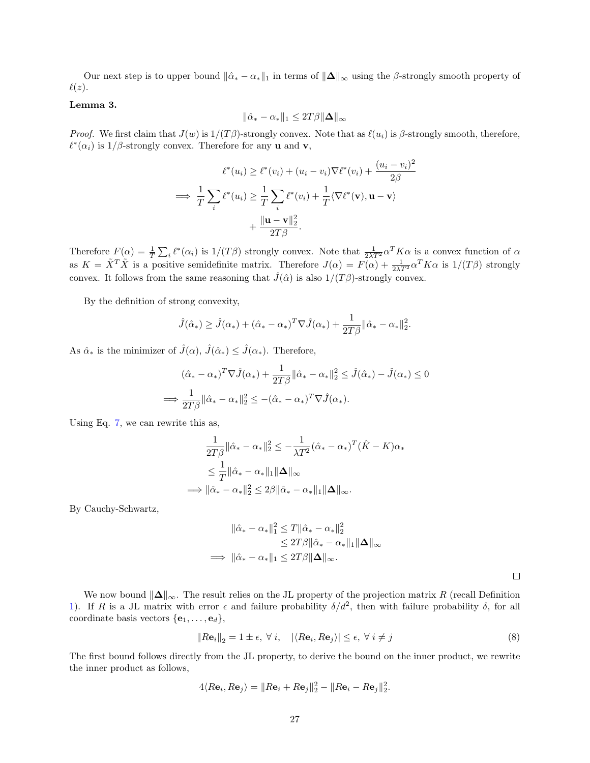Our next step is to upper bound $\|\hat{\alpha}_* - \alpha_*\|_1$ in terms of $\|\mathbf{\Delta}\|_\infty$ using the $\beta$-strongly smooth property of $\ell(z)$.

**Lemma 3.**

$$\|\hat{\alpha}_* - \alpha_*\|_1 \leq 2T\beta\|\mathbf{\Delta}\|_\infty$$

*Proof.* We first claim that $J(w)$ is $1/(T\beta)$-strongly convex. Note that as $\ell(u_i)$ is $\beta$-strongly smooth, therefore, $\ell^*(\alpha_i)$ is $1/\beta$-strongly convex. Therefore for any $\mathbf{u}$ and $\mathbf{v}$,

$$\begin{aligned}
\ell^*(u_i) &\geq \ell^*(v_i) + (u_i - v_i)\nabla\ell^*(v_i) + \frac{(u_i - v_i)^2}{2\beta} \\
\implies \frac{1}{T}\sum_i \ell^*(u_i) &\geq \frac{1}{T}\sum_i \ell^*(v_i) + \frac{1}{T}\langle\nabla\ell^*(\mathbf{v}), \mathbf{u} - \mathbf{v}\rangle \\
&\quad + \frac{\|\mathbf{u} - \mathbf{v}\|_2^2}{2T\beta}.
\end{aligned}$$

Therefore $F(\alpha) = \frac{1}{T}\sum_i \ell^*(\alpha_i)$ is $1/(T\beta)$ strongly convex. Note that $\frac{1}{2\lambda T^2}\alpha^T K\alpha$ is a convex function of $\alpha$ as $K = \tilde{X}^T\tilde{X}$ is a positive semidefinite matrix. Therefore $J(\alpha) = F(\alpha) + \frac{1}{2\lambda T^2}\alpha^T K\alpha$ is $1/(T\beta)$ strongly convex. It follows from the same reasoning that $\hat{J}(\hat{\alpha})$ is also $1/(T\beta)$-strongly convex.

By the definition of strong convexity,

$$\hat{J}(\hat{\alpha}_*) \geq \hat{J}(\alpha_*) + (\hat{\alpha}_* - \alpha_*)^T\nabla\hat{J}(\alpha_*) + \frac{1}{2T\beta}\|\hat{\alpha}_* - \alpha_*\|_2^2.$$

As $\hat{\alpha}_*$ is the minimizer of $\hat{J}(\alpha)$, $\hat{J}(\hat{\alpha}_*) \leq \hat{J}(\alpha_*)$. Therefore,

$$\begin{aligned}
(\hat{\alpha}_* - \alpha_*)^T\nabla\hat{J}(\alpha_*) + \frac{1}{2T\beta}\|\hat{\alpha}_* - \alpha_*\|_2^2 &\leq \hat{J}(\hat{\alpha}_*) - \hat{J}(\alpha_*) \leq 0 \\
\implies \frac{1}{2T\beta}\|\hat{\alpha}_* - \alpha_*\|_2^2 &\leq -(\hat{\alpha}_* - \alpha_*)^T\nabla\hat{J}(\alpha_*).
\end{aligned}$$

Using Eq. 7, we can rewrite this as,

$$\begin{aligned}
\frac{1}{2T\beta}\|\hat{\alpha}_* - \alpha_*\|_2^2 &\leq -\frac{1}{\lambda T^2}(\hat{\alpha}_* - \alpha_*)^T(\hat{K} - K)\alpha_* \\
&\leq \frac{1}{T}\|\hat{\alpha}_* - \alpha_*\|_1\|\mathbf{\Delta}\|_\infty \\
\implies \|\hat{\alpha}_* - \alpha_*\|_2^2 &\leq 2\beta\|\hat{\alpha}_* - \alpha_*\|_1\|\mathbf{\Delta}\|_\infty.
\end{aligned}$$

By Cauchy-Schwartz,

$$\begin{aligned}
\|\hat{\alpha}_* - \alpha_*\|_1^2 &\leq T\|\hat{\alpha}_* - \alpha_*\|_2^2 \\
&\leq 2T\beta\|\hat{\alpha}_* - \alpha_*\|_1\|\mathbf{\Delta}\|_\infty \\
\implies \|\hat{\alpha}_* - \alpha_*\|_1 &\leq 2T\beta\|\mathbf{\Delta}\|_\infty.
\end{aligned}$$

∎

We now bound $\|\mathbf{\Delta}\|_\infty$. The result relies on the JL property of the projection matrix $R$ (recall Definition 1). If $R$ is a JL matrix with error $\epsilon$ and failure probability $\delta/d^2$, then with failure probability $\delta$, for all coordinate basis vectors $\{\mathbf{e}_1, \dots, \mathbf{e}_d\}$,

$$\|R\mathbf{e}_i\|_2 = 1 \pm \epsilon, \ \forall\ i, \quad |\langle R\mathbf{e}_i, R\mathbf{e}_j\rangle| \leq \epsilon, \ \forall\ i \neq j \tag{8}$$

The first bound follows directly from the JL property, to derive the bound on the inner product, we rewrite the inner product as follows,

$$4\langle R\mathbf{e}_i, R\mathbf{e}_j\rangle = \|R\mathbf{e}_i + R\mathbf{e}_j\|_2^2 - \|R\mathbf{e}_i - R\mathbf{e}_j\|_2^2.$$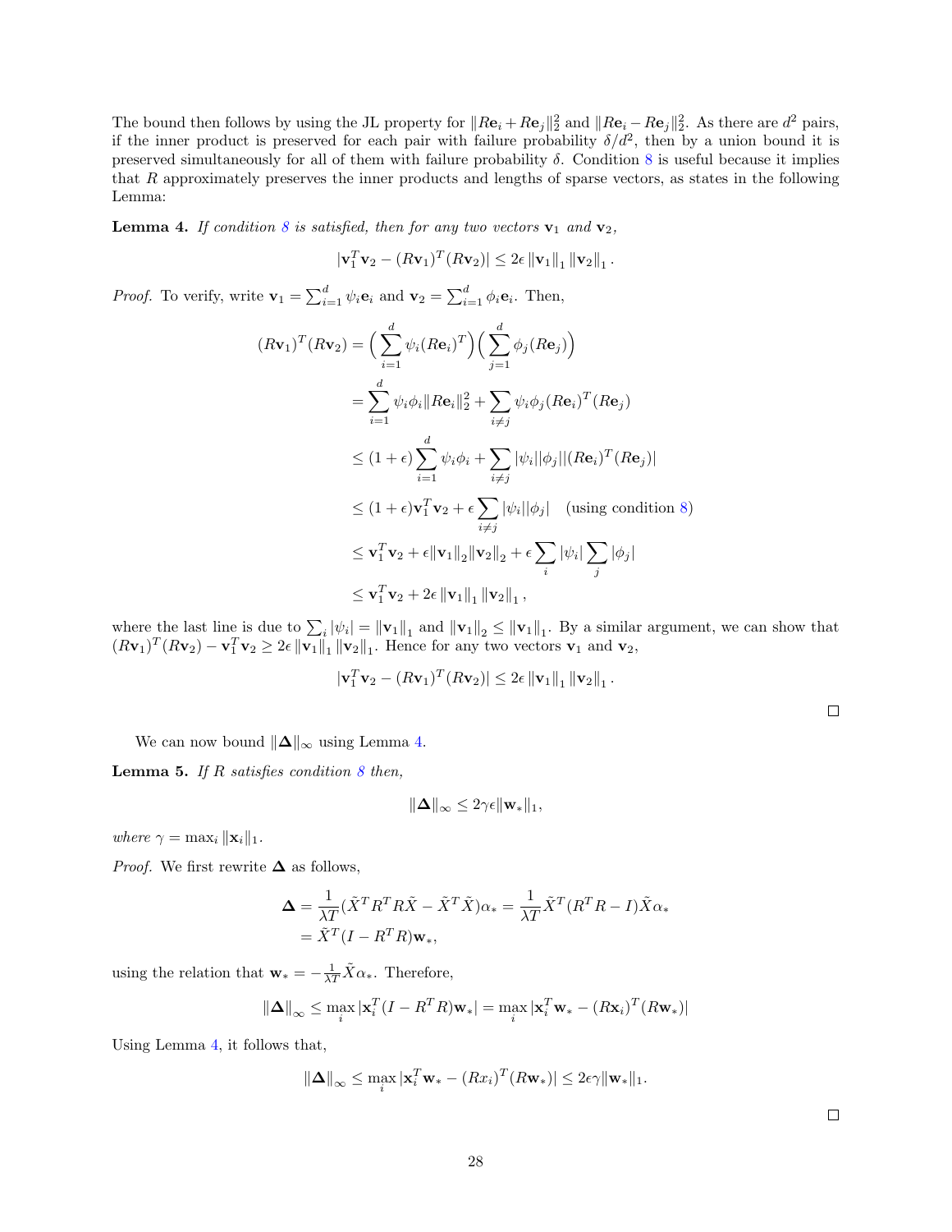The bound then follows by using the JL property for $\|R\mathbf{e}_i + R\mathbf{e}_j\|_2^2$ and $\|R\mathbf{e}_i - R\mathbf{e}_j\|_2^2$. As there are $d^2$ pairs, if the inner product is preserved for each pair with failure probability $\delta/d^2$, then by a union bound it is preserved simultaneously for all of them with failure probability $\delta$. Condition 8 is useful because it implies that $R$ approximately preserves the inner products and lengths of sparse vectors, as states in the following Lemma:

**Lemma 4.** *If condition 8 is satisfied, then for any two vectors $\mathbf{v}_1$ and $\mathbf{v}_2$,*

$$|\mathbf{v}_1^T\mathbf{v}_2 - (R\mathbf{v}_1)^T(R\mathbf{v}_2)| \leq 2\epsilon \|\mathbf{v}_1\|_1 \|\mathbf{v}_2\|_1 .$$

*Proof.* To verify, write $\mathbf{v}_1 = \sum_{i=1}^d \psi_i \mathbf{e}_i$ and $\mathbf{v}_2 = \sum_{i=1}^d \phi_i \mathbf{e}_i$. Then,

$$\begin{aligned}
(R\mathbf{v}_1)^T(R\mathbf{v}_2) &= \Big(\sum_{i=1}^d \psi_i (R\mathbf{e}_i)^T\Big)\Big(\sum_{j=1}^d \phi_j (R\mathbf{e}_j)\Big) \\
&= \sum_{i=1}^d \psi_i\phi_i \|R\mathbf{e}_i\|_2^2 + \sum_{i\neq j} \psi_i\phi_j (R\mathbf{e}_i)^T(R\mathbf{e}_j) \\
&\leq (1+\epsilon)\sum_{i=1}^d \psi_i\phi_i + \sum_{i\neq j} |\psi_i||\phi_j||(R\mathbf{e}_i)^T(R\mathbf{e}_j)| \\
&\leq (1+\epsilon)\mathbf{v}_1^T\mathbf{v}_2 + \epsilon\sum_{i\neq j}|\psi_i||\phi_j| \quad \text{(using condition 8)} \\
&\leq \mathbf{v}_1^T\mathbf{v}_2 + \epsilon\|\mathbf{v}_1\|_2\|\mathbf{v}_2\|_2 + \epsilon\sum_i|\psi_i|\sum_j|\phi_j| \\
&\leq \mathbf{v}_1^T\mathbf{v}_2 + 2\epsilon\|\mathbf{v}_1\|_1\|\mathbf{v}_2\|_1 ,
\end{aligned}$$

where the last line is due to $\sum_i |\psi_i| = \|\mathbf{v}_1\|_1$ and $\|\mathbf{v}_1\|_2 \leq \|\mathbf{v}_1\|_1$. By a similar argument, we can show that $(R\mathbf{v}_1)^T(R\mathbf{v}_2) - \mathbf{v}_1^T\mathbf{v}_2 \geq 2\epsilon\|\mathbf{v}_1\|_1\|\mathbf{v}_2\|_1$. Hence for any two vectors $\mathbf{v}_1$ and $\mathbf{v}_2$,

$$|\mathbf{v}_1^T\mathbf{v}_2 - (R\mathbf{v}_1)^T(R\mathbf{v}_2)| \leq 2\epsilon \|\mathbf{v}_1\|_1 \|\mathbf{v}_2\|_1 .$$

□

We can now bound $\|\mathbf{\Delta}\|_\infty$ using Lemma 4.

**Lemma 5.** *If $R$ satisfies condition 8 then,*

$$\|\mathbf{\Delta}\|_\infty \leq 2\gamma\epsilon\|\mathbf{w}_*\|_1,$$

*where $\gamma = \max_i \|\mathbf{x}_i\|_1$.*

*Proof.* We first rewrite $\mathbf{\Delta}$ as follows,

$$\begin{aligned}
\mathbf{\Delta} &= \frac{1}{\lambda T}(\tilde{X}^T R^T R\tilde{X} - \tilde{X}^T\tilde{X})\alpha_* = \frac{1}{\lambda T}\tilde{X}^T(R^TR - I)\tilde{X}\alpha_* \\
&= \tilde{X}^T(I - R^TR)\mathbf{w}_*,
\end{aligned}$$

using the relation that $\mathbf{w}_* = -\frac{1}{\lambda T}\tilde{X}\alpha_*$. Therefore,

$$\|\mathbf{\Delta}\|_\infty \leq \max_i |\mathbf{x}_i^T(I - R^TR)\mathbf{w}_*| = \max_i |\mathbf{x}_i^T\mathbf{w}_* - (R\mathbf{x}_i)^T(R\mathbf{w}_*)|$$

Using Lemma 4, it follows that,

$$\|\mathbf{\Delta}\|_\infty \leq \max_i |\mathbf{x}_i^T\mathbf{w}_* - (Rx_i)^T(R\mathbf{w}_*)| \leq 2\epsilon\gamma\|\mathbf{w}_*\|_1.$$

□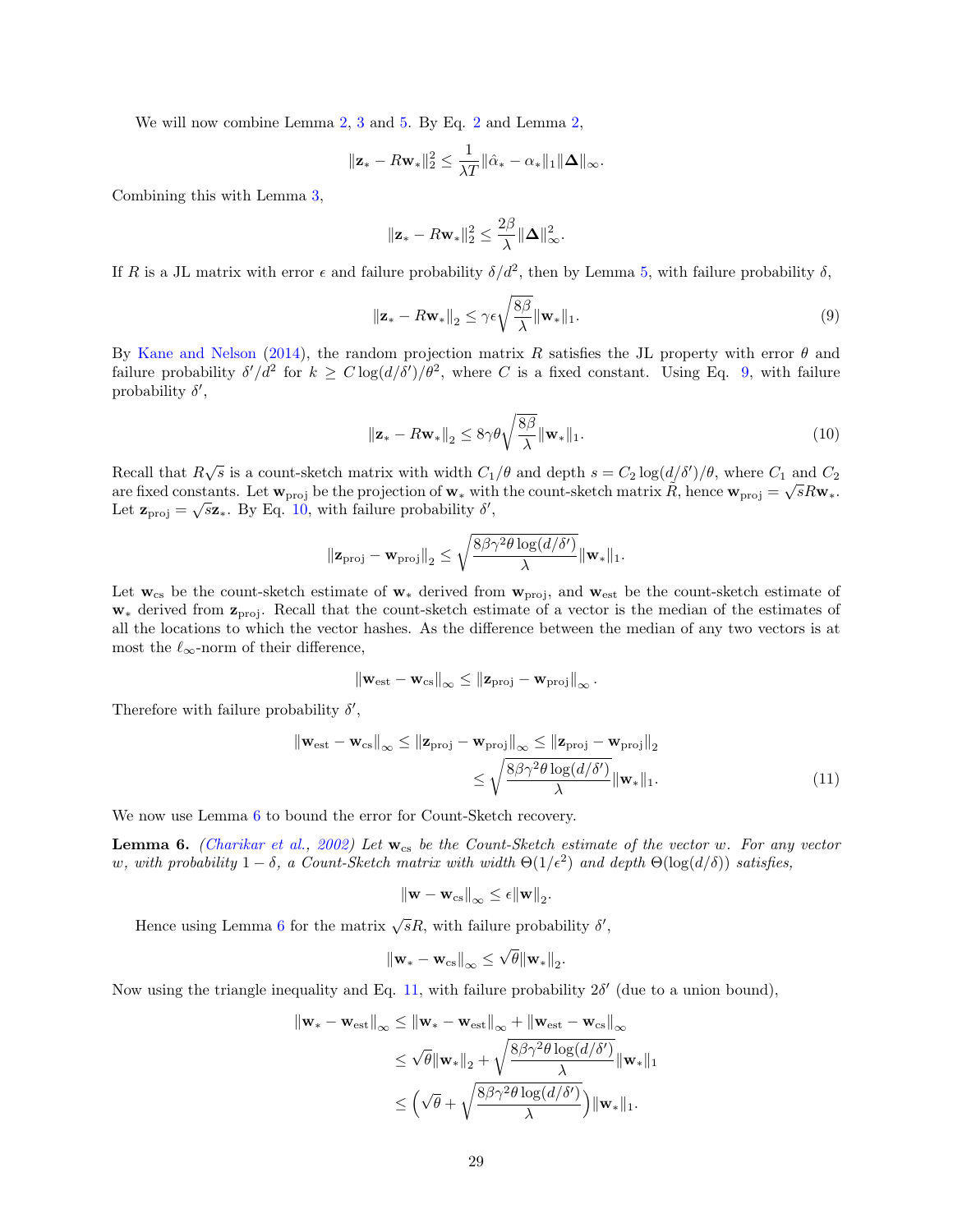We will now combine Lemma 2, 3 and 5. By Eq. 2 and Lemma 2,

$$\|\mathbf{z}_* - R\mathbf{w}_*\|_2^2 \le \frac{1}{\lambda T}\|\hat{\alpha}_* - \alpha_*\|_1 \|\mathbf{\Delta}\|_\infty.$$

Combining this with Lemma 3,

$$\|\mathbf{z}_* - R\mathbf{w}_*\|_2^2 \le \frac{2\beta}{\lambda}\|\mathbf{\Delta}\|_\infty^2.$$

If $R$ is a JL matrix with error $\epsilon$ and failure probability $\delta/d^2$, then by Lemma 5, with failure probability $\delta$,

$$\left\|\mathbf{z}_* - R\mathbf{w}_*\right\|_2 \le \gamma\epsilon\sqrt{\frac{8\beta}{\lambda}}\|\mathbf{w}_*\|_1. \tag{9}$$

By Kane and Nelson (2014), the random projection matrix $R$ satisfies the JL property with error $\theta$ and failure probability $\delta'/d^2$ for $k \ge C\log(d/\delta')/\theta^2$, where $C$ is a fixed constant. Using Eq. 9, with failure probability $\delta'$,

$$\left\|\mathbf{z}_* - R\mathbf{w}_*\right\|_2 \le 8\gamma\theta\sqrt{\frac{8\beta}{\lambda}}\|\mathbf{w}_*\|_1. \tag{10}$$

Recall that $R\sqrt{s}$ is a count-sketch matrix with width $C_1/\theta$ and depth $s = C_2\log(d/\delta')/\theta$, where $C_1$ and $C_2$ are fixed constants. Let $\mathbf{w}_{\text{proj}}$ be the projection of $\mathbf{w}_*$ with the count-sketch matrix $R$, hence $\mathbf{w}_{\text{proj}} = \sqrt{s}R\mathbf{w}_*$. Let $\mathbf{z}_{\text{proj}} = \sqrt{s}\mathbf{z}_*$. By Eq. 10, with failure probability $\delta'$,

$$\left\|\mathbf{z}_{\text{proj}} - \mathbf{w}_{\text{proj}}\right\|_2 \le \sqrt{\frac{8\beta\gamma^2\theta\log(d/\delta')}{\lambda}}\|\mathbf{w}_*\|_1.$$

Let $\mathbf{w}_{\text{cs}}$ be the count-sketch estimate of $\mathbf{w}_*$ derived from $\mathbf{w}_{\text{proj}}$, and $\mathbf{w}_{\text{est}}$ be the count-sketch estimate of $\mathbf{w}_*$ derived from $\mathbf{z}_{\text{proj}}$. Recall that the count-sketch estimate of a vector is the median of the estimates of all the locations to which the vector hashes. As the difference between the median of any two vectors is at most the $\ell_\infty$-norm of their difference,

$$\left\|\mathbf{w}_{\text{est}} - \mathbf{w}_{\text{cs}}\right\|_\infty \le \left\|\mathbf{z}_{\text{proj}} - \mathbf{w}_{\text{proj}}\right\|_\infty.$$

Therefore with failure probability $\delta'$,

$$\begin{aligned}
\left\|\mathbf{w}_{\text{est}} - \mathbf{w}_{\text{cs}}\right\|_\infty &\le \left\|\mathbf{z}_{\text{proj}} - \mathbf{w}_{\text{proj}}\right\|_\infty \le \left\|\mathbf{z}_{\text{proj}} - \mathbf{w}_{\text{proj}}\right\|_2 \\
&\le \sqrt{\frac{8\beta\gamma^2\theta\log(d/\delta')}{\lambda}}\|\mathbf{w}_*\|_1.
\end{aligned} \tag{11}$$

We now use Lemma 6 to bound the error for Count-Sketch recovery.

**Lemma 6.** *(Charikar et al., 2002) Let $\mathbf{w}_{\text{cs}}$ be the Count-Sketch estimate of the vector $w$. For any vector $w$, with probability $1-\delta$, a Count-Sketch matrix with width $\Theta(1/\epsilon^2)$ and depth $\Theta(\log(d/\delta))$ satisfies,*

$$\left\|\mathbf{w} - \mathbf{w}_{\text{cs}}\right\|_\infty \le \epsilon\|\mathbf{w}\|_2.$$

Hence using Lemma 6 for the matrix $\sqrt{s}R$, with failure probability $\delta'$,

$$\left\|\mathbf{w}_* - \mathbf{w}_{\text{cs}}\right\|_\infty \le \sqrt{\theta}\|\mathbf{w}_*\|_2.$$

Now using the triangle inequality and Eq. 11, with failure probability $2\delta'$ (due to a union bound),

$$\begin{aligned}
\left\|\mathbf{w}_* - \mathbf{w}_{\text{est}}\right\|_\infty &\le \left\|\mathbf{w}_* - \mathbf{w}_{\text{est}}\right\|_\infty + \left\|\mathbf{w}_{\text{est}} - \mathbf{w}_{\text{cs}}\right\|_\infty \\
&\le \sqrt{\theta}\|\mathbf{w}_*\|_2 + \sqrt{\frac{8\beta\gamma^2\theta\log(d/\delta')}{\lambda}}\|\mathbf{w}_*\|_1 \\
&\le \Big(\sqrt{\theta} + \sqrt{\frac{8\beta\gamma^2\theta\log(d/\delta')}{\lambda}}\Big)\|\mathbf{w}_*\|_1.
\end{aligned}$$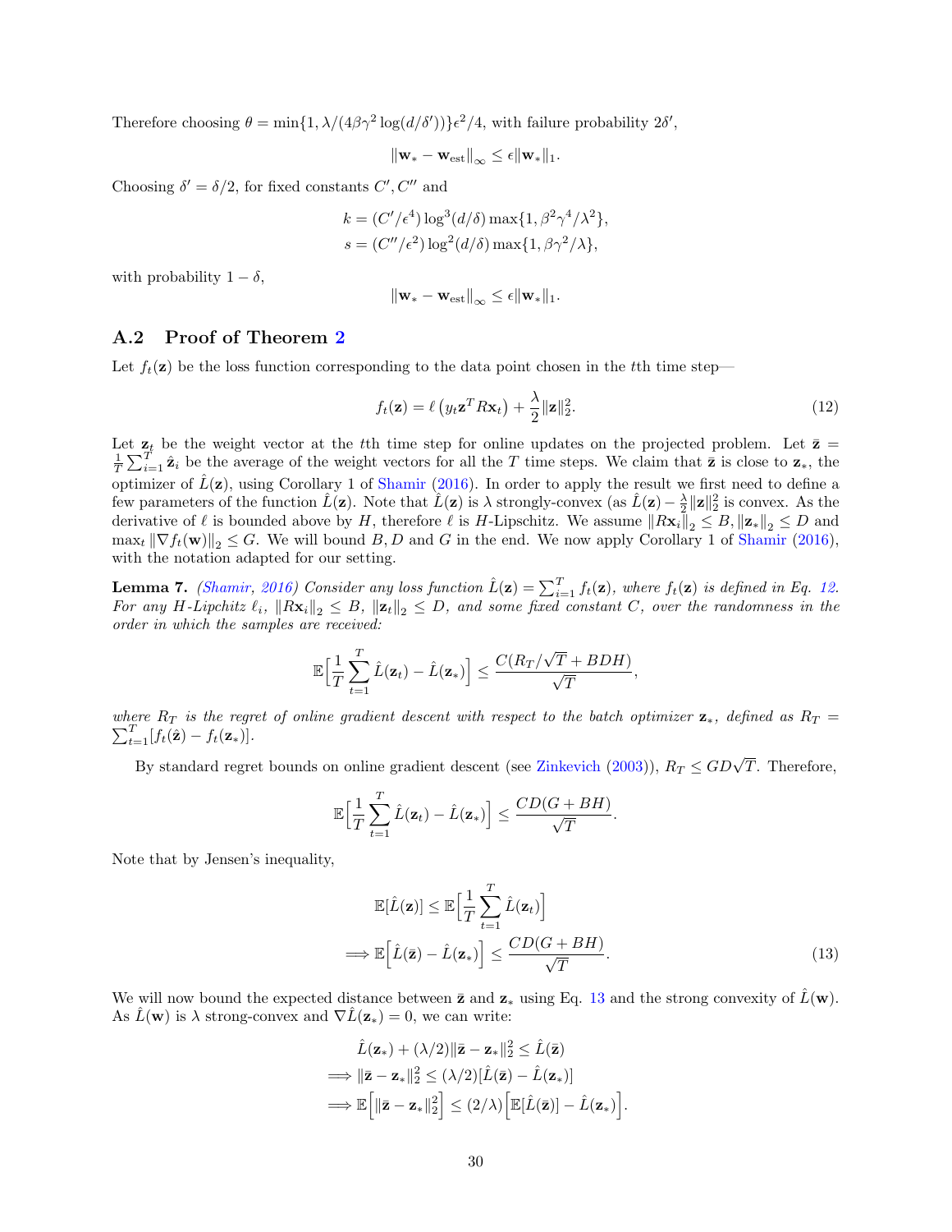Therefore choosing $\theta = \min\{1, \lambda/(4\beta\gamma^2 \log(d/\delta'))\}\epsilon^2/4$, with failure probability $2\delta'$,

$$\|\mathbf{w}_* - \mathbf{w}_{\text{est}}\|_\infty \leq \epsilon \|\mathbf{w}_*\|_1.$$

Choosing $\delta' = \delta/2$, for fixed constants $C', C''$ and

$$k = (C'/\epsilon^4)\log^3(d/\delta)\max\{1, \beta^2\gamma^4/\lambda^2\},$$
$$s = (C''/\epsilon^2)\log^2(d/\delta)\max\{1, \beta\gamma^2/\lambda\},$$

with probability $1 - \delta$,

$$\|\mathbf{w}_* - \mathbf{w}_{\text{est}}\|_\infty \leq \epsilon \|\mathbf{w}_*\|_1.$$

### A.2 Proof of Theorem 2

Let $f_t(\mathbf{z})$ be the loss function corresponding to the data point chosen in the $t$th time step—

$$f_t(\mathbf{z}) = \ell\left(y_t \mathbf{z}^T R \mathbf{x}_t\right) + \frac{\lambda}{2}\|\mathbf{z}\|_2^2. \tag{12}$$

Let $\mathbf{z}_t$ be the weight vector at the $t$th time step for online updates on the projected problem. Let $\bar{\mathbf{z}} = \frac{1}{T}\sum_{i=1}^T \hat{\mathbf{z}}_i$ be the average of the weight vectors for all the $T$ time steps. We claim that $\bar{\mathbf{z}}$ is close to $\mathbf{z}_*$, the optimizer of $\hat{L}(\mathbf{z})$, using Corollary 1 of Shamir (2016). In order to apply the result we first need to define a few parameters of the function $\hat{L}(\mathbf{z})$. Note that $\hat{L}(\mathbf{z})$ is $\lambda$ strongly-convex (as $\hat{L}(\mathbf{z}) - \frac{\lambda}{2}\|\mathbf{z}\|_2^2$ is convex. As the derivative of $\ell$ is bounded above by $H$, therefore $\ell$ is $H$-Lipschitz. We assume $\|R\mathbf{x}_i\|_2 \leq B, \|\mathbf{z}_*\|_2 \leq D$ and $\max_t \|\nabla f_t(\mathbf{w})\|_2 \leq G$. We will bound $B, D$ and $G$ in the end. We now apply Corollary 1 of Shamir (2016), with the notation adapted for our setting.

**Lemma 7.** *(Shamir, 2016) Consider any loss function $\hat{L}(\mathbf{z}) = \sum_{i=1}^T f_t(\mathbf{z})$, where $f_t(\mathbf{z})$ is defined in Eq. 12. For any $H$-Lipchitz $\ell_i$, $\|R\mathbf{x}_i\|_2 \leq B$, $\|\mathbf{z}_t\|_2 \leq D$, and some fixed constant $C$, over the randomness in the order in which the samples are received:*

$$\mathbb{E}\Big[\frac{1}{T}\sum_{t=1}^T \hat{L}(\mathbf{z}_t) - \hat{L}(\mathbf{z}_*)\Big] \leq \frac{C(R_T/\sqrt{T} + BDH)}{\sqrt{T}},$$

*where $R_T$ is the regret of online gradient descent with respect to the batch optimizer $\mathbf{z}_*$, defined as $R_T = \sum_{t=1}^T[f_t(\hat{\mathbf{z}}) - f_t(\mathbf{z}_*)]$.*

By standard regret bounds on online gradient descent (see Zinkevich (2003)), $R_T \leq GD\sqrt{T}$. Therefore,

$$\mathbb{E}\Big[\frac{1}{T}\sum_{t=1}^T \hat{L}(\mathbf{z}_t) - \hat{L}(\mathbf{z}_*)\Big] \leq \frac{CD(G + BH)}{\sqrt{T}}.$$

Note that by Jensen's inequality,

$$\mathbb{E}[\hat{L}(\mathbf{z})] \leq \mathbb{E}\Big[\frac{1}{T}\sum_{t=1}^T \hat{L}(\mathbf{z}_t)\Big]$$
$$\implies \mathbb{E}\Big[\hat{L}(\bar{\mathbf{z}}) - \hat{L}(\mathbf{z}_*)\Big] \leq \frac{CD(G + BH)}{\sqrt{T}}. \tag{13}$$

We will now bound the expected distance between $\bar{\mathbf{z}}$ and $\mathbf{z}_*$ using Eq. 13 and the strong convexity of $\hat{L}(\mathbf{w})$. As $\hat{L}(\mathbf{w})$ is $\lambda$ strong-convex and $\nabla \hat{L}(\mathbf{z}_*) = 0$, we can write:

$$\hat{L}(\mathbf{z}_*) + (\lambda/2)\|\bar{\mathbf{z}} - \mathbf{z}_*\|_2^2 \leq \hat{L}(\bar{\mathbf{z}})$$
$$\implies \|\bar{\mathbf{z}} - \mathbf{z}_*\|_2^2 \leq (\lambda/2)[\hat{L}(\bar{\mathbf{z}}) - \hat{L}(\mathbf{z}_*)]$$
$$\implies \mathbb{E}\Big[\|\bar{\mathbf{z}} - \mathbf{z}_*\|_2^2\Big] \leq (2/\lambda)\Big[\mathbb{E}[\hat{L}(\bar{\mathbf{z}})] - \hat{L}(\mathbf{z}_*)\Big].$$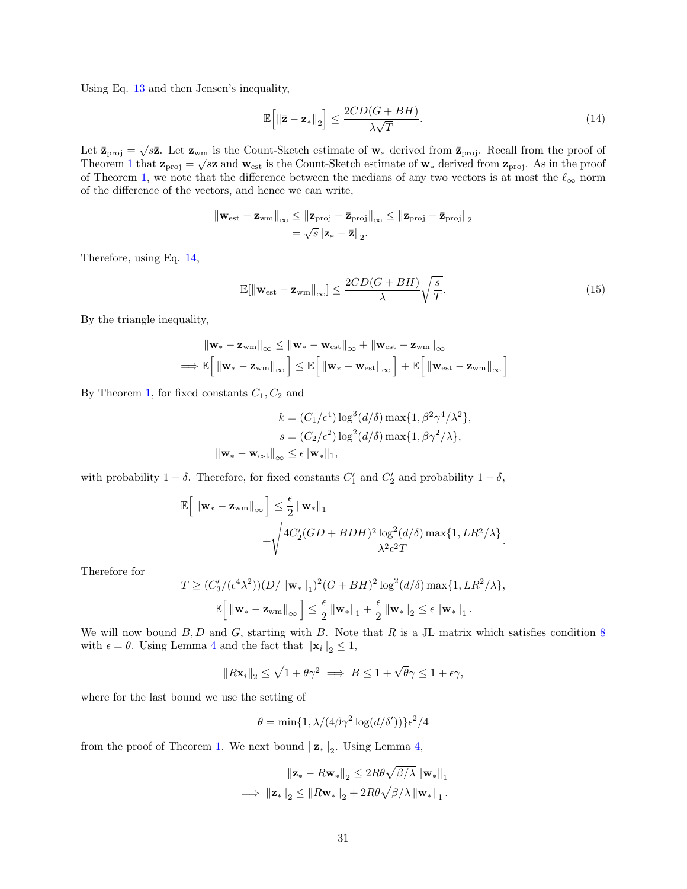Using Eq. 13 and then Jensen's inequality,

$$\mathbb{E}\Big[\|\bar{\mathbf{z}} - \mathbf{z}_*\|_2\Big] \leq \frac{2CD(G+BH)}{\lambda\sqrt{T}}. \tag{14}$$

Let $\bar{\mathbf{z}}_{\text{proj}} = \sqrt{s}\bar{\mathbf{z}}$. Let $\mathbf{z}_{\text{wm}}$ is the Count-Sketch estimate of $\mathbf{w}_*$ derived from $\bar{\mathbf{z}}_{\text{proj}}$. Recall from the proof of Theorem 1 that $\mathbf{z}_{\text{proj}} = \sqrt{s}\mathbf{z}$ and $\mathbf{w}_{\text{est}}$ is the Count-Sketch estimate of $\mathbf{w}_*$ derived from $\mathbf{z}_{\text{proj}}$. As in the proof of Theorem 1, we note that the difference between the medians of any two vectors is at most the $\ell_\infty$ norm of the difference of the vectors, and hence we can write,

$$\begin{aligned}\|\mathbf{w}_{\text{est}} - \mathbf{z}_{\text{wm}}\|_\infty \leq \|\mathbf{z}_{\text{proj}} - \bar{\mathbf{z}}_{\text{proj}}\|_\infty &\leq \|\mathbf{z}_{\text{proj}} - \bar{\mathbf{z}}_{\text{proj}}\|_2 \\ &= \sqrt{s}\|\mathbf{z}_* - \bar{\mathbf{z}}\|_2.\end{aligned}$$

Therefore, using Eq. 14,

$$\mathbb{E}[\|\mathbf{w}_{\text{est}} - \mathbf{z}_{\text{wm}}\|_\infty] \leq \frac{2CD(G+BH)}{\lambda}\sqrt{\frac{s}{T}}. \tag{15}$$

By the triangle inequality,

$$\begin{aligned}\|\mathbf{w}_* - \mathbf{z}_{\text{wm}}\|_\infty &\leq \|\mathbf{w}_* - \mathbf{w}_{\text{est}}\|_\infty + \|\mathbf{w}_{\text{est}} - \mathbf{z}_{\text{wm}}\|_\infty \\ \implies \mathbb{E}\Big[\|\mathbf{w}_* - \mathbf{z}_{\text{wm}}\|_\infty\Big] &\leq \mathbb{E}\Big[\|\mathbf{w}_* - \mathbf{w}_{\text{est}}\|_\infty\Big] + \mathbb{E}\Big[\|\mathbf{w}_{\text{est}} - \mathbf{z}_{\text{wm}}\|_\infty\Big]\end{aligned}$$

By Theorem 1, for fixed constants $C_1, C_2$ and

$$\begin{aligned}k &= (C_1/\epsilon^4)\log^3(d/\delta)\max\{1, \beta^2\gamma^4/\lambda^2\}, \\ s &= (C_2/\epsilon^2)\log^2(d/\delta)\max\{1, \beta\gamma^2/\lambda\}, \\ \|\mathbf{w}_* - \mathbf{w}_{\text{est}}\|_\infty &\leq \epsilon\|\mathbf{w}_*\|_1,\end{aligned}$$

with probability $1-\delta$. Therefore, for fixed constants $C_1'$ and $C_2'$ and probability $1-\delta$,

$$\begin{aligned}\mathbb{E}\Big[\|\mathbf{w}_* - \mathbf{z}_{\text{wm}}\|_\infty\Big] &\leq \frac{\epsilon}{2}\|\mathbf{w}_*\|_1 \\ &\quad + \sqrt{\frac{4C_2'(GD+BDH)^2\log^2(d/\delta)\max\{1, LR^2/\lambda\}}{\lambda^2\epsilon^2 T}}.\end{aligned}$$

Therefore for

$$\begin{aligned}T &\geq (C_3'/(\epsilon^4\lambda^2))(D/\|\mathbf{w}_*\|_1)^2(G+BH)^2\log^2(d/\delta)\max\{1, LR^2/\lambda\}, \\ \mathbb{E}\Big[\|\mathbf{w}_* - \mathbf{z}_{\text{wm}}\|_\infty\Big] &\leq \frac{\epsilon}{2}\|\mathbf{w}_*\|_1 + \frac{\epsilon}{2}\|\mathbf{w}_*\|_2 \leq \epsilon\|\mathbf{w}_*\|_1.\end{aligned}$$

We will now bound $B, D$ and $G$, starting with $B$. Note that $R$ is a JL matrix which satisfies condition 8 with $\epsilon = \theta$. Using Lemma 4 and the fact that $\|\mathbf{x}_i\|_2 \leq 1$,

$$\|R\mathbf{x}_i\|_2 \leq \sqrt{1+\theta\gamma^2} \implies B \leq 1 + \sqrt{\theta}\gamma \leq 1 + \epsilon\gamma,$$

where for the last bound we use the setting of

$$\theta = \min\{1, \lambda/(4\beta\gamma^2\log(d/\delta'))\}\epsilon^2/4$$

from the proof of Theorem 1. We next bound $\|\mathbf{z}_*\|_2$. Using Lemma 4,

$$\begin{aligned}\|\mathbf{z}_* - R\mathbf{w}_*\|_2 &\leq 2R\theta\sqrt{\beta/\lambda}\,\|\mathbf{w}_*\|_1 \\ \implies \|\mathbf{z}_*\|_2 &\leq \|R\mathbf{w}_*\|_2 + 2R\theta\sqrt{\beta/\lambda}\,\|\mathbf{w}_*\|_1.\end{aligned}$$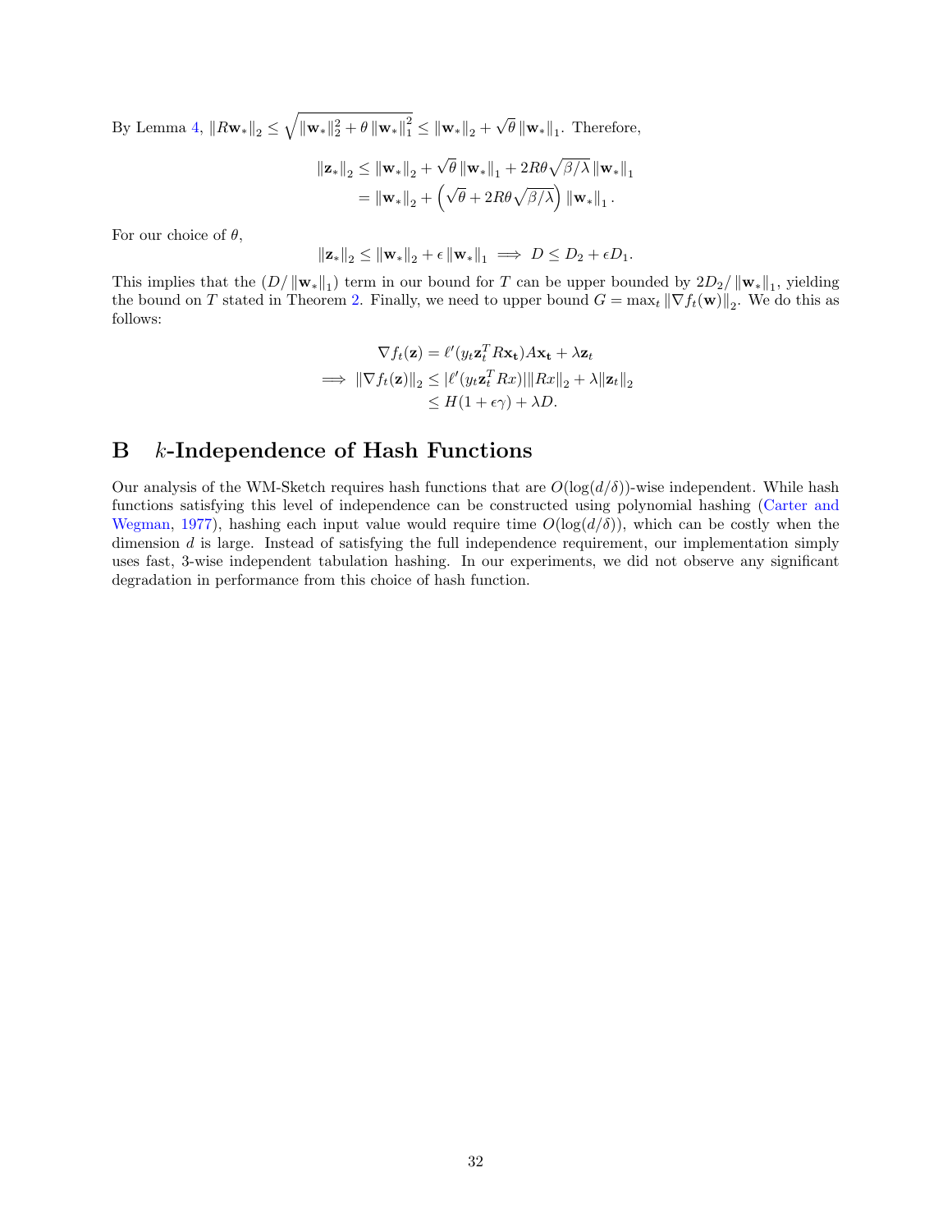By Lemma 4, $\|R\mathbf{w}_*\|_2 \le \sqrt{\|\mathbf{w}_*\|_2^2 + \theta \|\mathbf{w}_*\|_1^2} \le \|\mathbf{w}_*\|_2 + \sqrt{\theta}\,\|\mathbf{w}_*\|_1$. Therefore,

$$
\begin{aligned}
\|\mathbf{z}_*\|_2 &\le \|\mathbf{w}_*\|_2 + \sqrt{\theta}\,\|\mathbf{w}_*\|_1 + 2R\theta\sqrt{\beta/\lambda}\,\|\mathbf{w}_*\|_1 \\
&= \|\mathbf{w}_*\|_2 + \left(\sqrt{\theta} + 2R\theta\sqrt{\beta/\lambda}\right)\|\mathbf{w}_*\|_1 .
\end{aligned}
$$

For our choice of $\theta$,

$$
\|\mathbf{z}_*\|_2 \le \|\mathbf{w}_*\|_2 + \epsilon\,\|\mathbf{w}_*\|_1 \implies D \le D_2 + \epsilon D_1.
$$

This implies that the $(D/\|\mathbf{w}_*\|_1)$ term in our bound for $T$ can be upper bounded by $2D_2/\|\mathbf{w}_*\|_1$, yielding the bound on $T$ stated in Theorem 2. Finally, we need to upper bound $G = \max_t \|\nabla f_t(\mathbf{w})\|_2$. We do this as follows:

$$
\begin{aligned}
\nabla f_t(\mathbf{z}) &= \ell'(y_t \mathbf{z}_t^T R\mathbf{x_t}) A\mathbf{x_t} + \lambda \mathbf{z}_t \\
\implies \|\nabla f_t(\mathbf{z})\|_2 &\le |\ell'(y_t \mathbf{z}_t^T Rx)| \|Rx\|_2 + \lambda \|\mathbf{z}_t\|_2 \\
&\le H(1+\epsilon\gamma) + \lambda D.
\end{aligned}
$$

# B $k$-Independence of Hash Functions

Our analysis of the WM-Sketch requires hash functions that are $O(\log(d/\delta))$-wise independent. While hash functions satisfying this level of independence can be constructed using polynomial hashing (Carter and Wegman, 1977), hashing each input value would require time $O(\log(d/\delta))$, which can be costly when the dimension $d$ is large. Instead of satisfying the full independence requirement, our implementation simply uses fast, 3-wise independent tabulation hashing. In our experiments, we did not observe any significant degradation in performance from this choice of hash function.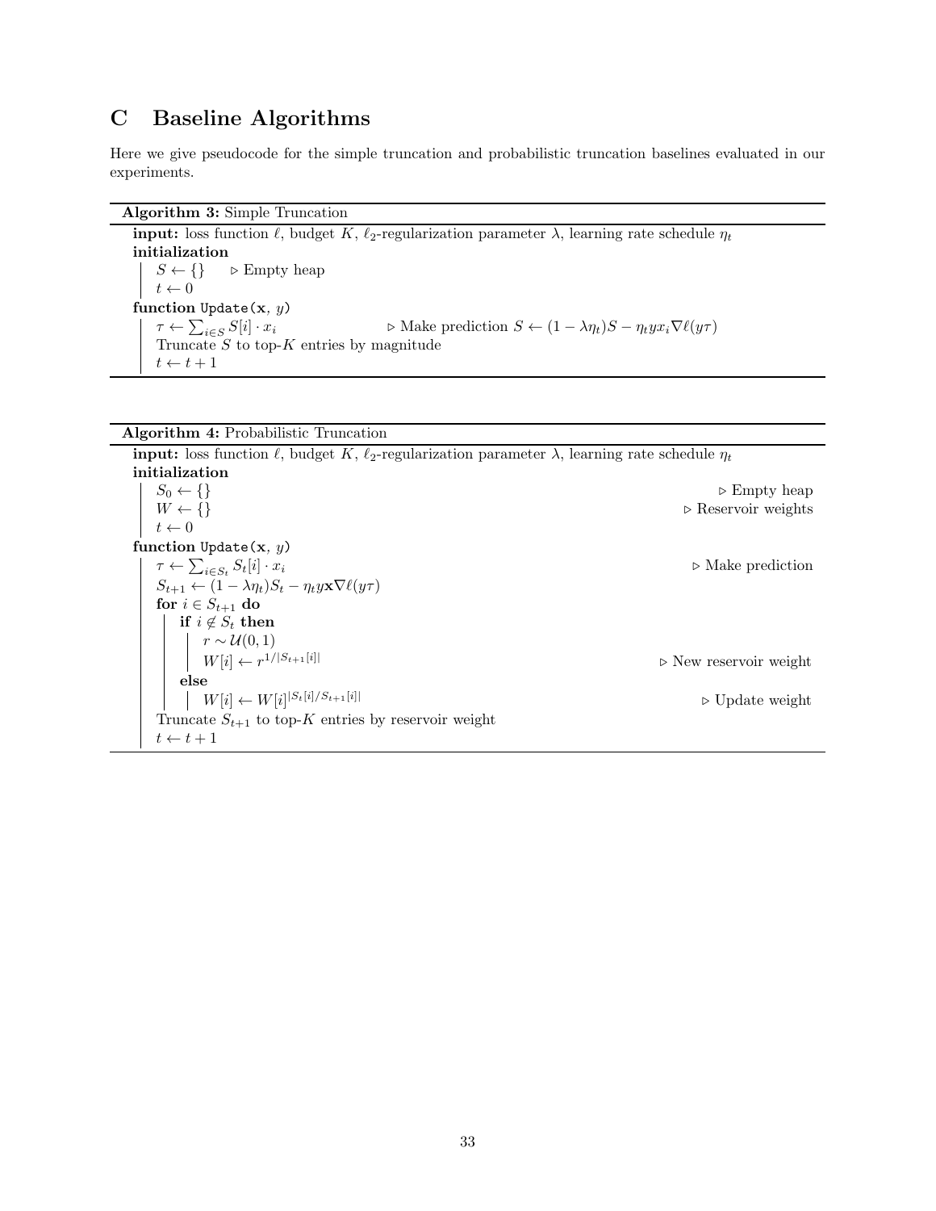## C Baseline Algorithms

Here we give pseudocode for the simple truncation and probabilistic truncation baselines evaluated in our experiments.

---

**Algorithm 3:** Simple Truncation

---

**input:** loss function $\ell$, budget $K$, $\ell_2$-regularization parameter $\lambda$, learning rate schedule $\eta_t$

**initialization**

  $S \leftarrow \{\}$  $\triangleright$ Empty heap

  $t \leftarrow 0$

**function** `Update(`$\mathbf{x}$`,` $y$`)`

  $\tau \leftarrow \sum_{i \in S} S[i] \cdot x_i$  $\triangleright$ Make prediction $S \leftarrow (1 - \lambda\eta_t)S - \eta_t y x_i \nabla\ell(y\tau)$

  Truncate $S$ to top-$K$ entries by magnitude

  $t \leftarrow t + 1$

---

---

**Algorithm 4:** Probabilistic Truncation

---

**input:** loss function $\ell$, budget $K$, $\ell_2$-regularization parameter $\lambda$, learning rate schedule $\eta_t$

**initialization**

  $S_0 \leftarrow \{\}$  $\triangleright$ Empty heap

  $W \leftarrow \{\}$  $\triangleright$ Reservoir weights

  $t \leftarrow 0$

**function** `Update(`$\mathbf{x}$`,` $y$`)`

  $\tau \leftarrow \sum_{i \in S_t} S_t[i] \cdot x_i$  $\triangleright$ Make prediction

  $S_{t+1} \leftarrow (1 - \lambda\eta_t)S_t - \eta_t y \mathbf{x} \nabla\ell(y\tau)$

  **for** $i \in S_{t+1}$ **do**

    **if** $i \notin S_t$ **then**

      $r \sim \mathcal{U}(0, 1)$

      $W[i] \leftarrow r^{1/|S_{t+1}[i]|}$  $\triangleright$ New reservoir weight

    **else**

      $W[i] \leftarrow W[i]^{|S_t[i]/S_{t+1}[i]|}$  $\triangleright$ Update weight

  Truncate $S_{t+1}$ to top-$K$ entries by reservoir weight

  $t \leftarrow t + 1$

---